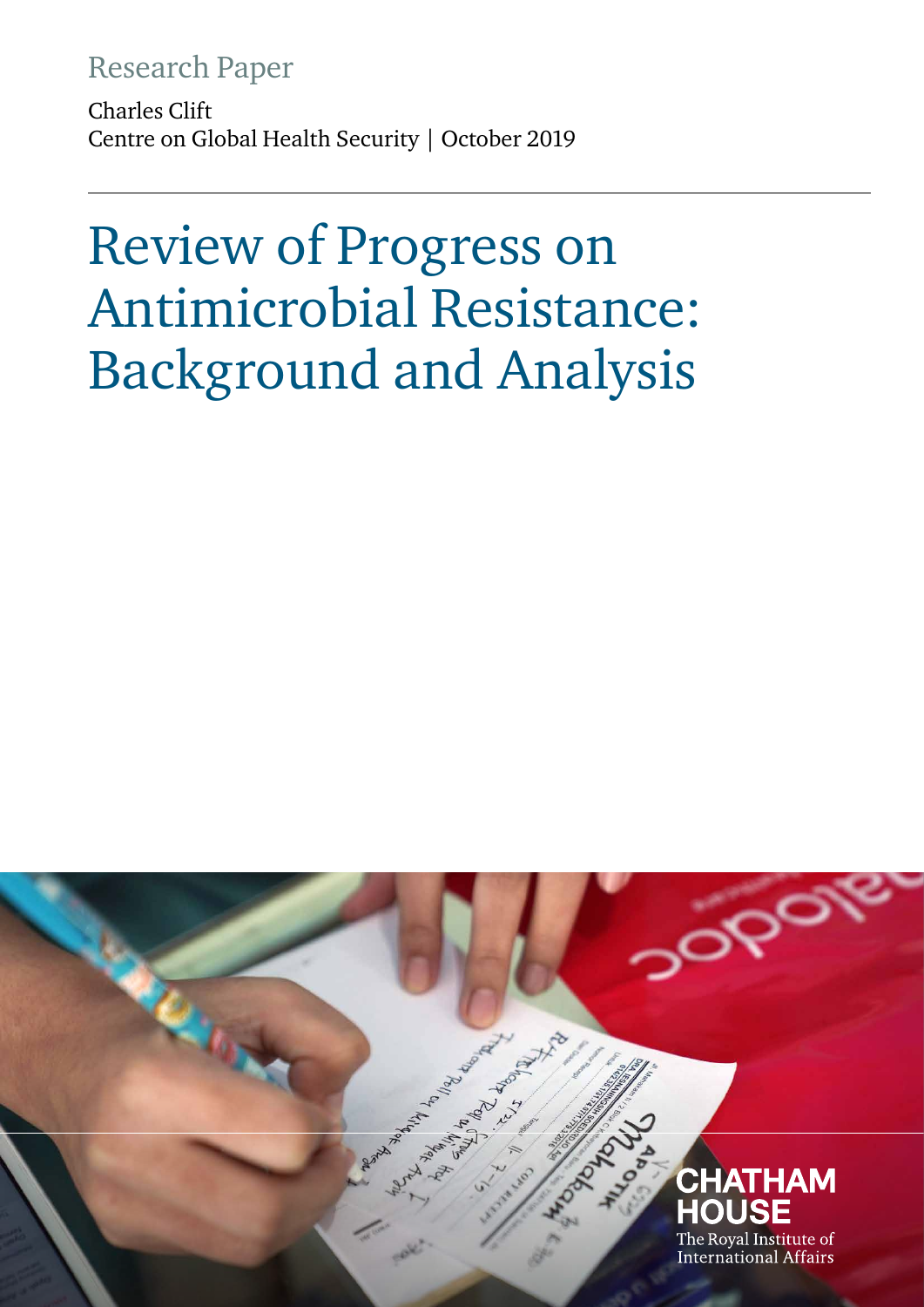Research Paper

Charles Clift
Centre on Global Health Security | October 2019

# Review of Progress on Antimicrobial Resistance: Background and Analysis

CHATHAM HOUSE
The Royal Institute of International Affairs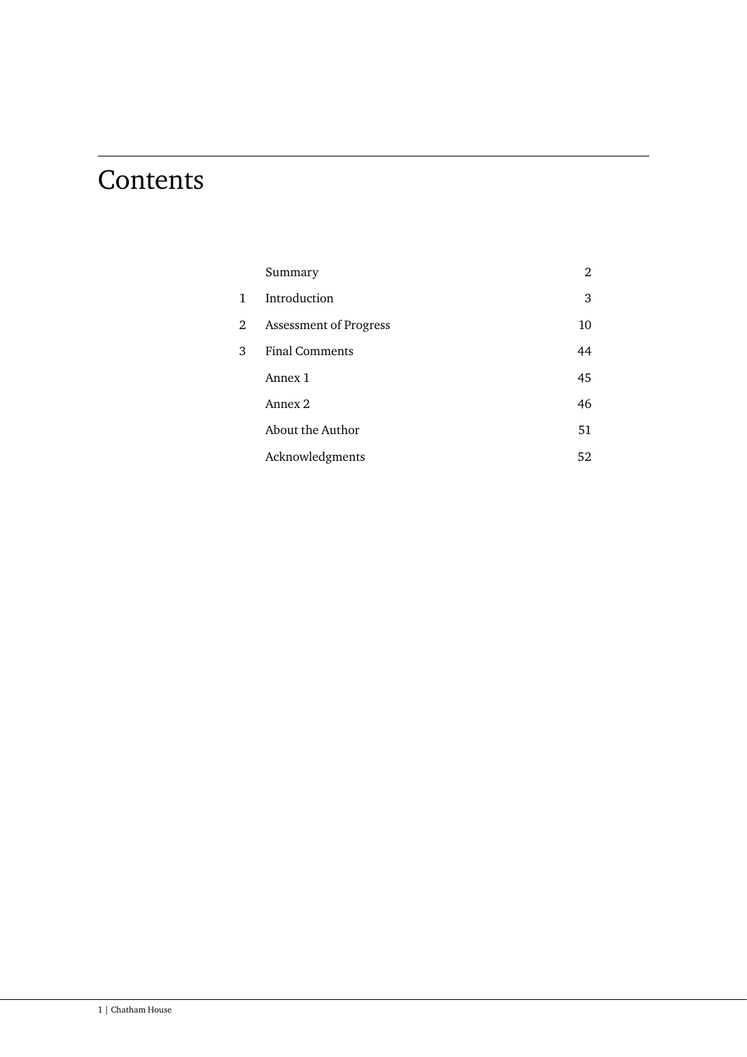# Contents

| | | |
|---|---|---|
| | Summary | 2 |
| 1 | Introduction | 3 |
| 2 | Assessment of Progress | 10 |
| 3 | Final Comments | 44 |
| | Annex 1 | 45 |
| | Annex 2 | 46 |
| | About the Author | 51 |
| | Acknowledgments | 52 |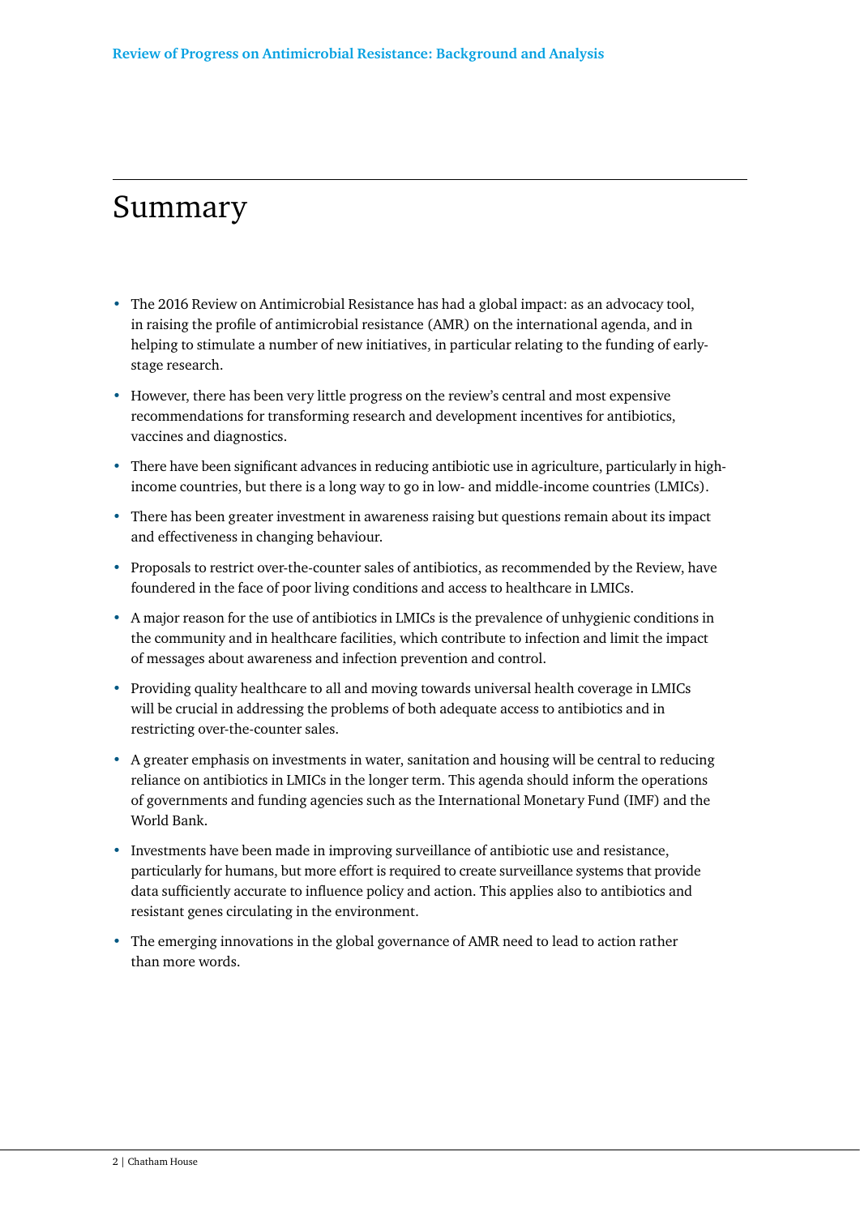# Summary

- The 2016 Review on Antimicrobial Resistance has had a global impact: as an advocacy tool, in raising the profile of antimicrobial resistance (AMR) on the international agenda, and in helping to stimulate a number of new initiatives, in particular relating to the funding of early-stage research.
- However, there has been very little progress on the review's central and most expensive recommendations for transforming research and development incentives for antibiotics, vaccines and diagnostics.
- There have been significant advances in reducing antibiotic use in agriculture, particularly in high-income countries, but there is a long way to go in low- and middle-income countries (LMICs).
- There has been greater investment in awareness raising but questions remain about its impact and effectiveness in changing behaviour.
- Proposals to restrict over-the-counter sales of antibiotics, as recommended by the Review, have foundered in the face of poor living conditions and access to healthcare in LMICs.
- A major reason for the use of antibiotics in LMICs is the prevalence of unhygienic conditions in the community and in healthcare facilities, which contribute to infection and limit the impact of messages about awareness and infection prevention and control.
- Providing quality healthcare to all and moving towards universal health coverage in LMICs will be crucial in addressing the problems of both adequate access to antibiotics and in restricting over-the-counter sales.
- A greater emphasis on investments in water, sanitation and housing will be central to reducing reliance on antibiotics in LMICs in the longer term. This agenda should inform the operations of governments and funding agencies such as the International Monetary Fund (IMF) and the World Bank.
- Investments have been made in improving surveillance of antibiotic use and resistance, particularly for humans, but more effort is required to create surveillance systems that provide data sufficiently accurate to influence policy and action. This applies also to antibiotics and resistant genes circulating in the environment.
- The emerging innovations in the global governance of AMR need to lead to action rather than more words.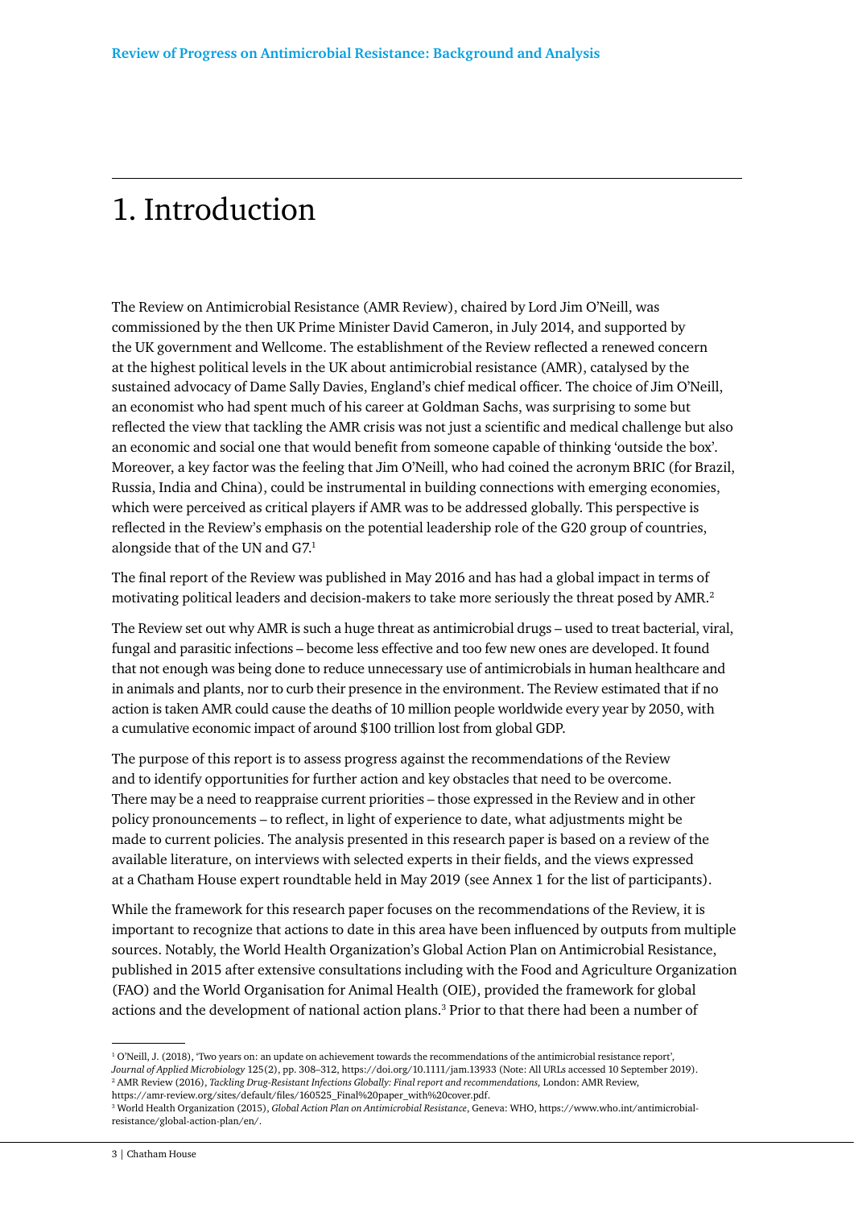# 1. Introduction

The Review on Antimicrobial Resistance (AMR Review), chaired by Lord Jim O'Neill, was commissioned by the then UK Prime Minister David Cameron, in July 2014, and supported by the UK government and Wellcome. The establishment of the Review reflected a renewed concern at the highest political levels in the UK about antimicrobial resistance (AMR), catalysed by the sustained advocacy of Dame Sally Davies, England's chief medical officer. The choice of Jim O'Neill, an economist who had spent much of his career at Goldman Sachs, was surprising to some but reflected the view that tackling the AMR crisis was not just a scientific and medical challenge but also an economic and social one that would benefit from someone capable of thinking 'outside the box'. Moreover, a key factor was the feeling that Jim O'Neill, who had coined the acronym BRIC (for Brazil, Russia, India and China), could be instrumental in building connections with emerging economies, which were perceived as critical players if AMR was to be addressed globally. This perspective is reflected in the Review's emphasis on the potential leadership role of the G20 group of countries, alongside that of the UN and G7.[1]

The final report of the Review was published in May 2016 and has had a global impact in terms of motivating political leaders and decision-makers to take more seriously the threat posed by AMR.[2]

The Review set out why AMR is such a huge threat as antimicrobial drugs – used to treat bacterial, viral, fungal and parasitic infections – become less effective and too few new ones are developed. It found that not enough was being done to reduce unnecessary use of antimicrobials in human healthcare and in animals and plants, nor to curb their presence in the environment. The Review estimated that if no action is taken AMR could cause the deaths of 10 million people worldwide every year by 2050, with a cumulative economic impact of around $100 trillion lost from global GDP.

The purpose of this report is to assess progress against the recommendations of the Review and to identify opportunities for further action and key obstacles that need to be overcome. There may be a need to reappraise current priorities – those expressed in the Review and in other policy pronouncements – to reflect, in light of experience to date, what adjustments might be made to current policies. The analysis presented in this research paper is based on a review of the available literature, on interviews with selected experts in their fields, and the views expressed at a Chatham House expert roundtable held in May 2019 (see Annex 1 for the list of participants).

While the framework for this research paper focuses on the recommendations of the Review, it is important to recognize that actions to date in this area have been influenced by outputs from multiple sources. Notably, the World Health Organization's Global Action Plan on Antimicrobial Resistance, published in 2015 after extensive consultations including with the Food and Agriculture Organization (FAO) and the World Organisation for Animal Health (OIE), provided the framework for global actions and the development of national action plans.[3] Prior to that there had been a number of

---

[1] O'Neill, J. (2018), 'Two years on: an update on achievement towards the recommendations of the antimicrobial resistance report', *Journal of Applied Microbiology* 125(2), pp. 308–312, https://doi.org/10.1111/jam.13933 (Note: All URLs accessed 10 September 2019).

[2] AMR Review (2016), *Tackling Drug-Resistant Infections Globally: Final report and recommendations,* London: AMR Review, https://amr-review.org/sites/default/files/160525_Final%20paper_with%20cover.pdf.

[3] World Health Organization (2015), *Global Action Plan on Antimicrobial Resistance*, Geneva: WHO, https://www.who.int/antimicrobial-resistance/global-action-plan/en/.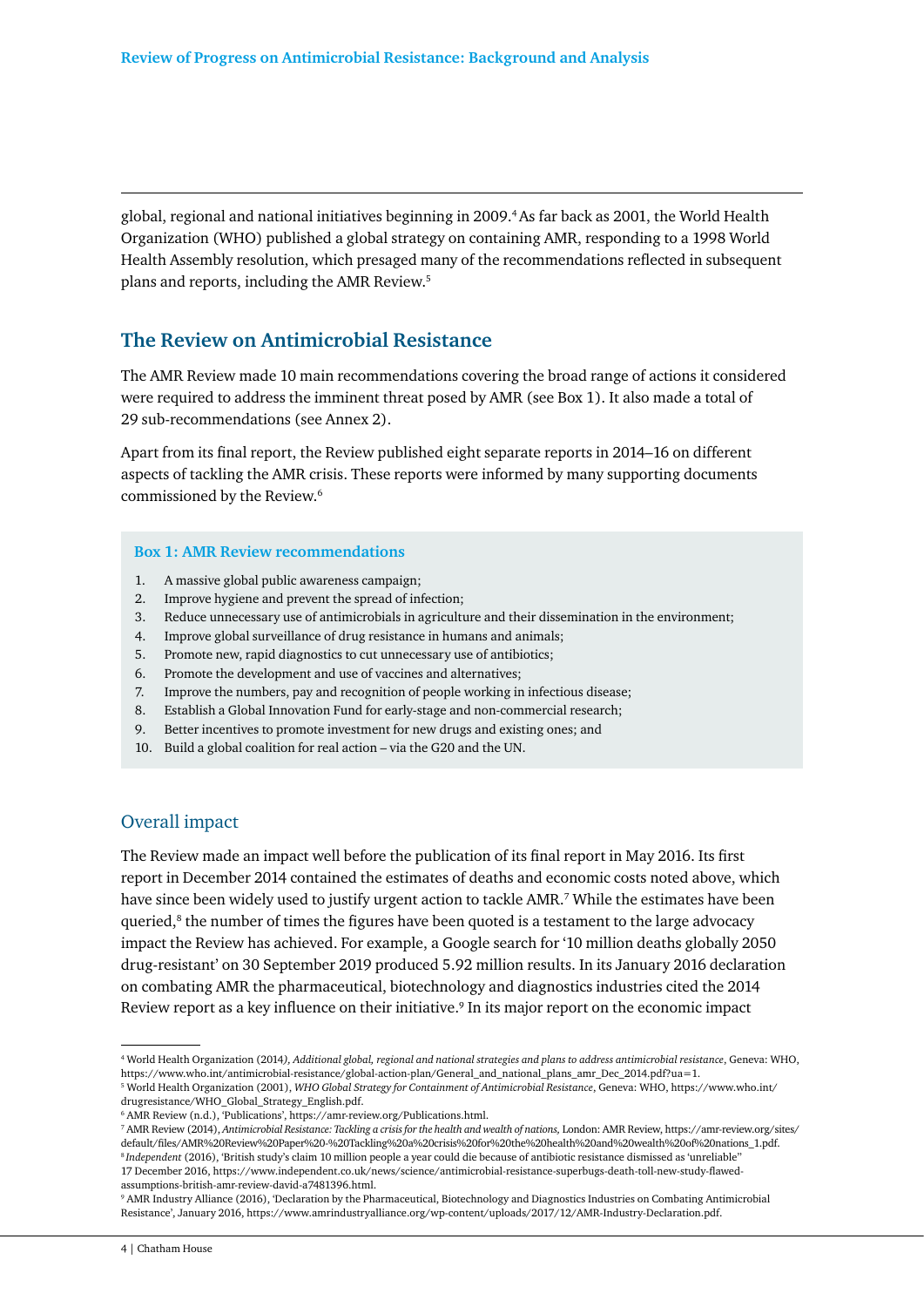global, regional and national initiatives beginning in 2009.[4] As far back as 2001, the World Health Organization (WHO) published a global strategy on containing AMR, responding to a 1998 World Health Assembly resolution, which presaged many of the recommendations reflected in subsequent plans and reports, including the AMR Review.[5]

## The Review on Antimicrobial Resistance

The AMR Review made 10 main recommendations covering the broad range of actions it considered were required to address the imminent threat posed by AMR (see Box 1). It also made a total of 29 sub-recommendations (see Annex 2).

Apart from its final report, the Review published eight separate reports in 2014–16 on different aspects of tackling the AMR crisis. These reports were informed by many supporting documents commissioned by the Review.[6]

**Box 1: AMR Review recommendations**

1. A massive global public awareness campaign;
2. Improve hygiene and prevent the spread of infection;
3. Reduce unnecessary use of antimicrobials in agriculture and their dissemination in the environment;
4. Improve global surveillance of drug resistance in humans and animals;
5. Promote new, rapid diagnostics to cut unnecessary use of antibiotics;
6. Promote the development and use of vaccines and alternatives;
7. Improve the numbers, pay and recognition of people working in infectious disease;
8. Establish a Global Innovation Fund for early-stage and non-commercial research;
9. Better incentives to promote investment for new drugs and existing ones; and
10. Build a global coalition for real action – via the G20 and the UN.

### Overall impact

The Review made an impact well before the publication of its final report in May 2016. Its first report in December 2014 contained the estimates of deaths and economic costs noted above, which have since been widely used to justify urgent action to tackle AMR.[7] While the estimates have been queried,[8] the number of times the figures have been quoted is a testament to the large advocacy impact the Review has achieved. For example, a Google search for '10 million deaths globally 2050 drug-resistant' on 30 September 2019 produced 5.92 million results. In its January 2016 declaration on combating AMR the pharmaceutical, biotechnology and diagnostics industries cited the 2014 Review report as a key influence on their initiative.[9] In its major report on the economic impact

---

[4] World Health Organization (2014), *Additional global, regional and national strategies and plans to address antimicrobial resistance*, Geneva: WHO, https://www.who.int/antimicrobial-resistance/global-action-plan/General_and_national_plans_amr_Dec_2014.pdf?ua=1.

[5] World Health Organization (2001), *WHO Global Strategy for Containment of Antimicrobial Resistance*, Geneva: WHO, https://www.who.int/drugresistance/WHO_Global_Strategy_English.pdf.

[6] AMR Review (n.d.), 'Publications', https://amr-review.org/Publications.html.

[7] AMR Review (2014), *Antimicrobial Resistance: Tackling a crisis for the health and wealth of nations*, London: AMR Review, https://amr-review.org/sites/default/files/AMR%20Review%20Paper%20-%20Tackling%20a%20crisis%20for%20the%20health%20and%20wealth%20of%20nations_1.pdf.

[8] *Independent* (2016), 'British study's claim 10 million people a year could die because of antibiotic resistance dismissed as 'unreliable'' 17 December 2016, https://www.independent.co.uk/news/science/antimicrobial-resistance-superbugs-death-toll-new-study-flawed-assumptions-british-amr-review-david-a7481396.html.

[9] AMR Industry Alliance (2016), 'Declaration by the Pharmaceutical, Biotechnology and Diagnostics Industries on Combating Antimicrobial Resistance', January 2016, https://www.amrindustryalliance.org/wp-content/uploads/2017/12/AMR-Industry-Declaration.pdf.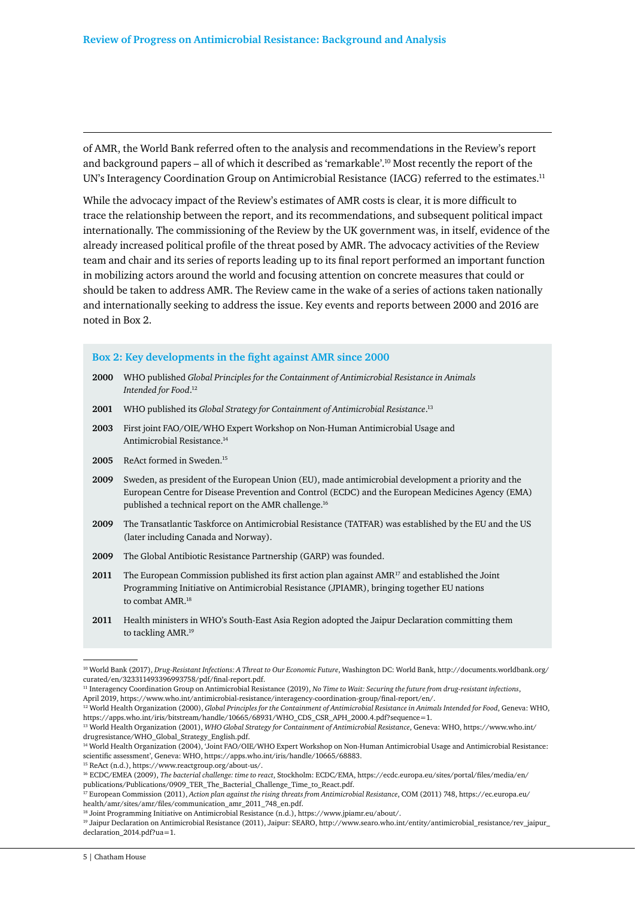of AMR, the World Bank referred often to the analysis and recommendations in the Review's report and background papers – all of which it described as 'remarkable'.[10] Most recently the report of the UN's Interagency Coordination Group on Antimicrobial Resistance (IACG) referred to the estimates.[11]

While the advocacy impact of the Review's estimates of AMR costs is clear, it is more difficult to trace the relationship between the report, and its recommendations, and subsequent political impact internationally. The commissioning of the Review by the UK government was, in itself, evidence of the already increased political profile of the threat posed by AMR. The advocacy activities of the Review team and chair and its series of reports leading up to its final report performed an important function in mobilizing actors around the world and focusing attention on concrete measures that could or should be taken to address AMR. The Review came in the wake of a series of actions taken nationally and internationally seeking to address the issue. Key events and reports between 2000 and 2016 are noted in Box 2.

### Box 2: Key developments in the fight against AMR since 2000

**2000** WHO published *Global Principles for the Containment of Antimicrobial Resistance in Animals Intended for Food*.[12]

**2001** WHO published its *Global Strategy for Containment of Antimicrobial Resistance*.[13]

**2003** First joint FAO/OIE/WHO Expert Workshop on Non-Human Antimicrobial Usage and Antimicrobial Resistance.[14]

**2005** ReAct formed in Sweden.[15]

**2009** Sweden, as president of the European Union (EU), made antimicrobial development a priority and the European Centre for Disease Prevention and Control (ECDC) and the European Medicines Agency (EMA) published a technical report on the AMR challenge.[16]

**2009** The Transatlantic Taskforce on Antimicrobial Resistance (TATFAR) was established by the EU and the US (later including Canada and Norway).

**2009** The Global Antibiotic Resistance Partnership (GARP) was founded.

**2011** The European Commission published its first action plan against AMR[17] and established the Joint Programming Initiative on Antimicrobial Resistance (JPIAMR), bringing together EU nations to combat AMR.[18]

**2011** Health ministers in WHO's South-East Asia Region adopted the Jaipur Declaration committing them to tackling AMR.[19]

---

[10] World Bank (2017), *Drug-Resistant Infections: A Threat to Our Economic Future*, Washington DC: World Bank, http://documents.worldbank.org/curated/en/323311493396993758/pdf/final-report.pdf.

[11] Interagency Coordination Group on Antimicrobial Resistance (2019), *No Time to Wait: Securing the future from drug-resistant infections*, April 2019, https://www.who.int/antimicrobial-resistance/interagency-coordination-group/final-report/en/.

[12] World Health Organization (2000), *Global Principles for the Containment of Antimicrobial Resistance in Animals Intended for Food*, Geneva: WHO, https://apps.who.int/iris/bitstream/handle/10665/68931/WHO_CDS_CSR_APH_2000.4.pdf?sequence=1.

[13] World Health Organization (2001), *WHO Global Strategy for Containment of Antimicrobial Resistance*, Geneva: WHO, https://www.who.int/drugresistance/WHO_Global_Strategy_English.pdf.

[14] World Health Organization (2004), 'Joint FAO/OIE/WHO Expert Workshop on Non-Human Antimicrobial Usage and Antimicrobial Resistance: scientific assessment', Geneva: WHO, https://apps.who.int/iris/handle/10665/68883.

[15] ReAct (n.d.), https://www.reactgroup.org/about-us/.

[16] ECDC/EMEA (2009), *The bacterial challenge: time to react*, Stockholm: ECDC/EMA, https://ecdc.europa.eu/sites/portal/files/media/en/publications/Publications/0909_TER_The_Bacterial_Challenge_Time_to_React.pdf.

[17] European Commission (2011), *Action plan against the rising threats from Antimicrobial Resistance*, COM (2011) 748, https://ec.europa.eu/health/amr/sites/amr/files/communication_amr_2011_748_en.pdf.

[18] Joint Programming Initiative on Antimicrobial Resistance (n.d.), https://www.jpiamr.eu/about/.

[19] Jaipur Declaration on Antimicrobial Resistance (2011), Jaipur: SEARO, http://www.searo.who.int/entity/antimicrobial_resistance/rev_jaipur_declaration_2014.pdf?ua=1.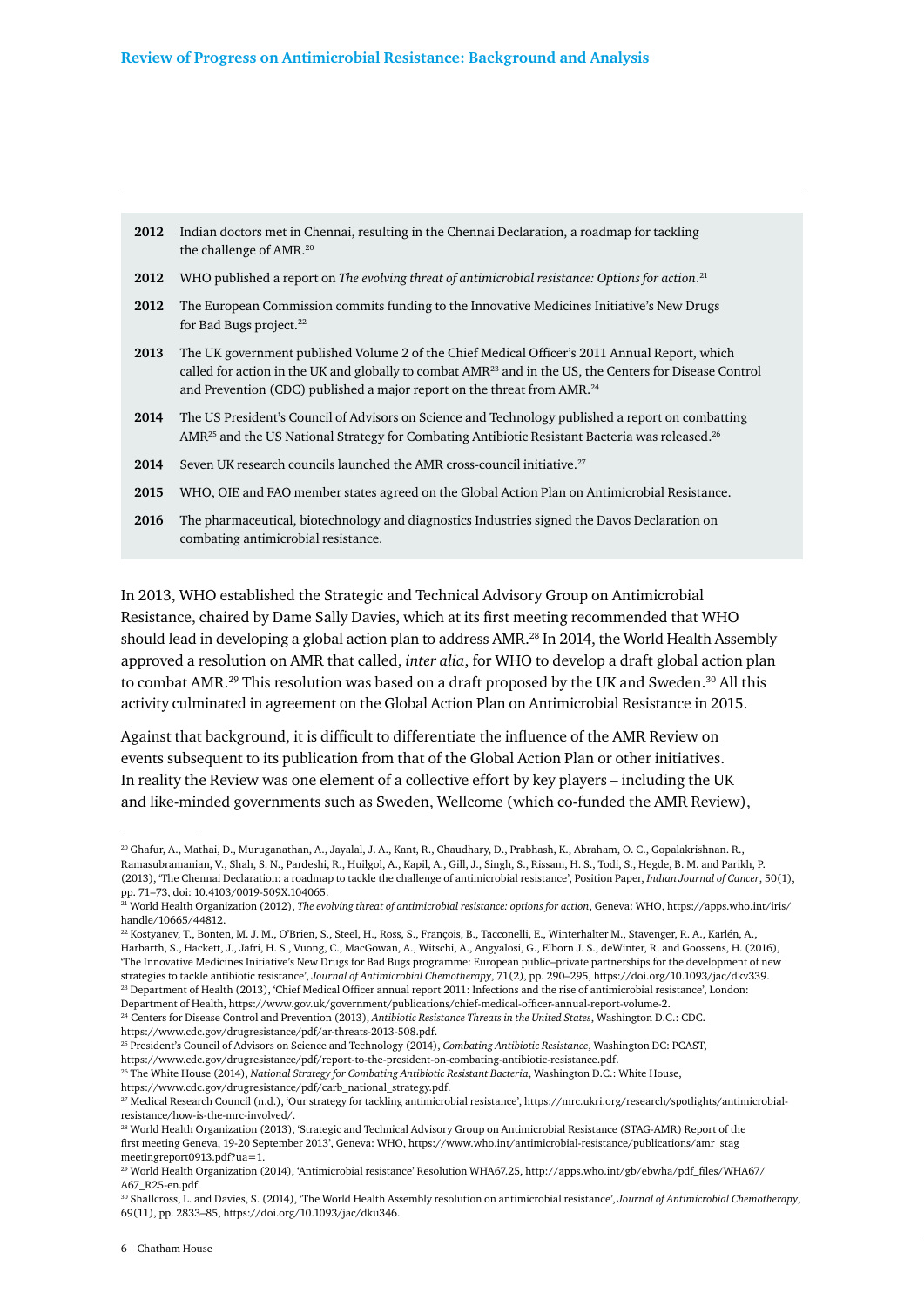| | |
|---|---|
| **2012** | Indian doctors met in Chennai, resulting in the Chennai Declaration, a roadmap for tackling the challenge of AMR.[20] |
| **2012** | WHO published a report on *The evolving threat of antimicrobial resistance: Options for action*.[21] |
| **2012** | The European Commission commits funding to the Innovative Medicines Initiative's New Drugs for Bad Bugs project.[22] |
| **2013** | The UK government published Volume 2 of the Chief Medical Officer's 2011 Annual Report, which called for action in the UK and globally to combat AMR[23] and in the US, the Centers for Disease Control and Prevention (CDC) published a major report on the threat from AMR.[24] |
| **2014** | The US President's Council of Advisors on Science and Technology published a report on combatting AMR[25] and the US National Strategy for Combating Antibiotic Resistant Bacteria was released.[26] |
| **2014** | Seven UK research councils launched the AMR cross-council initiative.[27] |
| **2015** | WHO, OIE and FAO member states agreed on the Global Action Plan on Antimicrobial Resistance. |
| **2016** | The pharmaceutical, biotechnology and diagnostics Industries signed the Davos Declaration on combating antimicrobial resistance. |

In 2013, WHO established the Strategic and Technical Advisory Group on Antimicrobial Resistance, chaired by Dame Sally Davies, which at its first meeting recommended that WHO should lead in developing a global action plan to address AMR.[28] In 2014, the World Health Assembly approved a resolution on AMR that called, *inter alia*, for WHO to develop a draft global action plan to combat AMR.[29] This resolution was based on a draft proposed by the UK and Sweden.[30] All this activity culminated in agreement on the Global Action Plan on Antimicrobial Resistance in 2015.

Against that background, it is difficult to differentiate the influence of the AMR Review on events subsequent to its publication from that of the Global Action Plan or other initiatives. In reality the Review was one element of a collective effort by key players – including the UK and like-minded governments such as Sweden, Wellcome (which co-funded the AMR Review),

---

[20] Ghafur, A., Mathai, D., Muruganathan, A., Jayalal, J. A., Kant, R., Chaudhary, D., Prabhash, K., Abraham, O. C., Gopalakrishnan. R., Ramasubramanian, V., Shah, S. N., Pardeshi, R., Huilgol, A., Kapil, A., Gill, J., Singh, S., Rissam, H. S., Todi, S., Hegde, B. M. and Parikh, P. (2013), 'The Chennai Declaration: a roadmap to tackle the challenge of antimicrobial resistance', Position Paper, *Indian Journal of Cancer*, 50(1), pp. 71–73, doi: 10.4103/0019-509X.104065.

[21] World Health Organization (2012), *The evolving threat of antimicrobial resistance: options for action*, Geneva: WHO, https://apps.who.int/iris/handle/10665/44812.

[22] Kostyanev, T., Bonten, M. J. M., O'Brien, S., Steel, H., Ross, S., François, B., Tacconelli, E., Winterhalter M., Stavenger, R. A., Karlén, A., Harbarth, S., Hackett, J., Jafri, H. S., Vuong, C., MacGowan, A., Witschi, A., Angyalosi, G., Elborn J. S., deWinter, R. and Goossens, H. (2016), 'The Innovative Medicines Initiative's New Drugs for Bad Bugs programme: European public–private partnerships for the development of new strategies to tackle antibiotic resistance', *Journal of Antimicrobial Chemotherapy*, 71(2), pp. 290–295, https://doi.org/10.1093/jac/dkv339.

[23] Department of Health (2013), 'Chief Medical Officer annual report 2011: Infections and the rise of antimicrobial resistance', London: Department of Health, https://www.gov.uk/government/publications/chief-medical-officer-annual-report-volume-2.

[24] Centers for Disease Control and Prevention (2013), *Antibiotic Resistance Threats in the United States*, Washington D.C.: CDC. https://www.cdc.gov/drugresistance/pdf/ar-threats-2013-508.pdf.

[25] President's Council of Advisors on Science and Technology (2014), *Combating Antibiotic Resistance*, Washington DC: PCAST, https://www.cdc.gov/drugresistance/pdf/report-to-the-president-on-combating-antibiotic-resistance.pdf.

[26] The White House (2014), *National Strategy for Combating Antibiotic Resistant Bacteria*, Washington D.C.: White House, https://www.cdc.gov/drugresistance/pdf/carb_national_strategy.pdf.

[27] Medical Research Council (n.d.), 'Our strategy for tackling antimicrobial resistance', https://mrc.ukri.org/research/spotlights/antimicrobial-resistance/how-is-the-mrc-involved/.

[28] World Health Organization (2013), 'Strategic and Technical Advisory Group on Antimicrobial Resistance (STAG-AMR) Report of the first meeting Geneva, 19-20 September 2013', Geneva: WHO, https://www.who.int/antimicrobial-resistance/publications/amr_stag_meetingreport0913.pdf?ua=1.

[29] World Health Organization (2014), 'Antimicrobial resistance' Resolution WHA67.25, http://apps.who.int/gb/ebwha/pdf_files/WHA67/A67_R25-en.pdf.

[30] Shallcross, L. and Davies, S. (2014), 'The World Health Assembly resolution on antimicrobial resistance', *Journal of Antimicrobial Chemotherapy*, 69(11), pp. 2833–85, https://doi.org/10.1093/jac/dku346.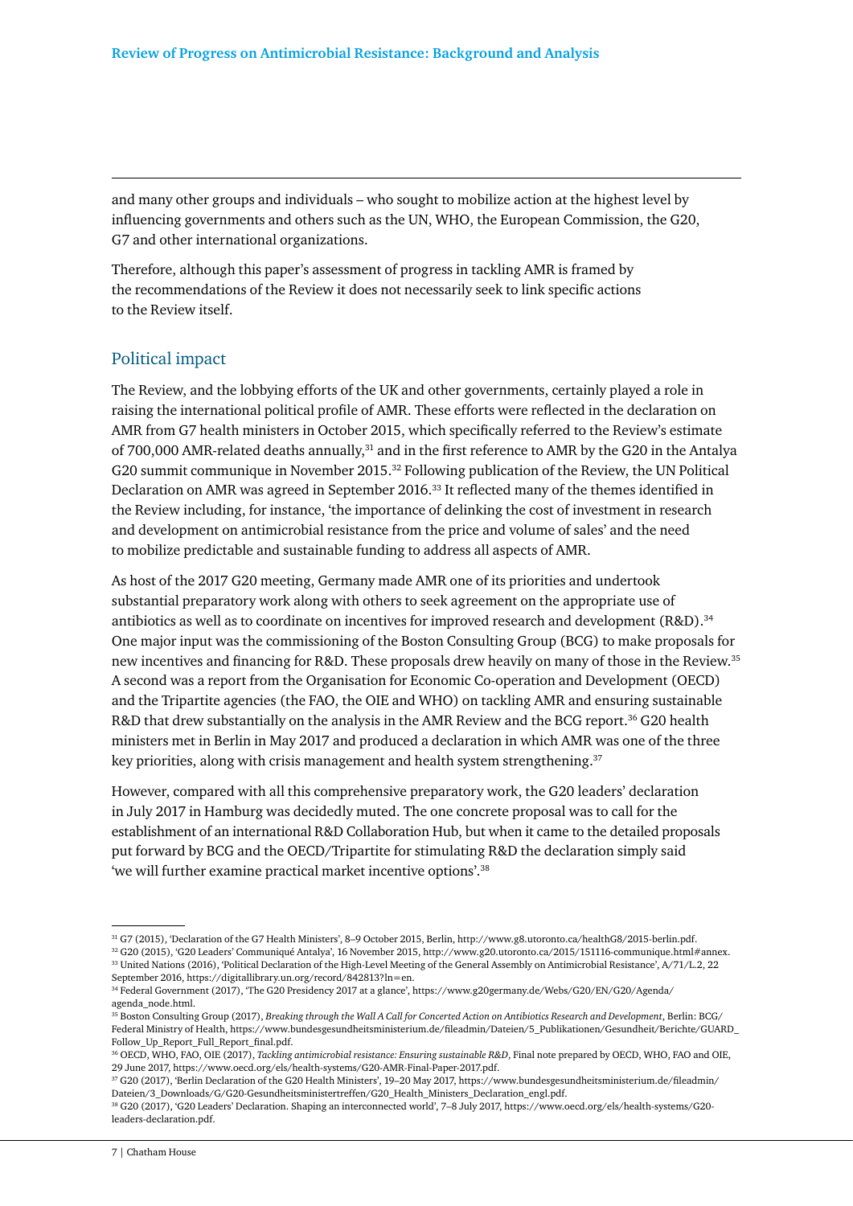and many other groups and individuals – who sought to mobilize action at the highest level by influencing governments and others such as the UN, WHO, the European Commission, the G20, G7 and other international organizations.

Therefore, although this paper's assessment of progress in tackling AMR is framed by the recommendations of the Review it does not necessarily seek to link specific actions to the Review itself.

## Political impact

The Review, and the lobbying efforts of the UK and other governments, certainly played a role in raising the international political profile of AMR. These efforts were reflected in the declaration on AMR from G7 health ministers in October 2015, which specifically referred to the Review's estimate of 700,000 AMR-related deaths annually,[31] and in the first reference to AMR by the G20 in the Antalya G20 summit communique in November 2015.[32] Following publication of the Review, the UN Political Declaration on AMR was agreed in September 2016.[33] It reflected many of the themes identified in the Review including, for instance, 'the importance of delinking the cost of investment in research and development on antimicrobial resistance from the price and volume of sales' and the need to mobilize predictable and sustainable funding to address all aspects of AMR.

As host of the 2017 G20 meeting, Germany made AMR one of its priorities and undertook substantial preparatory work along with others to seek agreement on the appropriate use of antibiotics as well as to coordinate on incentives for improved research and development (R&D).[34] One major input was the commissioning of the Boston Consulting Group (BCG) to make proposals for new incentives and financing for R&D. These proposals drew heavily on many of those in the Review.[35] A second was a report from the Organisation for Economic Co-operation and Development (OECD) and the Tripartite agencies (the FAO, the OIE and WHO) on tackling AMR and ensuring sustainable R&D that drew substantially on the analysis in the AMR Review and the BCG report.[36] G20 health ministers met in Berlin in May 2017 and produced a declaration in which AMR was one of the three key priorities, along with crisis management and health system strengthening.[37]

However, compared with all this comprehensive preparatory work, the G20 leaders' declaration in July 2017 in Hamburg was decidedly muted. The one concrete proposal was to call for the establishment of an international R&D Collaboration Hub, but when it came to the detailed proposals put forward by BCG and the OECD/Tripartite for stimulating R&D the declaration simply said 'we will further examine practical market incentive options'.[38]

---

[31] G7 (2015), 'Declaration of the G7 Health Ministers', 8–9 October 2015, Berlin, http://www.g8.utoronto.ca/healthG8/2015-berlin.pdf.

[32] G20 (2015), 'G20 Leaders' Communiqué Antalya', 16 November 2015, http://www.g20.utoronto.ca/2015/151116-communique.html#annex.

[33] United Nations (2016), 'Political Declaration of the High-Level Meeting of the General Assembly on Antimicrobial Resistance', A/71/L.2, 22 September 2016, https://digitallibrary.un.org/record/842813?ln=en.

[34] Federal Government (2017), 'The G20 Presidency 2017 at a glance', https://www.g20germany.de/Webs/G20/EN/G20/Agenda/agenda_node.html.

[35] Boston Consulting Group (2017), *Breaking through the Wall A Call for Concerted Action on Antibiotics Research and Development*, Berlin: BCG/Federal Ministry of Health, https://www.bundesgesundheitsministerium.de/fileadmin/Dateien/5_Publikationen/Gesundheit/Berichte/GUARD_Follow_Up_Report_Full_Report_final.pdf.

[36] OECD, WHO, FAO, OIE (2017), *Tackling antimicrobial resistance: Ensuring sustainable R&D*, Final note prepared by OECD, WHO, FAO and OIE, 29 June 2017, https://www.oecd.org/els/health-systems/G20-AMR-Final-Paper-2017.pdf.

[37] G20 (2017), 'Berlin Declaration of the G20 Health Ministers', 19–20 May 2017, https://www.bundesgesundheitsministerium.de/fileadmin/Dateien/3_Downloads/G/G20-Gesundheitsministertreffen/G20_Health_Ministers_Declaration_engl.pdf.

[38] G20 (2017), 'G20 Leaders' Declaration. Shaping an interconnected world', 7–8 July 2017, https://www.oecd.org/els/health-systems/G20-leaders-declaration.pdf.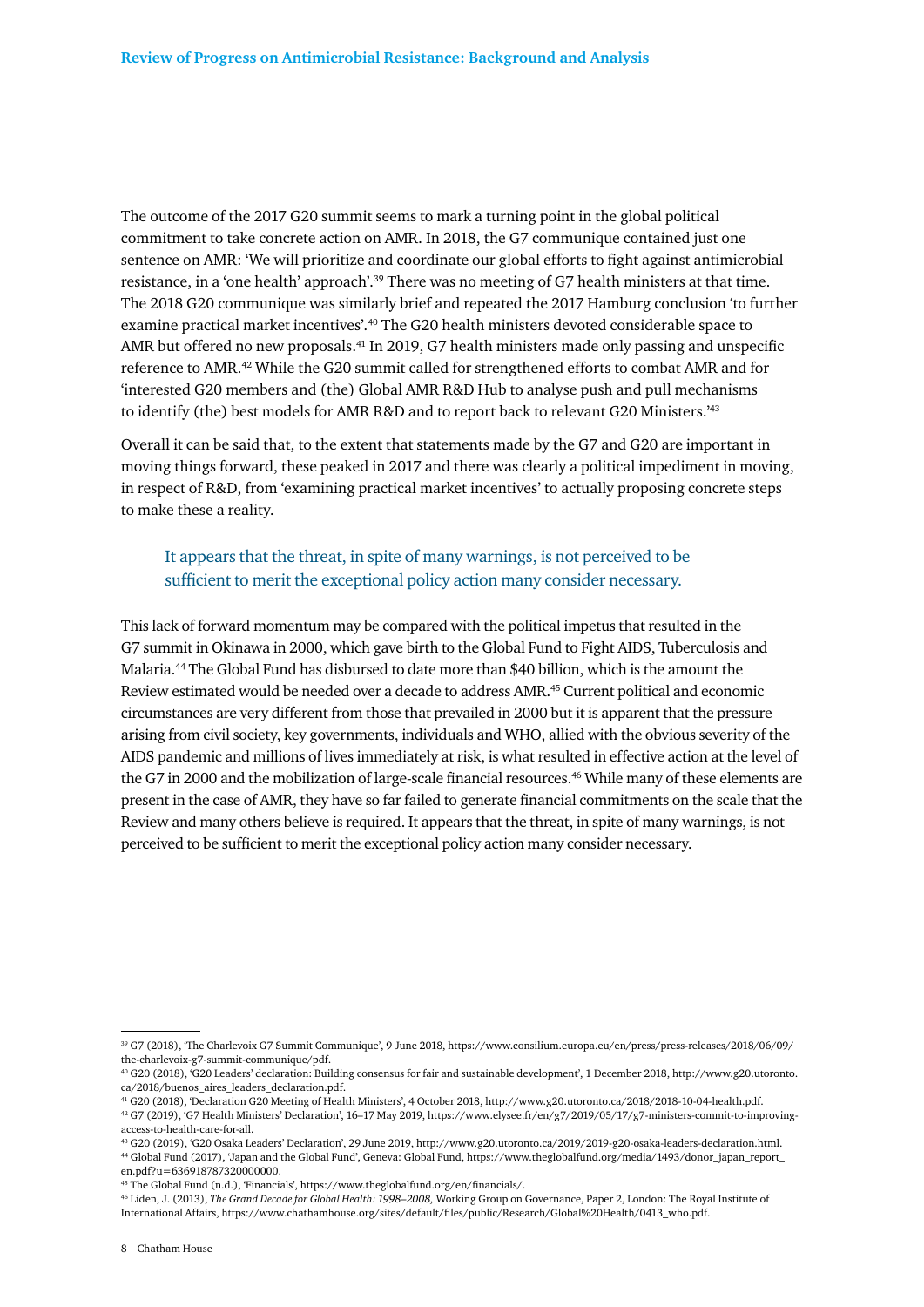The outcome of the 2017 G20 summit seems to mark a turning point in the global political commitment to take concrete action on AMR. In 2018, the G7 communique contained just one sentence on AMR: 'We will prioritize and coordinate our global efforts to fight against antimicrobial resistance, in a 'one health' approach'.[39] There was no meeting of G7 health ministers at that time. The 2018 G20 communique was similarly brief and repeated the 2017 Hamburg conclusion 'to further examine practical market incentives'.[40] The G20 health ministers devoted considerable space to AMR but offered no new proposals.[41] In 2019, G7 health ministers made only passing and unspecific reference to AMR.[42] While the G20 summit called for strengthened efforts to combat AMR and for 'interested G20 members and (the) Global AMR R&D Hub to analyse push and pull mechanisms to identify (the) best models for AMR R&D and to report back to relevant G20 Ministers.'[43]

Overall it can be said that, to the extent that statements made by the G7 and G20 are important in moving things forward, these peaked in 2017 and there was clearly a political impediment in moving, in respect of R&D, from 'examining practical market incentives' to actually proposing concrete steps to make these a reality.

> It appears that the threat, in spite of many warnings, is not perceived to be sufficient to merit the exceptional policy action many consider necessary.

This lack of forward momentum may be compared with the political impetus that resulted in the G7 summit in Okinawa in 2000, which gave birth to the Global Fund to Fight AIDS, Tuberculosis and Malaria.[44] The Global Fund has disbursed to date more than $40 billion, which is the amount the Review estimated would be needed over a decade to address AMR.[45] Current political and economic circumstances are very different from those that prevailed in 2000 but it is apparent that the pressure arising from civil society, key governments, individuals and WHO, allied with the obvious severity of the AIDS pandemic and millions of lives immediately at risk, is what resulted in effective action at the level of the G7 in 2000 and the mobilization of large-scale financial resources.[46] While many of these elements are present in the case of AMR, they have so far failed to generate financial commitments on the scale that the Review and many others believe is required. It appears that the threat, in spite of many warnings, is not perceived to be sufficient to merit the exceptional policy action many consider necessary.

---

[39] G7 (2018), 'The Charlevoix G7 Summit Communique', 9 June 2018, https://www.consilium.europa.eu/en/press/press-releases/2018/06/09/the-charlevoix-g7-summit-communique/pdf.

[40] G20 (2018), 'G20 Leaders' declaration: Building consensus for fair and sustainable development', 1 December 2018, http://www.g20.utoronto.ca/2018/buenos_aires_leaders_declaration.pdf.

[41] G20 (2018), 'Declaration G20 Meeting of Health Ministers', 4 October 2018, http://www.g20.utoronto.ca/2018/2018-10-04-health.pdf.

[42] G7 (2019), 'G7 Health Ministers' Declaration', 16–17 May 2019, https://www.elysee.fr/en/g7/2019/05/17/g7-ministers-commit-to-improving-access-to-health-care-for-all.

[43] G20 (2019), 'G20 Osaka Leaders' Declaration', 29 June 2019, http://www.g20.utoronto.ca/2019/2019-g20-osaka-leaders-declaration.html.

[44] Global Fund (2017), 'Japan and the Global Fund', Geneva: Global Fund, https://www.theglobalfund.org/media/1493/donor_japan_report_en.pdf?u=636918787320000000.

[45] The Global Fund (n.d.), 'Financials', https://www.theglobalfund.org/en/financials/.

[46] Liden, J. (2013), *The Grand Decade for Global Health: 1998–2008*, Working Group on Governance, Paper 2, London: The Royal Institute of International Affairs, https://www.chathamhouse.org/sites/default/files/public/Research/Global%20Health/0413_who.pdf.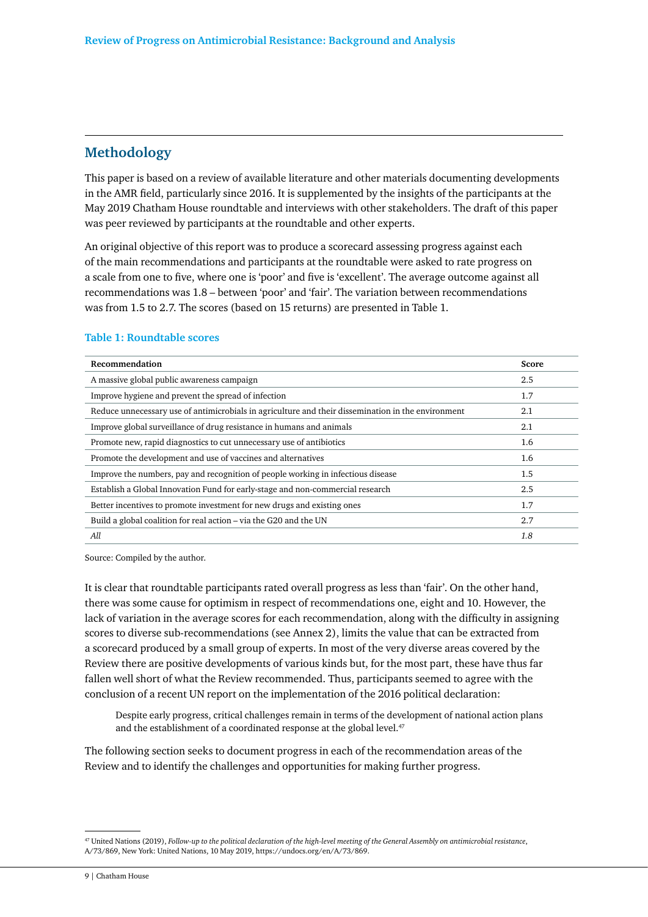## Methodology

This paper is based on a review of available literature and other materials documenting developments in the AMR field, particularly since 2016. It is supplemented by the insights of the participants at the May 2019 Chatham House roundtable and interviews with other stakeholders. The draft of this paper was peer reviewed by participants at the roundtable and other experts.

An original objective of this report was to produce a scorecard assessing progress against each of the main recommendations and participants at the roundtable were asked to rate progress on a scale from one to five, where one is 'poor' and five is 'excellent'. The average outcome against all recommendations was 1.8 – between 'poor' and 'fair'. The variation between recommendations was from 1.5 to 2.7. The scores (based on 15 returns) are presented in Table 1.

**Table 1: Roundtable scores**

| Recommendation | Score |
|---|---|
| A massive global public awareness campaign | 2.5 |
| Improve hygiene and prevent the spread of infection | 1.7 |
| Reduce unnecessary use of antimicrobials in agriculture and their dissemination in the environment | 2.1 |
| Improve global surveillance of drug resistance in humans and animals | 2.1 |
| Promote new, rapid diagnostics to cut unnecessary use of antibiotics | 1.6 |
| Promote the development and use of vaccines and alternatives | 1.6 |
| Improve the numbers, pay and recognition of people working in infectious disease | 1.5 |
| Establish a Global Innovation Fund for early-stage and non-commercial research | 2.5 |
| Better incentives to promote investment for new drugs and existing ones | 1.7 |
| Build a global coalition for real action – via the G20 and the UN | 2.7 |
| *All* | *1.8* |

Source: Compiled by the author.

It is clear that roundtable participants rated overall progress as less than 'fair'. On the other hand, there was some cause for optimism in respect of recommendations one, eight and 10. However, the lack of variation in the average scores for each recommendation, along with the difficulty in assigning scores to diverse sub-recommendations (see Annex 2), limits the value that can be extracted from a scorecard produced by a small group of experts. In most of the very diverse areas covered by the Review there are positive developments of various kinds but, for the most part, these have thus far fallen well short of what the Review recommended. Thus, participants seemed to agree with the conclusion of a recent UN report on the implementation of the 2016 political declaration:

> Despite early progress, critical challenges remain in terms of the development of national action plans and the establishment of a coordinated response at the global level.[47]

The following section seeks to document progress in each of the recommendation areas of the Review and to identify the challenges and opportunities for making further progress.

[47] United Nations (2019), *Follow-up to the political declaration of the high-level meeting of the General Assembly on antimicrobial resistance*, A/73/869, New York: United Nations, 10 May 2019, https://undocs.org/en/A/73/869.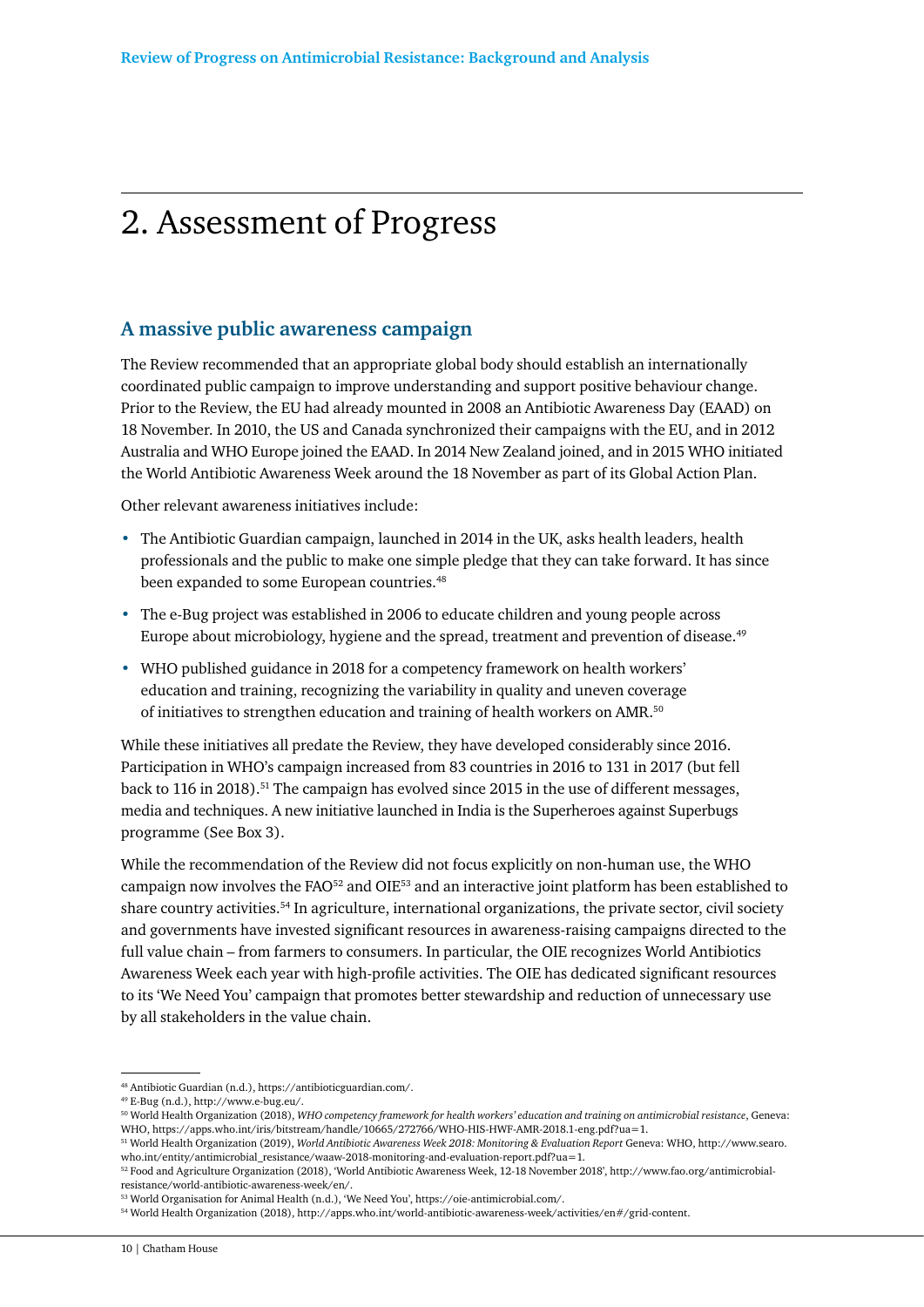# 2. Assessment of Progress

## A massive public awareness campaign

The Review recommended that an appropriate global body should establish an internationally coordinated public campaign to improve understanding and support positive behaviour change. Prior to the Review, the EU had already mounted in 2008 an Antibiotic Awareness Day (EAAD) on 18 November. In 2010, the US and Canada synchronized their campaigns with the EU, and in 2012 Australia and WHO Europe joined the EAAD. In 2014 New Zealand joined, and in 2015 WHO initiated the World Antibiotic Awareness Week around the 18 November as part of its Global Action Plan.

Other relevant awareness initiatives include:

- The Antibiotic Guardian campaign, launched in 2014 in the UK, asks health leaders, health professionals and the public to make one simple pledge that they can take forward. It has since been expanded to some European countries.[48]
- The e-Bug project was established in 2006 to educate children and young people across Europe about microbiology, hygiene and the spread, treatment and prevention of disease.[49]
- WHO published guidance in 2018 for a competency framework on health workers' education and training, recognizing the variability in quality and uneven coverage of initiatives to strengthen education and training of health workers on AMR.[50]

While these initiatives all predate the Review, they have developed considerably since 2016. Participation in WHO's campaign increased from 83 countries in 2016 to 131 in 2017 (but fell back to 116 in 2018).[51] The campaign has evolved since 2015 in the use of different messages, media and techniques. A new initiative launched in India is the Superheroes against Superbugs programme (See Box 3).

While the recommendation of the Review did not focus explicitly on non-human use, the WHO campaign now involves the FAO[52] and OIE[53] and an interactive joint platform has been established to share country activities.[54] In agriculture, international organizations, the private sector, civil society and governments have invested significant resources in awareness-raising campaigns directed to the full value chain – from farmers to consumers. In particular, the OIE recognizes World Antibiotics Awareness Week each year with high-profile activities. The OIE has dedicated significant resources to its 'We Need You' campaign that promotes better stewardship and reduction of unnecessary use by all stakeholders in the value chain.

---

[48] Antibiotic Guardian (n.d.), https://antibioticguardian.com/.

[49] E-Bug (n.d.), http://www.e-bug.eu/.

[50] World Health Organization (2018), *WHO competency framework for health workers' education and training on antimicrobial resistance*, Geneva: WHO, https://apps.who.int/iris/bitstream/handle/10665/272766/WHO-HIS-HWF-AMR-2018.1-eng.pdf?ua=1.

[51] World Health Organization (2019), *World Antibiotic Awareness Week 2018: Monitoring & Evaluation Report* Geneva: WHO, http://www.searo.who.int/entity/antimicrobial_resistance/waaw-2018-monitoring-and-evaluation-report.pdf?ua=1.

[52] Food and Agriculture Organization (2018), 'World Antibiotic Awareness Week, 12-18 November 2018', http://www.fao.org/antimicrobial-resistance/world-antibiotic-awareness-week/en/.

[53] World Organisation for Animal Health (n.d.), 'We Need You', https://oie-antimicrobial.com/.

[54] World Health Organization (2018), http://apps.who.int/world-antibiotic-awareness-week/activities/en#/grid-content.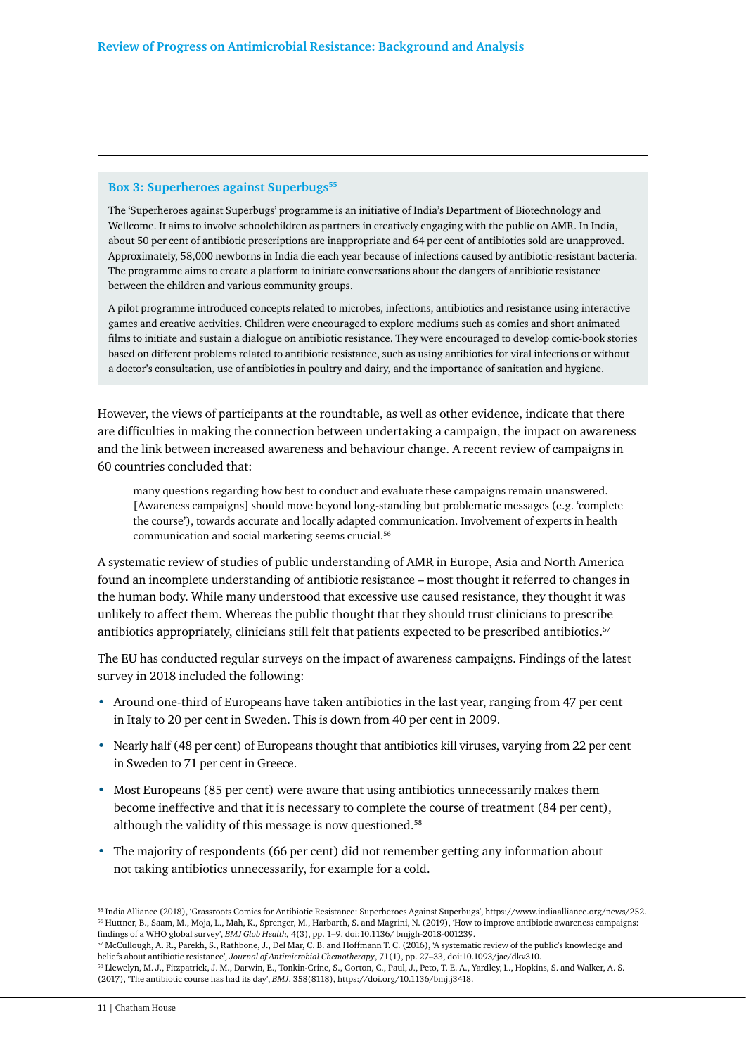### Box 3: Superheroes against Superbugs[55]

The 'Superheroes against Superbugs' programme is an initiative of India's Department of Biotechnology and Wellcome. It aims to involve schoolchildren as partners in creatively engaging with the public on AMR. In India, about 50 per cent of antibiotic prescriptions are inappropriate and 64 per cent of antibiotics sold are unapproved. Approximately, 58,000 newborns in India die each year because of infections caused by antibiotic-resistant bacteria. The programme aims to create a platform to initiate conversations about the dangers of antibiotic resistance between the children and various community groups.

A pilot programme introduced concepts related to microbes, infections, antibiotics and resistance using interactive games and creative activities. Children were encouraged to explore mediums such as comics and short animated films to initiate and sustain a dialogue on antibiotic resistance. They were encouraged to develop comic-book stories based on different problems related to antibiotic resistance, such as using antibiotics for viral infections or without a doctor's consultation, use of antibiotics in poultry and dairy, and the importance of sanitation and hygiene.

However, the views of participants at the roundtable, as well as other evidence, indicate that there are difficulties in making the connection between undertaking a campaign, the impact on awareness and the link between increased awareness and behaviour change. A recent review of campaigns in 60 countries concluded that:

> many questions regarding how best to conduct and evaluate these campaigns remain unanswered. [Awareness campaigns] should move beyond long-standing but problematic messages (e.g. 'complete the course'), towards accurate and locally adapted communication. Involvement of experts in health communication and social marketing seems crucial.[56]

A systematic review of studies of public understanding of AMR in Europe, Asia and North America found an incomplete understanding of antibiotic resistance – most thought it referred to changes in the human body. While many understood that excessive use caused resistance, they thought it was unlikely to affect them. Whereas the public thought that they should trust clinicians to prescribe antibiotics appropriately, clinicians still felt that patients expected to be prescribed antibiotics.[57]

The EU has conducted regular surveys on the impact of awareness campaigns. Findings of the latest survey in 2018 included the following:

- Around one-third of Europeans have taken antibiotics in the last year, ranging from 47 per cent in Italy to 20 per cent in Sweden. This is down from 40 per cent in 2009.
- Nearly half (48 per cent) of Europeans thought that antibiotics kill viruses, varying from 22 per cent in Sweden to 71 per cent in Greece.
- Most Europeans (85 per cent) were aware that using antibiotics unnecessarily makes them become ineffective and that it is necessary to complete the course of treatment (84 per cent), although the validity of this message is now questioned.[58]
- The majority of respondents (66 per cent) did not remember getting any information about not taking antibiotics unnecessarily, for example for a cold.

---

[55] India Alliance (2018), 'Grassroots Comics for Antibiotic Resistance: Superheroes Against Superbugs', https://www.indiaalliance.org/news/252.

[56] Huttner, B., Saam, M., Moja, L., Mah, K., Sprenger, M., Harbarth, S. and Magrini, N. (2019), 'How to improve antibiotic awareness campaigns: findings of a WHO global survey', *BMJ Glob Health*, 4(3), pp. 1–9, doi:10.1136/ bmjgh-2018-001239.

[57] McCullough, A. R., Parekh, S., Rathbone, J., Del Mar, C. B. and Hoffmann T. C. (2016), 'A systematic review of the public's knowledge and beliefs about antibiotic resistance', *Journal of Antimicrobial Chemotherapy*, 71(1), pp. 27–33, doi:10.1093/jac/dkv310.

[58] Llewelyn, M. J., Fitzpatrick, J. M., Darwin, E., Tonkin-Crine, S., Gorton, C., Paul, J., Peto, T. E. A., Yardley, L., Hopkins, S. and Walker, A. S. (2017), 'The antibiotic course has had its day', *BMJ*, 358(8118), https://doi.org/10.1136/bmj.j3418.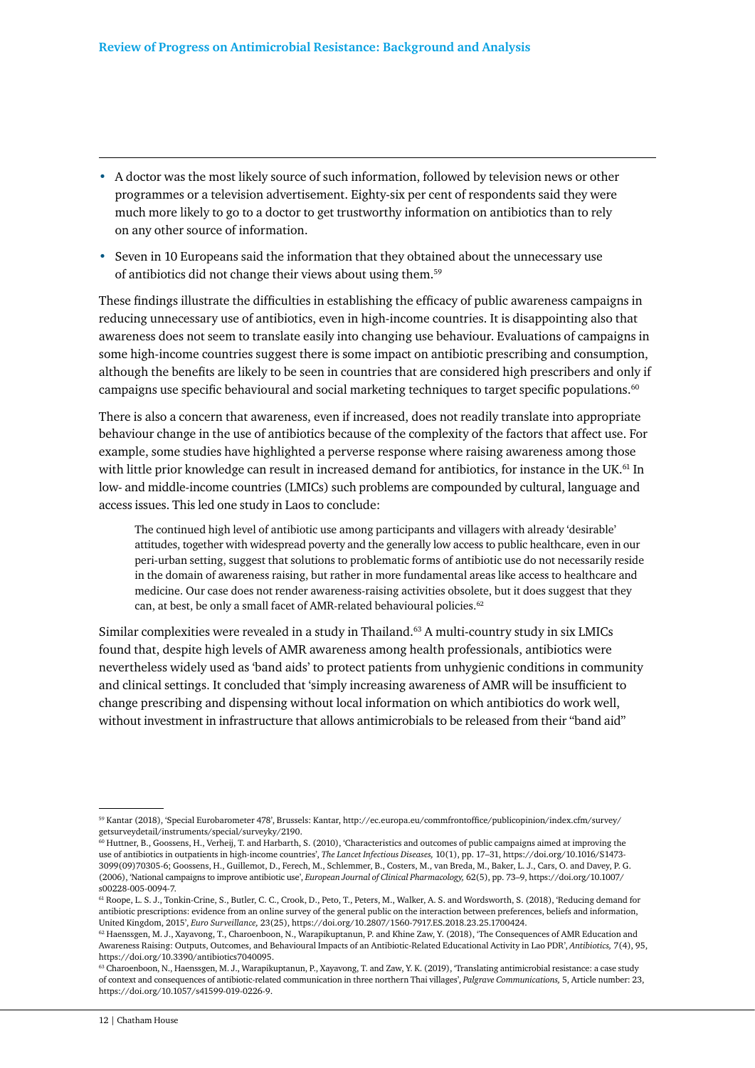- A doctor was the most likely source of such information, followed by television news or other programmes or a television advertisement. Eighty-six per cent of respondents said they were much more likely to go to a doctor to get trustworthy information on antibiotics than to rely on any other source of information.
- Seven in 10 Europeans said the information that they obtained about the unnecessary use of antibiotics did not change their views about using them.[59]

These findings illustrate the difficulties in establishing the efficacy of public awareness campaigns in reducing unnecessary use of antibiotics, even in high-income countries. It is disappointing also that awareness does not seem to translate easily into changing use behaviour. Evaluations of campaigns in some high-income countries suggest there is some impact on antibiotic prescribing and consumption, although the benefits are likely to be seen in countries that are considered high prescribers and only if campaigns use specific behavioural and social marketing techniques to target specific populations.[60]

There is also a concern that awareness, even if increased, does not readily translate into appropriate behaviour change in the use of antibiotics because of the complexity of the factors that affect use. For example, some studies have highlighted a perverse response where raising awareness among those with little prior knowledge can result in increased demand for antibiotics, for instance in the UK.[61] In low- and middle-income countries (LMICs) such problems are compounded by cultural, language and access issues. This led one study in Laos to conclude:

> The continued high level of antibiotic use among participants and villagers with already 'desirable' attitudes, together with widespread poverty and the generally low access to public healthcare, even in our peri-urban setting, suggest that solutions to problematic forms of antibiotic use do not necessarily reside in the domain of awareness raising, but rather in more fundamental areas like access to healthcare and medicine. Our case does not render awareness-raising activities obsolete, but it does suggest that they can, at best, be only a small facet of AMR-related behavioural policies.[62]

Similar complexities were revealed in a study in Thailand.[63] A multi-country study in six LMICs found that, despite high levels of AMR awareness among health professionals, antibiotics were nevertheless widely used as 'band aids' to protect patients from unhygienic conditions in community and clinical settings. It concluded that 'simply increasing awareness of AMR will be insufficient to change prescribing and dispensing without local information on which antibiotics do work well, without investment in infrastructure that allows antimicrobials to be released from their "band aid"

---

[59] Kantar (2018), 'Special Eurobarometer 478', Brussels: Kantar, http://ec.europa.eu/commfrontoffice/publicopinion/index.cfm/survey/getsurveydetail/instruments/special/surveyky/2190.

[60] Huttner, B., Goossens, H., Verheij, T. and Harbarth, S. (2010), 'Characteristics and outcomes of public campaigns aimed at improving the use of antibiotics in outpatients in high-income countries', *The Lancet Infectious Diseases,* 10(1), pp. 17–31, https://doi.org/10.1016/S1473-3099(09)70305-6; Goossens, H., Guillemot, D., Ferech, M., Schlemmer, B., Costers, M., van Breda, M., Baker, L. J., Cars, O. and Davey, P. G. (2006), 'National campaigns to improve antibiotic use', *European Journal of Clinical Pharmacology,* 62(5), pp. 73–9, https://doi.org/10.1007/s00228-005-0094-7.

[61] Roope, L. S. J., Tonkin-Crine, S., Butler, C. C., Crook, D., Peto, T., Peters, M., Walker, A. S. and Wordsworth, S. (2018), 'Reducing demand for antibiotic prescriptions: evidence from an online survey of the general public on the interaction between preferences, beliefs and information, United Kingdom, 2015', *Euro Surveillance,* 23(25), https://doi.org/10.2807/1560-7917.ES.2018.23.25.1700424.

[62] Haenssgen, M. J., Xayavong, T., Charoenboon, N., Warapikuptanun, P. and Khine Zaw, Y. (2018), 'The Consequences of AMR Education and Awareness Raising: Outputs, Outcomes, and Behavioural Impacts of an Antibiotic-Related Educational Activity in Lao PDR', *Antibiotics,* 7(4), 95, https://doi.org/10.3390/antibiotics7040095.

[63] Charoenboon, N., Haenssgen, M. J., Warapikuptanun, P., Xayavong, T. and Zaw, Y. K. (2019), 'Translating antimicrobial resistance: a case study of context and consequences of antibiotic-related communication in three northern Thai villages', *Palgrave Communications,* 5, Article number: 23, https://doi.org/10.1057/s41599-019-0226-9.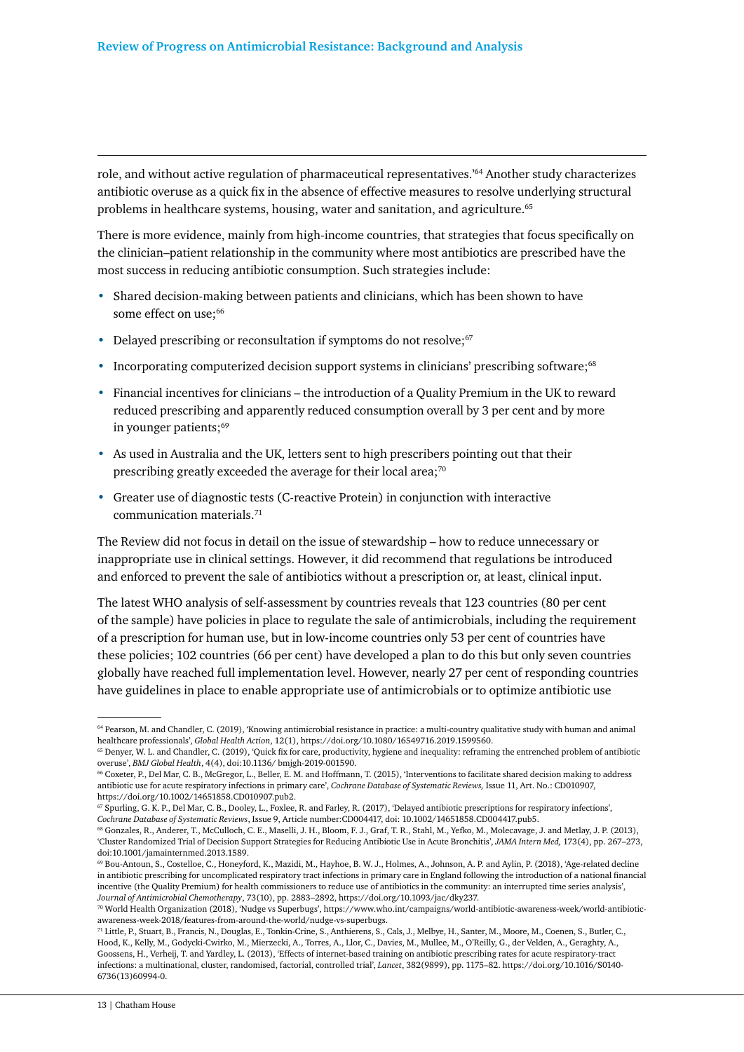role, and without active regulation of pharmaceutical representatives.'[64] Another study characterizes antibiotic overuse as a quick fix in the absence of effective measures to resolve underlying structural problems in healthcare systems, housing, water and sanitation, and agriculture.[65]

There is more evidence, mainly from high-income countries, that strategies that focus specifically on the clinician–patient relationship in the community where most antibiotics are prescribed have the most success in reducing antibiotic consumption. Such strategies include:

- Shared decision-making between patients and clinicians, which has been shown to have some effect on use;[66]
- Delayed prescribing or reconsultation if symptoms do not resolve;[67]
- Incorporating computerized decision support systems in clinicians' prescribing software;[68]
- Financial incentives for clinicians – the introduction of a Quality Premium in the UK to reward reduced prescribing and apparently reduced consumption overall by 3 per cent and by more in younger patients;[69]
- As used in Australia and the UK, letters sent to high prescribers pointing out that their prescribing greatly exceeded the average for their local area;[70]
- Greater use of diagnostic tests (C-reactive Protein) in conjunction with interactive communication materials.[71]

The Review did not focus in detail on the issue of stewardship – how to reduce unnecessary or inappropriate use in clinical settings. However, it did recommend that regulations be introduced and enforced to prevent the sale of antibiotics without a prescription or, at least, clinical input.

The latest WHO analysis of self-assessment by countries reveals that 123 countries (80 per cent of the sample) have policies in place to regulate the sale of antimicrobials, including the requirement of a prescription for human use, but in low-income countries only 53 per cent of countries have these policies; 102 countries (66 per cent) have developed a plan to do this but only seven countries globally have reached full implementation level. However, nearly 27 per cent of responding countries have guidelines in place to enable appropriate use of antimicrobials or to optimize antibiotic use

---

[64] Pearson, M. and Chandler, C. (2019), 'Knowing antimicrobial resistance in practice: a multi-country qualitative study with human and animal healthcare professionals', *Global Health Action*, 12(1), https://doi.org/10.1080/16549716.2019.1599560.

[65] Denyer, W. L. and Chandler, C. (2019), 'Quick fix for care, productivity, hygiene and inequality: reframing the entrenched problem of antibiotic overuse', *BMJ Global Health*, 4(4), doi:10.1136/ bmjgh-2019-001590.

[66] Coxeter, P., Del Mar, C. B., McGregor, L., Beller, E. M. and Hoffmann, T. (2015), 'Interventions to facilitate shared decision making to address antibiotic use for acute respiratory infections in primary care', *Cochrane Database of Systematic Reviews,* Issue 11, Art. No.: CD010907, https://doi.org/10.1002/14651858.CD010907.pub2.

[67] Spurling, G. K. P., Del Mar, C. B., Dooley, L., Foxlee, R. and Farley, R. (2017), 'Delayed antibiotic prescriptions for respiratory infections', *Cochrane Database of Systematic Reviews*, Issue 9, Article number:CD004417, doi: 10.1002/14651858.CD004417.pub5.

[68] Gonzales, R., Anderer, T., McCulloch, C. E., Maselli, J. H., Bloom, F. J., Graf, T. R., Stahl, M., Yefko, M., Molecavage, J. and Metlay, J. P. (2013), 'Cluster Randomized Trial of Decision Support Strategies for Reducing Antibiotic Use in Acute Bronchitis', *JAMA Intern Med,* 173(4), pp. 267–273, doi:10.1001/jamainternmed.2013.1589.

[69] Bou-Antoun, S., Costelloe, C., Honeyford, K., Mazidi, M., Hayhoe, B. W. J., Holmes, A., Johnson, A. P. and Aylin, P. (2018), 'Age-related decline in antibiotic prescribing for uncomplicated respiratory tract infections in primary care in England following the introduction of a national financial incentive (the Quality Premium) for health commissioners to reduce use of antibiotics in the community: an interrupted time series analysis', *Journal of Antimicrobial Chemotherapy*, 73(10), pp. 2883–2892, https://doi.org/10.1093/jac/dky237.

[70] World Health Organization (2018), 'Nudge vs Superbugs', https://www.who.int/campaigns/world-antibiotic-awareness-week/world-antibiotic-awareness-week-2018/features-from-around-the-world/nudge-vs-superbugs.

[71] Little, P., Stuart, B., Francis, N., Douglas, E., Tonkin-Crine, S., Anthierens, S., Cals, J., Melbye, H., Santer, M., Moore, M., Coenen, S., Butler, C., Hood, K., Kelly, M., Godycki-Cwirko, M., Mierzecki, A., Torres, A., Llor, C., Davies, M., Mullee, M., O'Reilly, G., der Velden, A., Geraghty, A., Goossens, H., Verheij, T. and Yardley, L. (2013), 'Effects of internet-based training on antibiotic prescribing rates for acute respiratory-tract infections: a multinational, cluster, randomised, factorial, controlled trial', *Lancet*, 382(9899), pp. 1175–82. https://doi.org/10.1016/S0140-6736(13)60994-0.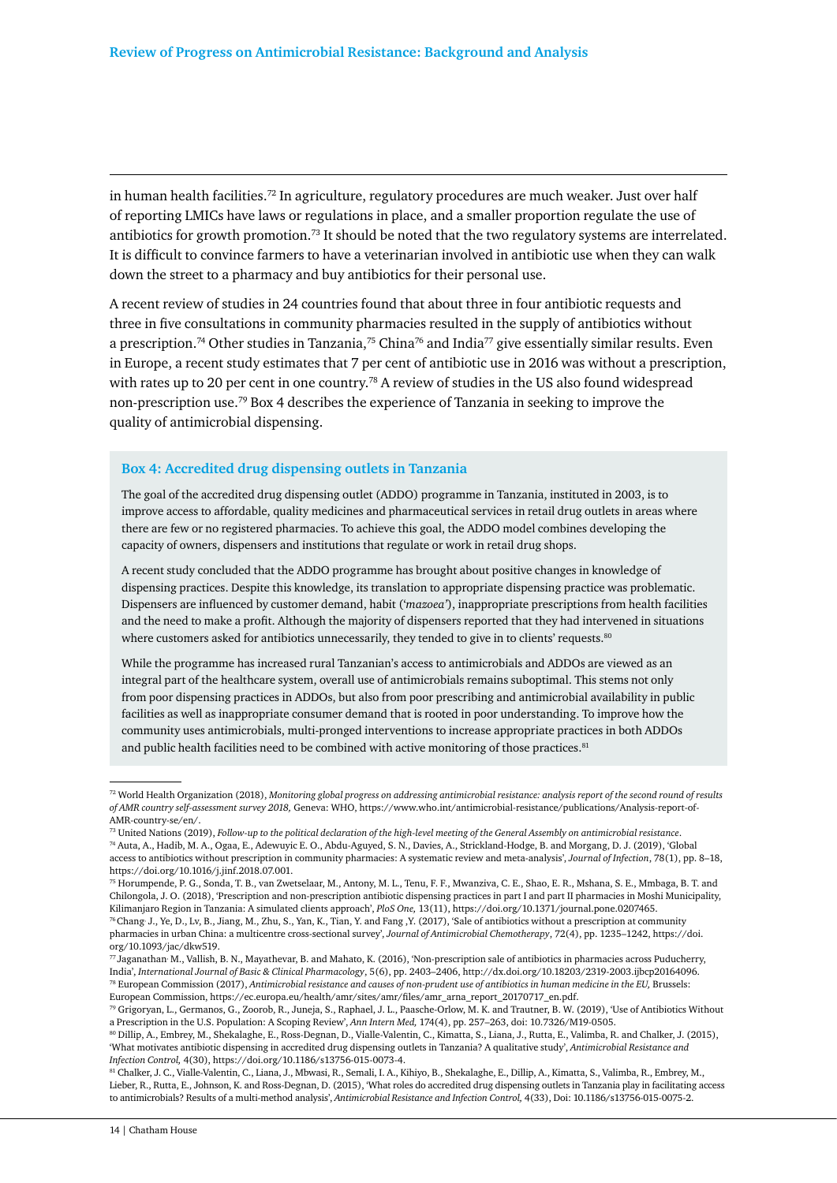in human health facilities.[72] In agriculture, regulatory procedures are much weaker. Just over half of reporting LMICs have laws or regulations in place, and a smaller proportion regulate the use of antibiotics for growth promotion.[73] It should be noted that the two regulatory systems are interrelated. It is difficult to convince farmers to have a veterinarian involved in antibiotic use when they can walk down the street to a pharmacy and buy antibiotics for their personal use.

A recent review of studies in 24 countries found that about three in four antibiotic requests and three in five consultations in community pharmacies resulted in the supply of antibiotics without a prescription.[74] Other studies in Tanzania,[75] China[76] and India[77] give essentially similar results. Even in Europe, a recent study estimates that 7 per cent of antibiotic use in 2016 was without a prescription, with rates up to 20 per cent in one country.[78] A review of studies in the US also found widespread non-prescription use.[79] Box 4 describes the experience of Tanzania in seeking to improve the quality of antimicrobial dispensing.

### Box 4: Accredited drug dispensing outlets in Tanzania

The goal of the accredited drug dispensing outlet (ADDO) programme in Tanzania, instituted in 2003, is to improve access to affordable, quality medicines and pharmaceutical services in retail drug outlets in areas where there are few or no registered pharmacies. To achieve this goal, the ADDO model combines developing the capacity of owners, dispensers and institutions that regulate or work in retail drug shops.

A recent study concluded that the ADDO programme has brought about positive changes in knowledge of dispensing practices. Despite this knowledge, its translation to appropriate dispensing practice was problematic. Dispensers are influenced by customer demand, habit (*'mazoea'*), inappropriate prescriptions from health facilities and the need to make a profit. Although the majority of dispensers reported that they had intervened in situations where customers asked for antibiotics unnecessarily, they tended to give in to clients' requests.[80]

While the programme has increased rural Tanzanian's access to antimicrobials and ADDOs are viewed as an integral part of the healthcare system, overall use of antimicrobials remains suboptimal. This stems not only from poor dispensing practices in ADDOs, but also from poor prescribing and antimicrobial availability in public facilities as well as inappropriate consumer demand that is rooted in poor understanding. To improve how the community uses antimicrobials, multi-pronged interventions to increase appropriate practices in both ADDOs and public health facilities need to be combined with active monitoring of those practices.[81]

---

[72] World Health Organization (2018), *Monitoring global progress on addressing antimicrobial resistance: analysis report of the second round of results of AMR country self-assessment survey 2018,* Geneva: WHO, https://www.who.int/antimicrobial-resistance/publications/Analysis-report-of-AMR-country-se/en/.

[73] United Nations (2019), *Follow-up to the political declaration of the high-level meeting of the General Assembly on antimicrobial resistance*.

[74] Auta, A., Hadib, M. A., Ogaa, E., Adewuyic E. O., Abdu-Aguyed, S. N., Davies, A., Strickland-Hodge, B. and Morgang, D. J. (2019), 'Global access to antibiotics without prescription in community pharmacies: A systematic review and meta-analysis', *Journal of Infection*, 78(1), pp. 8–18, https://doi.org/10.1016/j.jinf.2018.07.001.

[75] Horumpende, P. G., Sonda, T. B., van Zwetselaar, M., Antony, M. L., Tenu, F. F., Mwanziva, C. E., Shao, E. R., Mshana, S. E., Mmbaga, B. T. and Chilongola, J. O. (2018), 'Prescription and non-prescription antibiotic dispensing practices in part I and part II pharmacies in Moshi Municipality, Kilimanjaro Region in Tanzania: A simulated clients approach', *PloS One,* 13(11), https://doi.org/10.1371/journal.pone.0207465.

[76] Chang J., Ye, D., Lv, B., Jiang, M., Zhu, S., Yan, K., Tian, Y. and Fang ,Y. (2017), 'Sale of antibiotics without a prescription at community pharmacies in urban China: a multicentre cross-sectional survey', *Journal of Antimicrobial Chemotherapy*, 72(4), pp. 1235–1242, https://doi.org/10.1093/jac/dkw519.

[77] Jaganathan M., Vallish, B. N., Mayathevar, B. and Mahato, K. (2016), 'Non-prescription sale of antibiotics in pharmacies across Puducherry, India', *International Journal of Basic & Clinical Pharmacology*, 5(6), pp. 2403–2406, http://dx.doi.org/10.18203/2319-2003.ijbcp20164096.

[78] European Commission (2017), *Antimicrobial resistance and causes of non-prudent use of antibiotics in human medicine in the EU,* Brussels: European Commission, https://ec.europa.eu/health/amr/sites/amr/files/amr_arna_report_20170717_en.pdf.

[79] Grigoryan, L., Germanos, G., Zoorob, R., Juneja, S., Raphael, J. L., Paasche-Orlow, M. K. and Trautner, B. W. (2019), 'Use of Antibiotics Without a Prescription in the U.S. Population: A Scoping Review', *Ann Intern Med,* 174(4), pp. 257–263, doi: 10.7326/M19-0505.

[80] Dillip, A., Embrey, M., Shekalaghe, E., Ross-Degnan, D., Vialle-Valentin, C., Kimatta, S., Liana, J., Rutta, E., Valimba, R. and Chalker, J. (2015), 'What motivates antibiotic dispensing in accredited drug dispensing outlets in Tanzania? A qualitative study', *Antimicrobial Resistance and Infection Control,* 4(30), https://doi.org/10.1186/s13756-015-0073-4.

[81] Chalker, J. C., Vialle-Valentin, C., Liana, J., Mbwasi, R., Semali, I. A., Kihiyo, B., Shekalaghe, E., Dillip, A., Kimatta, S., Valimba, R., Embrey, M., Lieber, R., Rutta, E., Johnson, K. and Ross-Degnan, D. (2015), 'What roles do accredited drug dispensing outlets in Tanzania play in facilitating access to antimicrobials? Results of a multi-method analysis', *Antimicrobial Resistance and Infection Control,* 4(33), Doi: 10.1186/s13756-015-0075-2.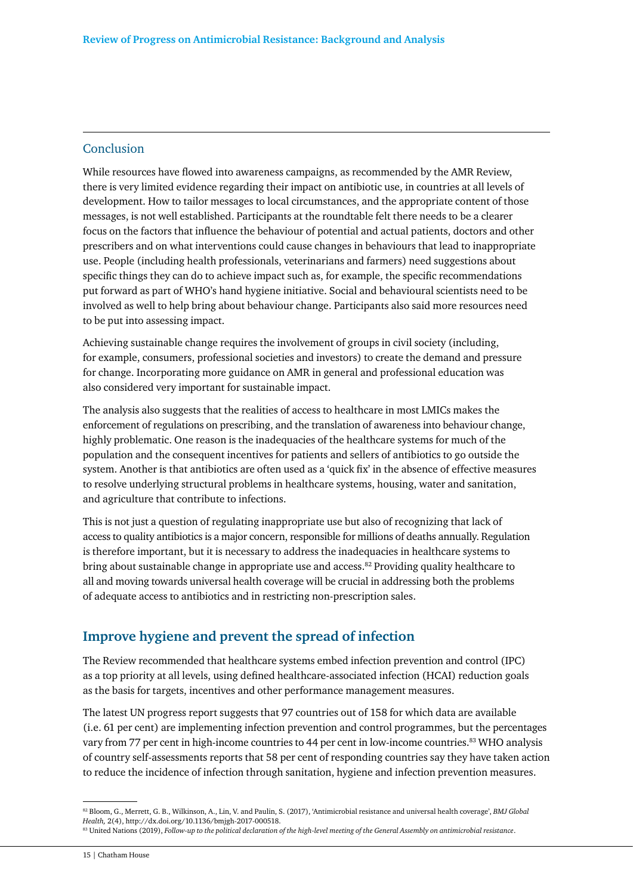### Conclusion

While resources have flowed into awareness campaigns, as recommended by the AMR Review, there is very limited evidence regarding their impact on antibiotic use, in countries at all levels of development. How to tailor messages to local circumstances, and the appropriate content of those messages, is not well established. Participants at the roundtable felt there needs to be a clearer focus on the factors that influence the behaviour of potential and actual patients, doctors and other prescribers and on what interventions could cause changes in behaviours that lead to inappropriate use. People (including health professionals, veterinarians and farmers) need suggestions about specific things they can do to achieve impact such as, for example, the specific recommendations put forward as part of WHO's hand hygiene initiative. Social and behavioural scientists need to be involved as well to help bring about behaviour change. Participants also said more resources need to be put into assessing impact.

Achieving sustainable change requires the involvement of groups in civil society (including, for example, consumers, professional societies and investors) to create the demand and pressure for change. Incorporating more guidance on AMR in general and professional education was also considered very important for sustainable impact.

The analysis also suggests that the realities of access to healthcare in most LMICs makes the enforcement of regulations on prescribing, and the translation of awareness into behaviour change, highly problematic. One reason is the inadequacies of the healthcare systems for much of the population and the consequent incentives for patients and sellers of antibiotics to go outside the system. Another is that antibiotics are often used as a 'quick fix' in the absence of effective measures to resolve underlying structural problems in healthcare systems, housing, water and sanitation, and agriculture that contribute to infections.

This is not just a question of regulating inappropriate use but also of recognizing that lack of access to quality antibiotics is a major concern, responsible for millions of deaths annually. Regulation is therefore important, but it is necessary to address the inadequacies in healthcare systems to bring about sustainable change in appropriate use and access.[82] Providing quality healthcare to all and moving towards universal health coverage will be crucial in addressing both the problems of adequate access to antibiotics and in restricting non-prescription sales.

## Improve hygiene and prevent the spread of infection

The Review recommended that healthcare systems embed infection prevention and control (IPC) as a top priority at all levels, using defined healthcare-associated infection (HCAI) reduction goals as the basis for targets, incentives and other performance management measures.

The latest UN progress report suggests that 97 countries out of 158 for which data are available (i.e. 61 per cent) are implementing infection prevention and control programmes, but the percentages vary from 77 per cent in high-income countries to 44 per cent in low-income countries.[83] WHO analysis of country self-assessments reports that 58 per cent of responding countries say they have taken action to reduce the incidence of infection through sanitation, hygiene and infection prevention measures.

---

[82] Bloom, G., Merrett, G. B., Wilkinson, A., Lin, V. and Paulin, S. (2017), 'Antimicrobial resistance and universal health coverage', *BMJ Global Health,* 2(4), http://dx.doi.org/10.1136/bmjgh-2017-000518.

[83] United Nations (2019), *Follow-up to the political declaration of the high-level meeting of the General Assembly on antimicrobial resistance*.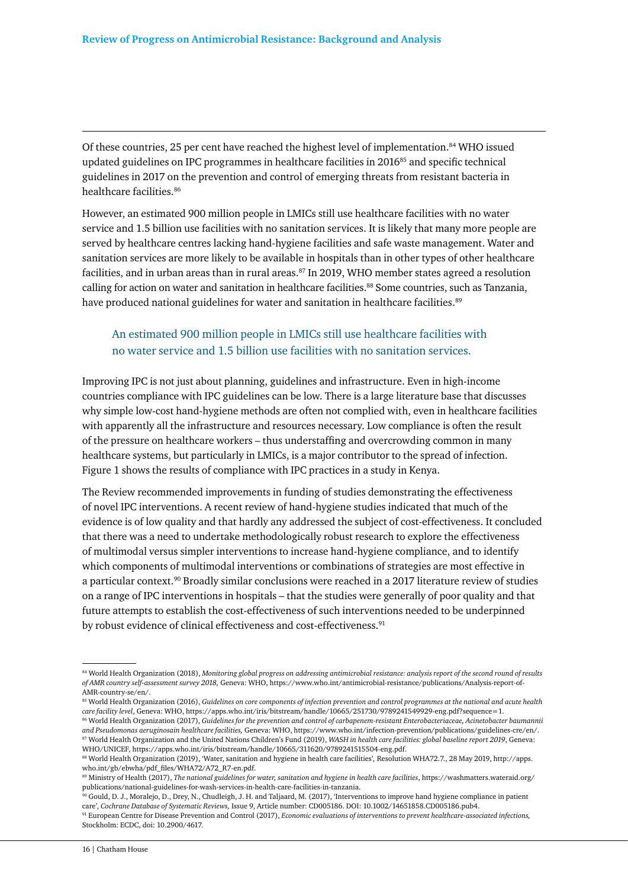Of these countries, 25 per cent have reached the highest level of implementation.[84] WHO issued updated guidelines on IPC programmes in healthcare facilities in 2016[85] and specific technical guidelines in 2017 on the prevention and control of emerging threats from resistant bacteria in healthcare facilities.[86]

However, an estimated 900 million people in LMICs still use healthcare facilities with no water service and 1.5 billion use facilities with no sanitation services. It is likely that many more people are served by healthcare centres lacking hand-hygiene facilities and safe waste management. Water and sanitation services are more likely to be available in hospitals than in other types of other healthcare facilities, and in urban areas than in rural areas.[87] In 2019, WHO member states agreed a resolution calling for action on water and sanitation in healthcare facilities.[88] Some countries, such as Tanzania, have produced national guidelines for water and sanitation in healthcare facilities.[89]

> An estimated 900 million people in LMICs still use healthcare facilities with no water service and 1.5 billion use facilities with no sanitation services.

Improving IPC is not just about planning, guidelines and infrastructure. Even in high-income countries compliance with IPC guidelines can be low. There is a large literature base that discusses why simple low-cost hand-hygiene methods are often not complied with, even in healthcare facilities with apparently all the infrastructure and resources necessary. Low compliance is often the result of the pressure on healthcare workers – thus understaffing and overcrowding common in many healthcare systems, but particularly in LMICs, is a major contributor to the spread of infection. Figure 1 shows the results of compliance with IPC practices in a study in Kenya.

The Review recommended improvements in funding of studies demonstrating the effectiveness of novel IPC interventions. A recent review of hand-hygiene studies indicated that much of the evidence is of low quality and that hardly any addressed the subject of cost-effectiveness. It concluded that there was a need to undertake methodologically robust research to explore the effectiveness of multimodal versus simpler interventions to increase hand-hygiene compliance, and to identify which components of multimodal interventions or combinations of strategies are most effective in a particular context.[90] Broadly similar conclusions were reached in a 2017 literature review of studies on a range of IPC interventions in hospitals – that the studies were generally of poor quality and that future attempts to establish the cost-effectiveness of such interventions needed to be underpinned by robust evidence of clinical effectiveness and cost-effectiveness.[91]

---

[84] World Health Organization (2018), *Monitoring global progress on addressing antimicrobial resistance: analysis report of the second round of results of AMR country self-assessment survey 2018,* Geneva: WHO, https://www.who.int/antimicrobial-resistance/publications/Analysis-report-of-AMR-country-se/en/.

[85] World Health Organization (2016), *Guidelines on core components of infection prevention and control programmes at the national and acute health care facility level*, Geneva: WHO, https://apps.who.int/iris/bitstream/handle/10665/251730/9789241549929-eng.pdf?sequence=1.

[86] World Health Organization (2017), *Guidelines for the prevention and control of carbapenem-resistant Enterobacteriaceae, Acinetobacter baumannii and Pseudomonas aeruginosain healthcare facilities,* Geneva: WHO, https://www.who.int/infection-prevention/publications/guidelines-cre/en/.

[87] World Health Organization and the United Nations Children's Fund (2019), *WASH in health care facilities: global baseline report 2019*, Geneva: WHO/UNICEF, https://apps.who.int/iris/bitstream/handle/10665/311620/9789241515504-eng.pdf.

[88] World Health Organization (2019), 'Water, sanitation and hygiene in health care facilities', Resolution WHA72.7., 28 May 2019, http://apps.who.int/gb/ebwha/pdf_files/WHA72/A72_R7-en.pdf.

[89] Ministry of Health (2017), *The national guidelines for water, sanitation and hygiene in health care facilities*, https://washmatters.wateraid.org/publications/national-guidelines-for-wash-services-in-health-care-facilities-in-tanzania.

[90] Gould, D. J., Moralejo, D., Drey, N., Chudleigh, J. H. and Taljaard, M. (2017), 'Interventions to improve hand hygiene compliance in patient care', *Cochrane Database of Systematic Reviews,* Issue 9, Article number: CD005186. DOI: 10.1002/14651858.CD005186.pub4.

[91] European Centre for Disease Prevention and Control (2017), *Economic evaluations of interventions to prevent healthcare-associated infections,* Stockholm: ECDC, doi: 10.2900/4617.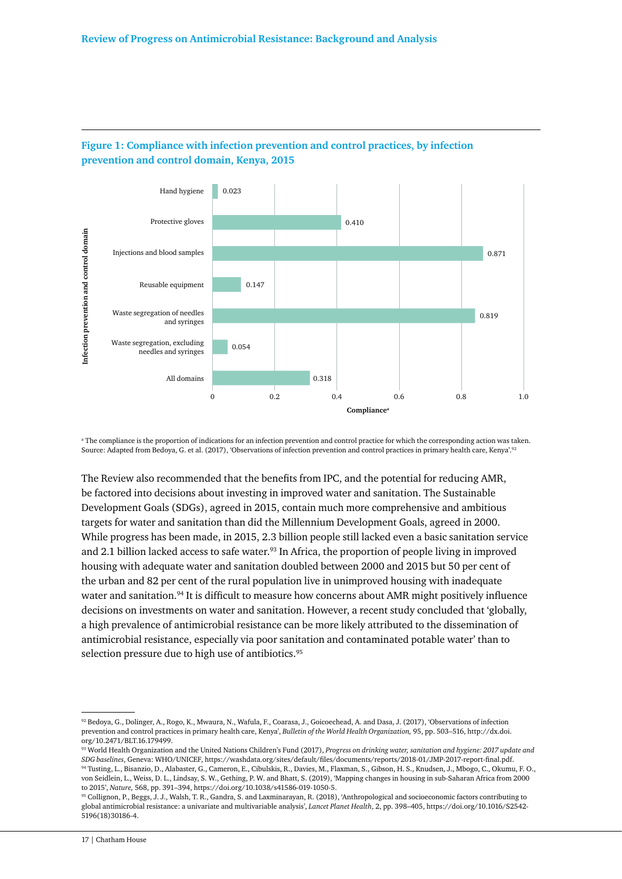**Figure 1: Compliance with infection prevention and control practices, by infection prevention and control domain, Kenya, 2015**

| Infection prevention and control domain | Compliance[a] |
| --- | --- |
| Hand hygiene | 0.023 |
| Protective gloves | 0.410 |
| Injections and blood samples | 0.871 |
| Reusable equipment | 0.147 |
| Waste segregation of needles and syringes | 0.819 |
| Waste segregation, excluding needles and syringes | 0.054 |
| All domains | 0.318 |

[a] The compliance is the proportion of indications for an infection prevention and control practice for which the corresponding action was taken.
Source: Adapted from Bedoya, G. et al. (2017), 'Observations of infection prevention and control practices in primary health care, Kenya'.[92]

The Review also recommended that the benefits from IPC, and the potential for reducing AMR, be factored into decisions about investing in improved water and sanitation. The Sustainable Development Goals (SDGs), agreed in 2015, contain much more comprehensive and ambitious targets for water and sanitation than did the Millennium Development Goals, agreed in 2000. While progress has been made, in 2015, 2.3 billion people still lacked even a basic sanitation service and 2.1 billion lacked access to safe water.[93] In Africa, the proportion of people living in improved housing with adequate water and sanitation doubled between 2000 and 2015 but 50 per cent of the urban and 82 per cent of the rural population live in unimproved housing with inadequate water and sanitation.[94] It is difficult to measure how concerns about AMR might positively influence decisions on investments on water and sanitation. However, a recent study concluded that 'globally, a high prevalence of antimicrobial resistance can be more likely attributed to the dissemination of antimicrobial resistance, especially via poor sanitation and contaminated potable water' than to selection pressure due to high use of antibiotics.[95]

---

[92] Bedoya, G., Dolinger, A., Rogo, K., Mwaura, N., Wafula, F., Coarasa, J., Goicoechead, A. and Dasa, J. (2017), 'Observations of infection prevention and control practices in primary health care, Kenya', *Bulletin of the World Health Organization,* 95, pp. 503–516, http://dx.doi.org/10.2471/BLT.16.179499.

[93] World Health Organization and the United Nations Children's Fund (2017), *Progress on drinking water, sanitation and hygiene: 2017 update and SDG baselines*, Geneva: WHO/UNICEF, https://washdata.org/sites/default/files/documents/reports/2018-01/JMP-2017-report-final.pdf.

[94] Tusting, L., Bisanzio, D., Alabaster, G., Cameron, E., Cibulskis, R., Davies, M., Flaxman, S., Gibson, H. S., Knudsen, J., Mbogo, C., Okumu, F. O., von Seidlein, L., Weiss, D. L., Lindsay, S. W., Gething, P. W. and Bhatt, S. (2019), 'Mapping changes in housing in sub-Saharan Africa from 2000 to 2015', *Nature,* 568, pp. 391–394, https://doi.org/10.1038/s41586-019-1050-5.

[95] Collignon, P., Beggs, J. J., Walsh, T. R., Gandra, S. and Laxminarayan, R. (2018), 'Anthropological and socioeconomic factors contributing to global antimicrobial resistance: a univariate and multivariable analysis', *Lancet Planet Health*, 2, pp. 398–405, https://doi.org/10.1016/S2542-5196(18)30186-4.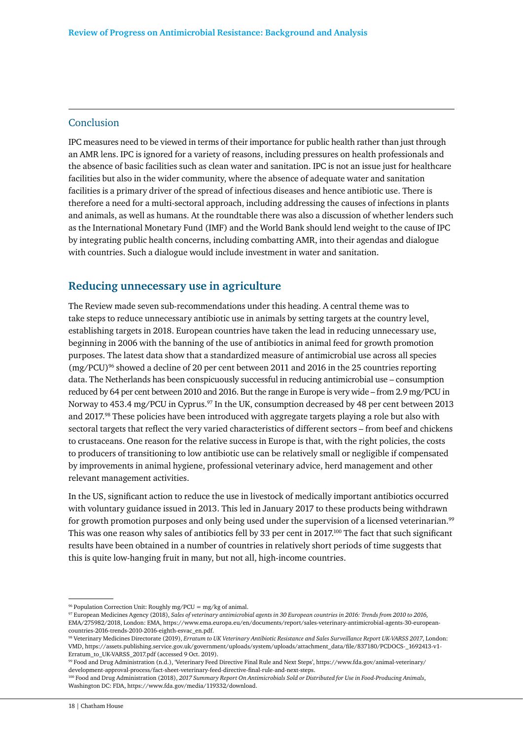## Conclusion

IPC measures need to be viewed in terms of their importance for public health rather than just through an AMR lens. IPC is ignored for a variety of reasons, including pressures on health professionals and the absence of basic facilities such as clean water and sanitation. IPC is not an issue just for healthcare facilities but also in the wider community, where the absence of adequate water and sanitation facilities is a primary driver of the spread of infectious diseases and hence antibiotic use. There is therefore a need for a multi-sectoral approach, including addressing the causes of infections in plants and animals, as well as humans. At the roundtable there was also a discussion of whether lenders such as the International Monetary Fund (IMF) and the World Bank should lend weight to the cause of IPC by integrating public health concerns, including combatting AMR, into their agendas and dialogue with countries. Such a dialogue would include investment in water and sanitation.

## Reducing unnecessary use in agriculture

The Review made seven sub-recommendations under this heading. A central theme was to take steps to reduce unnecessary antibiotic use in animals by setting targets at the country level, establishing targets in 2018. European countries have taken the lead in reducing unnecessary use, beginning in 2006 with the banning of the use of antibiotics in animal feed for growth promotion purposes. The latest data show that a standardized measure of antimicrobial use across all species (mg/PCU)[96] showed a decline of 20 per cent between 2011 and 2016 in the 25 countries reporting data. The Netherlands has been conspicuously successful in reducing antimicrobial use – consumption reduced by 64 per cent between 2010 and 2016. But the range in Europe is very wide – from 2.9 mg/PCU in Norway to 453.4 mg/PCU in Cyprus.[97] In the UK, consumption decreased by 48 per cent between 2013 and 2017.[98] These policies have been introduced with aggregate targets playing a role but also with sectoral targets that reflect the very varied characteristics of different sectors – from beef and chickens to crustaceans. One reason for the relative success in Europe is that, with the right policies, the costs to producers of transitioning to low antibiotic use can be relatively small or negligible if compensated by improvements in animal hygiene, professional veterinary advice, herd management and other relevant management activities.

In the US, significant action to reduce the use in livestock of medically important antibiotics occurred with voluntary guidance issued in 2013. This led in January 2017 to these products being withdrawn for growth promotion purposes and only being used under the supervision of a licensed veterinarian.[99] This was one reason why sales of antibiotics fell by 33 per cent in 2017.[100] The fact that such significant results have been obtained in a number of countries in relatively short periods of time suggests that this is quite low-hanging fruit in many, but not all, high-income countries.

---

[96] Population Correction Unit: Roughly mg/PCU = mg/kg of animal.

[97] European Medicines Agency (2018), *Sales of veterinary antimicrobial agents in 30 European countries in 2016: Trends from 2010 to 2016,* EMA/275982/2018, London: EMA, https://www.ema.europa.eu/en/documents/report/sales-veterinary-antimicrobial-agents-30-european-countries-2016-trends-2010-2016-eighth-esvac_en.pdf.

[98] Veterinary Medicines Directorate (2019), *Erratum to UK Veterinary Antibiotic Resistance and Sales Surveillance Report UK-VARSS 2017*, London: VMD, https://assets.publishing.service.gov.uk/government/uploads/system/uploads/attachment_data/file/837180/PCDOCS-_1692413-v1-Erratum_to_UK-VARSS_2017.pdf (accessed 9 Oct. 2019).

[99] Food and Drug Administration (n.d.), 'Veterinary Feed Directive Final Rule and Next Steps', https://www.fda.gov/animal-veterinary/development-approval-process/fact-sheet-veterinary-feed-directive-final-rule-and-next-steps.

[100] Food and Drug Administration (2018), *2017 Summary Report On Antimicrobials Sold or Distributed for Use in Food-Producing Animals*, Washington DC: FDA, https://www.fda.gov/media/119332/download.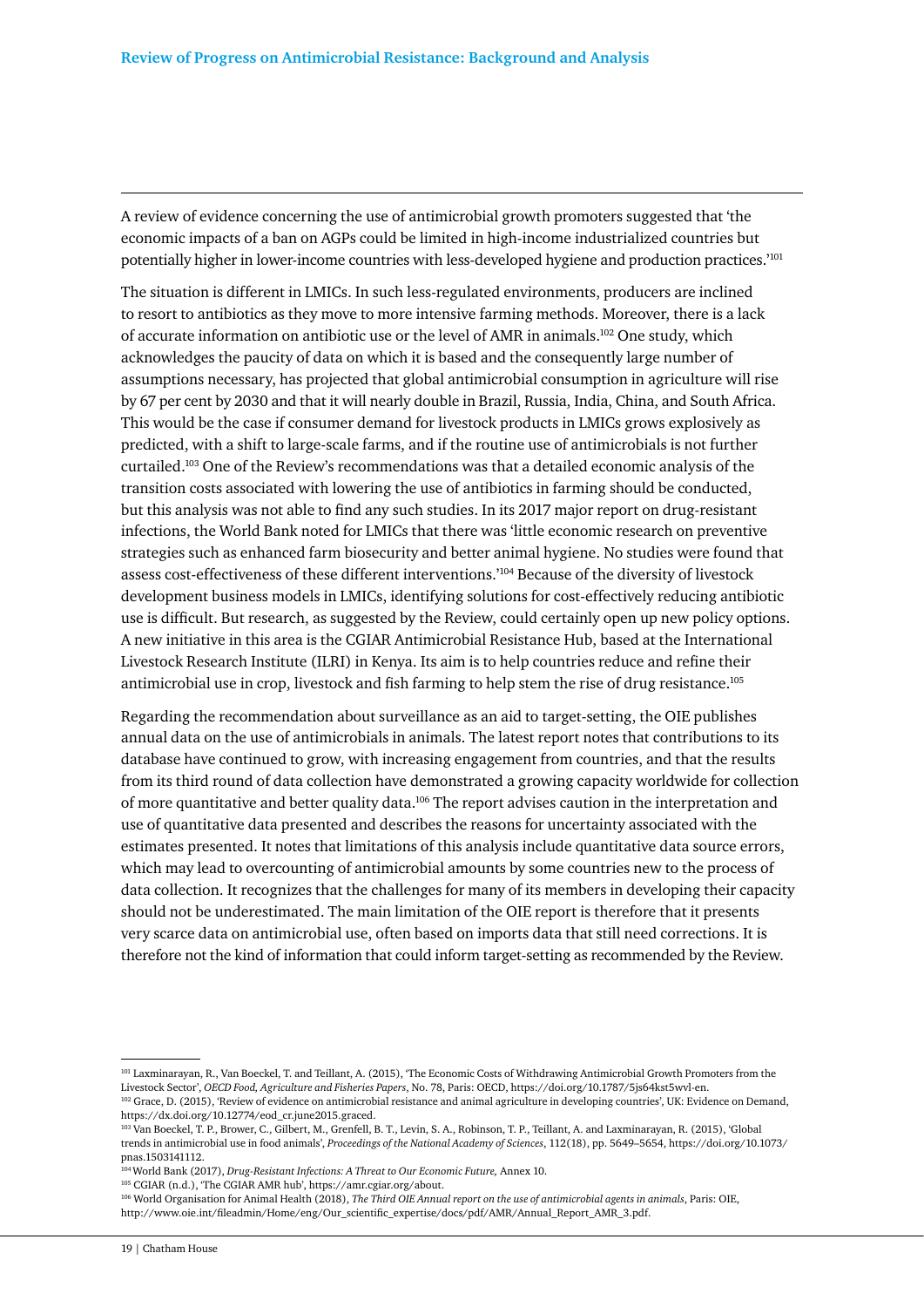A review of evidence concerning the use of antimicrobial growth promoters suggested that 'the economic impacts of a ban on AGPs could be limited in high-income industrialized countries but potentially higher in lower-income countries with less-developed hygiene and production practices.'[101]

The situation is different in LMICs. In such less-regulated environments, producers are inclined to resort to antibiotics as they move to more intensive farming methods. Moreover, there is a lack of accurate information on antibiotic use or the level of AMR in animals.[102] One study, which acknowledges the paucity of data on which it is based and the consequently large number of assumptions necessary, has projected that global antimicrobial consumption in agriculture will rise by 67 per cent by 2030 and that it will nearly double in Brazil, Russia, India, China, and South Africa. This would be the case if consumer demand for livestock products in LMICs grows explosively as predicted, with a shift to large-scale farms, and if the routine use of antimicrobials is not further curtailed.[103] One of the Review's recommendations was that a detailed economic analysis of the transition costs associated with lowering the use of antibiotics in farming should be conducted, but this analysis was not able to find any such studies. In its 2017 major report on drug-resistant infections, the World Bank noted for LMICs that there was 'little economic research on preventive strategies such as enhanced farm biosecurity and better animal hygiene. No studies were found that assess cost-effectiveness of these different interventions.'[104] Because of the diversity of livestock development business models in LMICs, identifying solutions for cost-effectively reducing antibiotic use is difficult. But research, as suggested by the Review, could certainly open up new policy options. A new initiative in this area is the CGIAR Antimicrobial Resistance Hub, based at the International Livestock Research Institute (ILRI) in Kenya. Its aim is to help countries reduce and refine their antimicrobial use in crop, livestock and fish farming to help stem the rise of drug resistance.[105]

Regarding the recommendation about surveillance as an aid to target-setting, the OIE publishes annual data on the use of antimicrobials in animals. The latest report notes that contributions to its database have continued to grow, with increasing engagement from countries, and that the results from its third round of data collection have demonstrated a growing capacity worldwide for collection of more quantitative and better quality data.[106] The report advises caution in the interpretation and use of quantitative data presented and describes the reasons for uncertainty associated with the estimates presented. It notes that limitations of this analysis include quantitative data source errors, which may lead to overcounting of antimicrobial amounts by some countries new to the process of data collection. It recognizes that the challenges for many of its members in developing their capacity should not be underestimated. The main limitation of the OIE report is therefore that it presents very scarce data on antimicrobial use, often based on imports data that still need corrections. It is therefore not the kind of information that could inform target-setting as recommended by the Review.

---

[101] Laxminarayan, R., Van Boeckel, T. and Teillant, A. (2015), 'The Economic Costs of Withdrawing Antimicrobial Growth Promoters from the Livestock Sector', *OECD Food, Agriculture and Fisheries Papers*, No. 78, Paris: OECD, https://doi.org/10.1787/5js64kst5wvl-en.

[102] Grace, D. (2015), 'Review of evidence on antimicrobial resistance and animal agriculture in developing countries', UK: Evidence on Demand, https://dx.doi.org/10.12774/eod_cr.june2015.graced.

[103] Van Boeckel, T. P., Brower, C., Gilbert, M., Grenfell, B. T., Levin, S. A., Robinson, T. P., Teillant, A. and Laxminarayan, R. (2015), 'Global trends in antimicrobial use in food animals', *Proceedings of the National Academy of Sciences*, 112(18), pp. 5649–5654, https://doi.org/10.1073/pnas.1503141112.

[104] World Bank (2017), *Drug-Resistant Infections: A Threat to Our Economic Future,* Annex 10.

[105] CGIAR (n.d.), 'The CGIAR AMR hub', https://amr.cgiar.org/about.

[106] World Organisation for Animal Health (2018), *The Third OIE Annual report on the use of antimicrobial agents in animals*, Paris: OIE, http://www.oie.int/fileadmin/Home/eng/Our_scientific_expertise/docs/pdf/AMR/Annual_Report_AMR_3.pdf.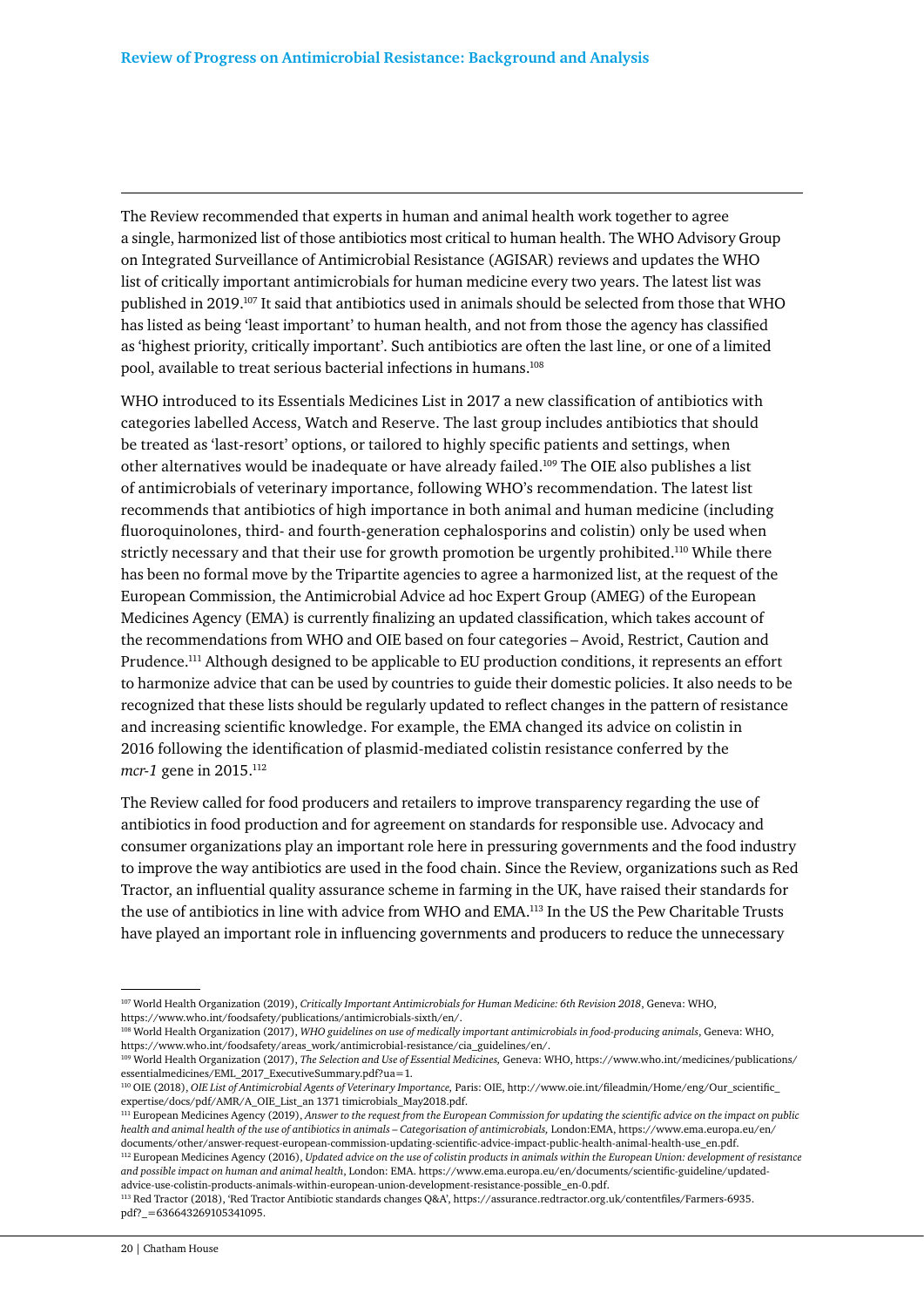The Review recommended that experts in human and animal health work together to agree a single, harmonized list of those antibiotics most critical to human health. The WHO Advisory Group on Integrated Surveillance of Antimicrobial Resistance (AGISAR) reviews and updates the WHO list of critically important antimicrobials for human medicine every two years. The latest list was published in 2019.[107] It said that antibiotics used in animals should be selected from those that WHO has listed as being 'least important' to human health, and not from those the agency has classified as 'highest priority, critically important'. Such antibiotics are often the last line, or one of a limited pool, available to treat serious bacterial infections in humans.[108]

WHO introduced to its Essentials Medicines List in 2017 a new classification of antibiotics with categories labelled Access, Watch and Reserve. The last group includes antibiotics that should be treated as 'last-resort' options, or tailored to highly specific patients and settings, when other alternatives would be inadequate or have already failed.[109] The OIE also publishes a list of antimicrobials of veterinary importance, following WHO's recommendation. The latest list recommends that antibiotics of high importance in both animal and human medicine (including fluoroquinolones, third- and fourth-generation cephalosporins and colistin) only be used when strictly necessary and that their use for growth promotion be urgently prohibited.[110] While there has been no formal move by the Tripartite agencies to agree a harmonized list, at the request of the European Commission, the Antimicrobial Advice ad hoc Expert Group (AMEG) of the European Medicines Agency (EMA) is currently finalizing an updated classification, which takes account of the recommendations from WHO and OIE based on four categories – Avoid, Restrict, Caution and Prudence.[111] Although designed to be applicable to EU production conditions, it represents an effort to harmonize advice that can be used by countries to guide their domestic policies. It also needs to be recognized that these lists should be regularly updated to reflect changes in the pattern of resistance and increasing scientific knowledge. For example, the EMA changed its advice on colistin in 2016 following the identification of plasmid-mediated colistin resistance conferred by the *mcr-1* gene in 2015.[112]

The Review called for food producers and retailers to improve transparency regarding the use of antibiotics in food production and for agreement on standards for responsible use. Advocacy and consumer organizations play an important role here in pressuring governments and the food industry to improve the way antibiotics are used in the food chain. Since the Review, organizations such as Red Tractor, an influential quality assurance scheme in farming in the UK, have raised their standards for the use of antibiotics in line with advice from WHO and EMA.[113] In the US the Pew Charitable Trusts have played an important role in influencing governments and producers to reduce the unnecessary

---

[107] World Health Organization (2019), *Critically Important Antimicrobials for Human Medicine: 6th Revision 2018*, Geneva: WHO, https://www.who.int/foodsafety/publications/antimicrobials-sixth/en/.

[108] World Health Organization (2017), *WHO guidelines on use of medically important antimicrobials in food-producing animals*, Geneva: WHO, https://www.who.int/foodsafety/areas_work/antimicrobial-resistance/cia_guidelines/en/.

[109] World Health Organization (2017), *The Selection and Use of Essential Medicines,* Geneva: WHO, https://www.who.int/medicines/publications/essentialmedicines/EML_2017_ExecutiveSummary.pdf?ua=1.

[110] OIE (2018), *OIE List of Antimicrobial Agents of Veterinary Importance,* Paris: OIE, http://www.oie.int/fileadmin/Home/eng/Our_scientific_expertise/docs/pdf/AMR/A_OIE_List_an 1371 timicrobials_May2018.pdf.

[111] European Medicines Agency (2019), *Answer to the request from the European Commission for updating the scientific advice on the impact on public health and animal health of the use of antibiotics in animals – Categorisation of antimicrobials,* London:EMA, https://www.ema.europa.eu/en/documents/other/answer-request-european-commission-updating-scientific-advice-impact-public-health-animal-health-use_en.pdf.

[112] European Medicines Agency (2016), *Updated advice on the use of colistin products in animals within the European Union: development of resistance and possible impact on human and animal health*, London: EMA. https://www.ema.europa.eu/en/documents/scientific-guideline/updated-advice-use-colistin-products-animals-within-european-union-development-resistance-possible_en-0.pdf.

[113] Red Tractor (2018), 'Red Tractor Antibiotic standards changes Q&A', https://assurance.redtractor.org.uk/contentfiles/Farmers-6935.pdf?_=636643269105341095.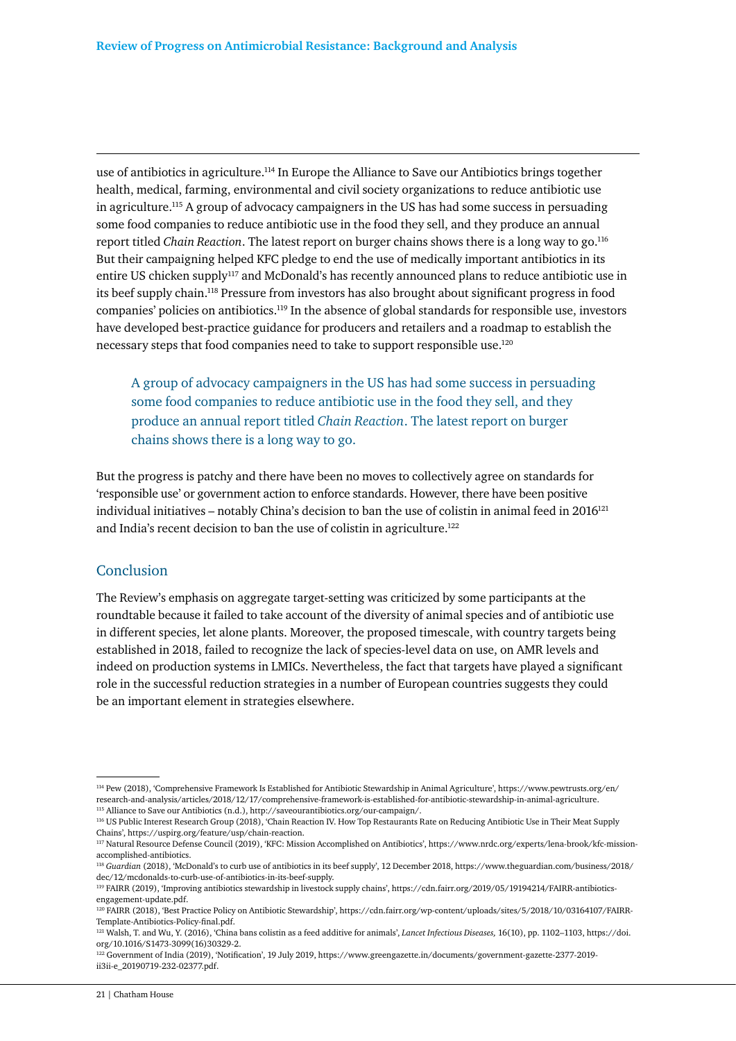use of antibiotics in agriculture.[114] In Europe the Alliance to Save our Antibiotics brings together health, medical, farming, environmental and civil society organizations to reduce antibiotic use in agriculture.[115] A group of advocacy campaigners in the US has had some success in persuading some food companies to reduce antibiotic use in the food they sell, and they produce an annual report titled *Chain Reaction*. The latest report on burger chains shows there is a long way to go.[116] But their campaigning helped KFC pledge to end the use of medically important antibiotics in its entire US chicken supply[117] and McDonald's has recently announced plans to reduce antibiotic use in its beef supply chain.[118] Pressure from investors has also brought about significant progress in food companies' policies on antibiotics.[119] In the absence of global standards for responsible use, investors have developed best-practice guidance for producers and retailers and a roadmap to establish the necessary steps that food companies need to take to support responsible use.[120]

> A group of advocacy campaigners in the US has had some success in persuading some food companies to reduce antibiotic use in the food they sell, and they produce an annual report titled *Chain Reaction*. The latest report on burger chains shows there is a long way to go.

But the progress is patchy and there have been no moves to collectively agree on standards for 'responsible use' or government action to enforce standards. However, there have been positive individual initiatives – notably China's decision to ban the use of colistin in animal feed in 2016[121] and India's recent decision to ban the use of colistin in agriculture.[122]

## Conclusion

The Review's emphasis on aggregate target-setting was criticized by some participants at the roundtable because it failed to take account of the diversity of animal species and of antibiotic use in different species, let alone plants. Moreover, the proposed timescale, with country targets being established in 2018, failed to recognize the lack of species-level data on use, on AMR levels and indeed on production systems in LMICs. Nevertheless, the fact that targets have played a significant role in the successful reduction strategies in a number of European countries suggests they could be an important element in strategies elsewhere.

---

[114] Pew (2018), 'Comprehensive Framework Is Established for Antibiotic Stewardship in Animal Agriculture', https://www.pewtrusts.org/en/research-and-analysis/articles/2018/12/17/comprehensive-framework-is-established-for-antibiotic-stewardship-in-animal-agriculture.

[115] Alliance to Save our Antibiotics (n.d.), http://saveourantibiotics.org/our-campaign/.

[116] US Public Interest Research Group (2018), 'Chain Reaction IV. How Top Restaurants Rate on Reducing Antibiotic Use in Their Meat Supply Chains', https://uspirg.org/feature/usp/chain-reaction.

[117] Natural Resource Defense Council (2019), 'KFC: Mission Accomplished on Antibiotics', https://www.nrdc.org/experts/lena-brook/kfc-mission-accomplished-antibiotics.

[118] *Guardian* (2018), 'McDonald's to curb use of antibiotics in its beef supply', 12 December 2018, https://www.theguardian.com/business/2018/dec/12/mcdonalds-to-curb-use-of-antibiotics-in-its-beef-supply.

[119] FAIRR (2019), 'Improving antibiotics stewardship in livestock supply chains', https://cdn.fairr.org/2019/05/19194214/FAIRR-antibiotics-engagement-update.pdf.

[120] FAIRR (2018), 'Best Practice Policy on Antibiotic Stewardship', https://cdn.fairr.org/wp-content/uploads/sites/5/2018/10/03164107/FAIRR-Template-Antibiotics-Policy-final.pdf.

[121] Walsh, T. and Wu, Y. (2016), 'China bans colistin as a feed additive for animals', *Lancet Infectious Diseases,* 16(10), pp. 1102–1103, https://doi.org/10.1016/S1473-3099(16)30329-2.

[122] Government of India (2019), 'Notification', 19 July 2019, https://www.greengazette.in/documents/government-gazette-2377-2019-ii3ii-e_20190719-232-02377.pdf.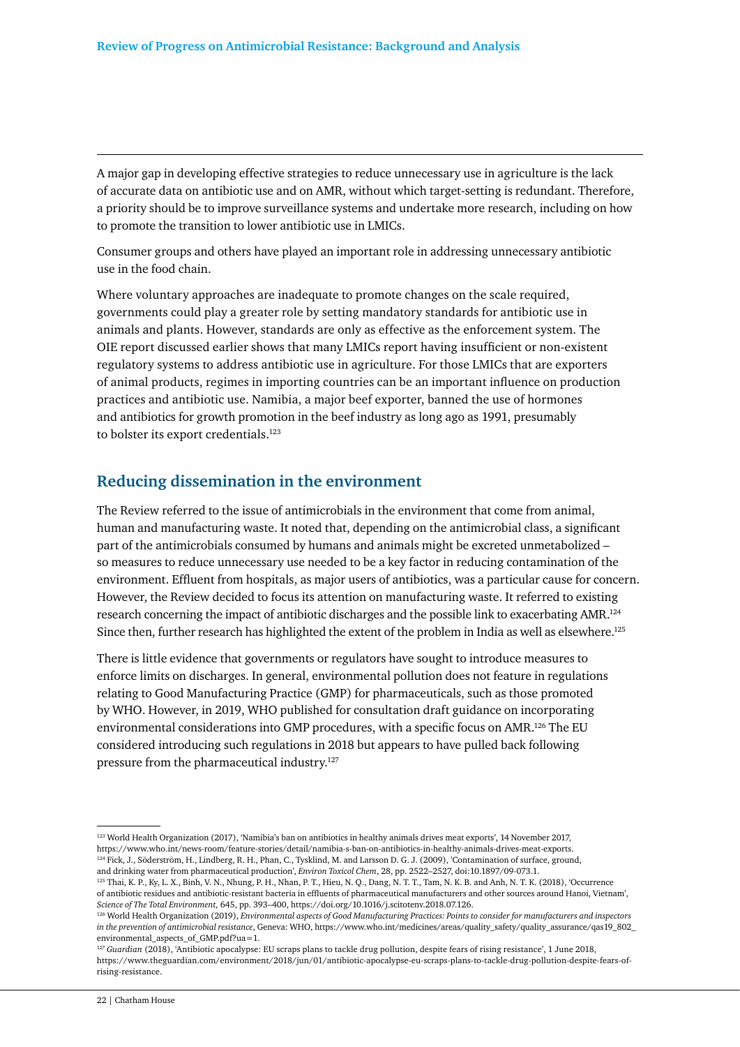A major gap in developing effective strategies to reduce unnecessary use in agriculture is the lack of accurate data on antibiotic use and on AMR, without which target-setting is redundant. Therefore, a priority should be to improve surveillance systems and undertake more research, including on how to promote the transition to lower antibiotic use in LMICs.

Consumer groups and others have played an important role in addressing unnecessary antibiotic use in the food chain.

Where voluntary approaches are inadequate to promote changes on the scale required, governments could play a greater role by setting mandatory standards for antibiotic use in animals and plants. However, standards are only as effective as the enforcement system. The OIE report discussed earlier shows that many LMICs report having insufficient or non-existent regulatory systems to address antibiotic use in agriculture. For those LMICs that are exporters of animal products, regimes in importing countries can be an important influence on production practices and antibiotic use. Namibia, a major beef exporter, banned the use of hormones and antibiotics for growth promotion in the beef industry as long ago as 1991, presumably to bolster its export credentials.[123]

## Reducing dissemination in the environment

The Review referred to the issue of antimicrobials in the environment that come from animal, human and manufacturing waste. It noted that, depending on the antimicrobial class, a significant part of the antimicrobials consumed by humans and animals might be excreted unmetabolized – so measures to reduce unnecessary use needed to be a key factor in reducing contamination of the environment. Effluent from hospitals, as major users of antibiotics, was a particular cause for concern. However, the Review decided to focus its attention on manufacturing waste. It referred to existing research concerning the impact of antibiotic discharges and the possible link to exacerbating AMR.[124] Since then, further research has highlighted the extent of the problem in India as well as elsewhere.[125]

There is little evidence that governments or regulators have sought to introduce measures to enforce limits on discharges. In general, environmental pollution does not feature in regulations relating to Good Manufacturing Practice (GMP) for pharmaceuticals, such as those promoted by WHO. However, in 2019, WHO published for consultation draft guidance on incorporating environmental considerations into GMP procedures, with a specific focus on AMR.[126] The EU considered introducing such regulations in 2018 but appears to have pulled back following pressure from the pharmaceutical industry.[127]

---

[123] World Health Organization (2017), 'Namibia's ban on antibiotics in healthy animals drives meat exports', 14 November 2017, https://www.who.int/news-room/feature-stories/detail/namibia-s-ban-on-antibiotics-in-healthy-animals-drives-meat-exports.

[124] Fick, J., Söderström, H., Lindberg, R. H., Phan, C., Tysklind, M. and Larsson D. G. J. (2009), 'Contamination of surface, ground, and drinking water from pharmaceutical production', *Environ Toxicol Chem*, 28, pp. 2522–2527, doi:10.1897/09-073.1.

[125] Thai, K. P., Ky, L. X., Binh, V. N., Nhung, P. H., Nhan, P. T., Hieu, N. Q., Dang, N. T. T., Tam, N. K. B. and Anh, N. T. K. (2018), 'Occurrence of antibiotic residues and antibiotic-resistant bacteria in effluents of pharmaceutical manufacturers and other sources around Hanoi, Vietnam', *Science of The Total Environment*, 645, pp. 393–400, https://doi.org/10.1016/j.scitotenv.2018.07.126.

[126] World Health Organization (2019), *Environmental aspects of Good Manufacturing Practices: Points to consider for manufacturers and inspectors in the prevention of antimicrobial resistance*, Geneva: WHO, https://www.who.int/medicines/areas/quality_safety/quality_assurance/qas19_802_environmental_aspects_of_GMP.pdf?ua=1.

[127] *Guardian* (2018), 'Antibiotic apocalypse: EU scraps plans to tackle drug pollution, despite fears of rising resistance', 1 June 2018, https://www.theguardian.com/environment/2018/jun/01/antibiotic-apocalypse-eu-scraps-plans-to-tackle-drug-pollution-despite-fears-of-rising-resistance.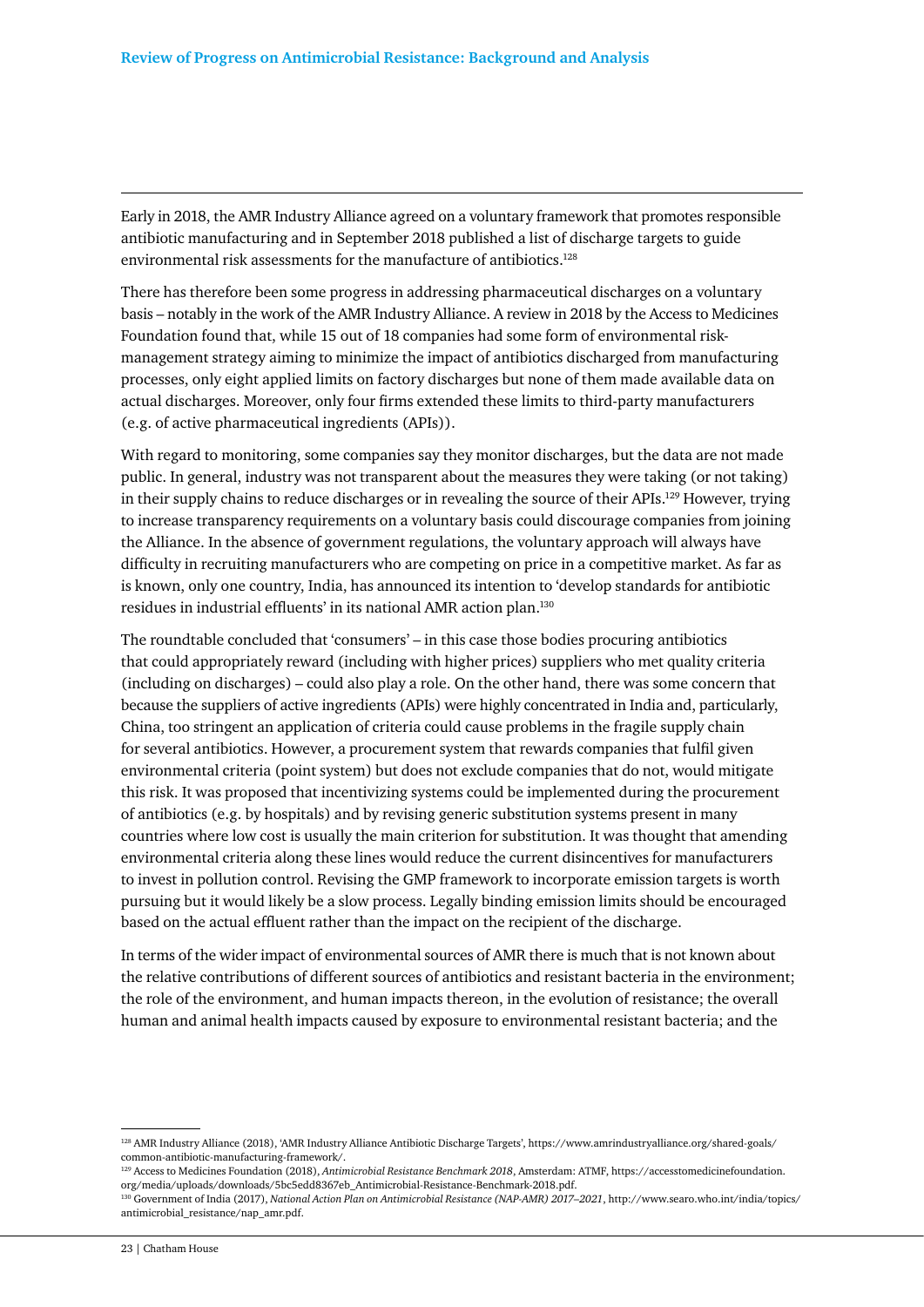Early in 2018, the AMR Industry Alliance agreed on a voluntary framework that promotes responsible antibiotic manufacturing and in September 2018 published a list of discharge targets to guide environmental risk assessments for the manufacture of antibiotics.[128]

There has therefore been some progress in addressing pharmaceutical discharges on a voluntary basis – notably in the work of the AMR Industry Alliance. A review in 2018 by the Access to Medicines Foundation found that, while 15 out of 18 companies had some form of environmental risk-management strategy aiming to minimize the impact of antibiotics discharged from manufacturing processes, only eight applied limits on factory discharges but none of them made available data on actual discharges. Moreover, only four firms extended these limits to third-party manufacturers (e.g. of active pharmaceutical ingredients (APIs)).

With regard to monitoring, some companies say they monitor discharges, but the data are not made public. In general, industry was not transparent about the measures they were taking (or not taking) in their supply chains to reduce discharges or in revealing the source of their APIs.[129] However, trying to increase transparency requirements on a voluntary basis could discourage companies from joining the Alliance. In the absence of government regulations, the voluntary approach will always have difficulty in recruiting manufacturers who are competing on price in a competitive market. As far as is known, only one country, India, has announced its intention to 'develop standards for antibiotic residues in industrial effluents' in its national AMR action plan.[130]

The roundtable concluded that 'consumers' – in this case those bodies procuring antibiotics that could appropriately reward (including with higher prices) suppliers who met quality criteria (including on discharges) – could also play a role. On the other hand, there was some concern that because the suppliers of active ingredients (APIs) were highly concentrated in India and, particularly, China, too stringent an application of criteria could cause problems in the fragile supply chain for several antibiotics. However, a procurement system that rewards companies that fulfil given environmental criteria (point system) but does not exclude companies that do not, would mitigate this risk. It was proposed that incentivizing systems could be implemented during the procurement of antibiotics (e.g. by hospitals) and by revising generic substitution systems present in many countries where low cost is usually the main criterion for substitution. It was thought that amending environmental criteria along these lines would reduce the current disincentives for manufacturers to invest in pollution control. Revising the GMP framework to incorporate emission targets is worth pursuing but it would likely be a slow process. Legally binding emission limits should be encouraged based on the actual effluent rather than the impact on the recipient of the discharge.

In terms of the wider impact of environmental sources of AMR there is much that is not known about the relative contributions of different sources of antibiotics and resistant bacteria in the environment; the role of the environment, and human impacts thereon, in the evolution of resistance; the overall human and animal health impacts caused by exposure to environmental resistant bacteria; and the

---

[128] AMR Industry Alliance (2018), 'AMR Industry Alliance Antibiotic Discharge Targets', https://www.amrindustryalliance.org/shared-goals/common-antibiotic-manufacturing-framework/.

[129] Access to Medicines Foundation (2018), *Antimicrobial Resistance Benchmark 2018*, Amsterdam: ATMF, https://accesstomedicinefoundation.org/media/uploads/downloads/5bc5edd8367eb_Antimicrobial-Resistance-Benchmark-2018.pdf.

[130] Government of India (2017), *National Action Plan on Antimicrobial Resistance (NAP-AMR) 2017–2021*, http://www.searo.who.int/india/topics/antimicrobial_resistance/nap_amr.pdf.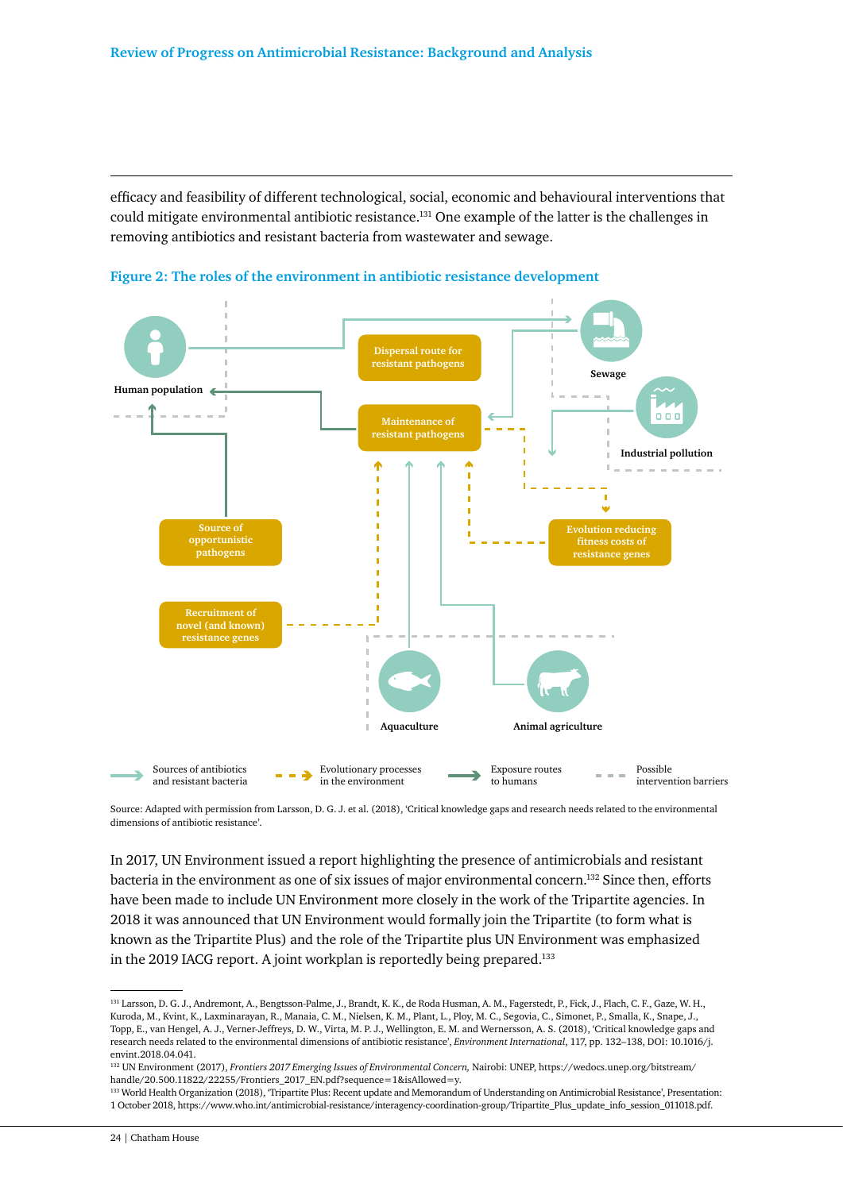efficacy and feasibility of different technological, social, economic and behavioural interventions that could mitigate environmental antibiotic resistance.[131] One example of the latter is the challenges in removing antibiotics and resistant bacteria from wastewater and sewage.

**Figure 2: The roles of the environment in antibiotic resistance development**

Human population

Dispersal route for resistant pathogens

Sewage

Industrial pollution

Maintenance of resistant pathogens

Source of opportunistic pathogens

Evolution reducing fitness costs of resistance genes

Recruitment of novel (and known) resistance genes

Aquaculture

Animal agriculture

Sources of antibiotics and resistant bacteria

Evolutionary processes in the environment

Exposure routes to humans

Possible intervention barriers

Source: Adapted with permission from Larsson, D. G. J. et al. (2018), 'Critical knowledge gaps and research needs related to the environmental dimensions of antibiotic resistance'.

In 2017, UN Environment issued a report highlighting the presence of antimicrobials and resistant bacteria in the environment as one of six issues of major environmental concern.[132] Since then, efforts have been made to include UN Environment more closely in the work of the Tripartite agencies. In 2018 it was announced that UN Environment would formally join the Tripartite (to form what is known as the Tripartite Plus) and the role of the Tripartite plus UN Environment was emphasized in the 2019 IACG report. A joint workplan is reportedly being prepared.[133]

---

[131] Larsson, D. G. J., Andremont, A., Bengtsson-Palme, J., Brandt, K. K., de Roda Husman, A. M., Fagerstedt, P., Fick, J., Flach, C. F., Gaze, W. H., Kuroda, M., Kvint, K., Laxminarayan, R., Manaia, C. M., Nielsen, K. M., Plant, L., Ploy, M. C., Segovia, C., Simonet, P., Smalla, K., Snape, J., Topp, E., van Hengel, A. J., Verner-Jeffreys, D. W., Virta, M. P. J., Wellington, E. M. and Wernersson, A. S. (2018), 'Critical knowledge gaps and research needs related to the environmental dimensions of antibiotic resistance', *Environment International*, 117, pp. 132–138, DOI: 10.1016/j.envint.2018.04.041.

[132] UN Environment (2017), *Frontiers 2017 Emerging Issues of Environmental Concern,* Nairobi: UNEP, https://wedocs.unep.org/bitstream/handle/20.500.11822/22255/Frontiers_2017_EN.pdf?sequence=1&isAllowed=y.

[133] World Health Organization (2018), 'Tripartite Plus: Recent update and Memorandum of Understanding on Antimicrobial Resistance', Presentation: 1 October 2018, https://www.who.int/antimicrobial-resistance/interagency-coordination-group/Tripartite_Plus_update_info_session_011018.pdf.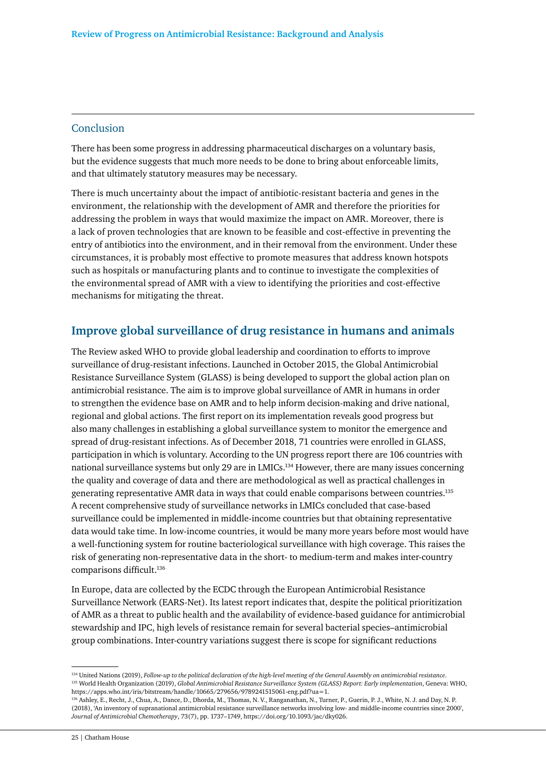## Conclusion

There has been some progress in addressing pharmaceutical discharges on a voluntary basis, but the evidence suggests that much more needs to be done to bring about enforceable limits, and that ultimately statutory measures may be necessary.

There is much uncertainty about the impact of antibiotic-resistant bacteria and genes in the environment, the relationship with the development of AMR and therefore the priorities for addressing the problem in ways that would maximize the impact on AMR. Moreover, there is a lack of proven technologies that are known to be feasible and cost-effective in preventing the entry of antibiotics into the environment, and in their removal from the environment. Under these circumstances, it is probably most effective to promote measures that address known hotspots such as hospitals or manufacturing plants and to continue to investigate the complexities of the environmental spread of AMR with a view to identifying the priorities and cost-effective mechanisms for mitigating the threat.

## Improve global surveillance of drug resistance in humans and animals

The Review asked WHO to provide global leadership and coordination to efforts to improve surveillance of drug-resistant infections. Launched in October 2015, the Global Antimicrobial Resistance Surveillance System (GLASS) is being developed to support the global action plan on antimicrobial resistance. The aim is to improve global surveillance of AMR in humans in order to strengthen the evidence base on AMR and to help inform decision-making and drive national, regional and global actions. The first report on its implementation reveals good progress but also many challenges in establishing a global surveillance system to monitor the emergence and spread of drug-resistant infections. As of December 2018, 71 countries were enrolled in GLASS, participation in which is voluntary. According to the UN progress report there are 106 countries with national surveillance systems but only 29 are in LMICs.[134] However, there are many issues concerning the quality and coverage of data and there are methodological as well as practical challenges in generating representative AMR data in ways that could enable comparisons between countries.[135] A recent comprehensive study of surveillance networks in LMICs concluded that case-based surveillance could be implemented in middle-income countries but that obtaining representative data would take time. In low-income countries, it would be many more years before most would have a well-functioning system for routine bacteriological surveillance with high coverage. This raises the risk of generating non-representative data in the short- to medium-term and makes inter-country comparisons difficult.[136]

In Europe, data are collected by the ECDC through the European Antimicrobial Resistance Surveillance Network (EARS-Net). Its latest report indicates that, despite the political prioritization of AMR as a threat to public health and the availability of evidence-based guidance for antimicrobial stewardship and IPC, high levels of resistance remain for several bacterial species–antimicrobial group combinations. Inter-country variations suggest there is scope for significant reductions

---

[134] United Nations (2019), *Follow-up to the political declaration of the high-level meeting of the General Assembly on antimicrobial resistance*.

[135] World Health Organization (2019), *Global Antimicrobial Resistance Surveillance System (GLASS) Report: Early implementation*, Geneva: WHO, https://apps.who.int/iris/bitstream/handle/10665/279656/9789241515061-eng.pdf?ua=1.

[136] Ashley, E., Recht, J., Chua, A., Dance, D., Dhorda, M., Thomas, N. V., Ranganathan, N., Turner, P., Guerin, P. J., White, N. J. and Day, N. P. (2018), 'An inventory of supranational antimicrobial resistance surveillance networks involving low- and middle-income countries since 2000', *Journal of Antimicrobial Chemotherapy*, 73(7), pp. 1737–1749, https://doi.org/10.1093/jac/dky026.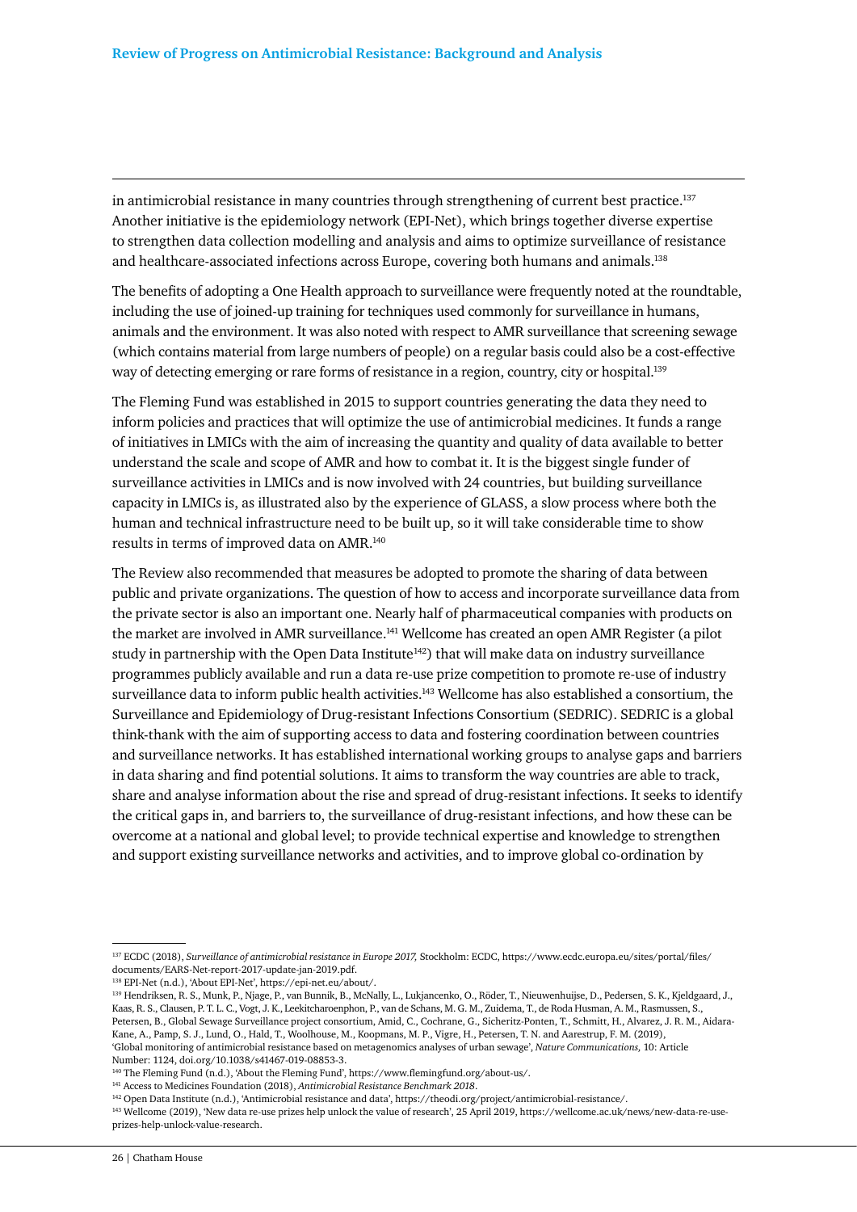in antimicrobial resistance in many countries through strengthening of current best practice.[137] Another initiative is the epidemiology network (EPI-Net), which brings together diverse expertise to strengthen data collection modelling and analysis and aims to optimize surveillance of resistance and healthcare-associated infections across Europe, covering both humans and animals.[138]

The benefits of adopting a One Health approach to surveillance were frequently noted at the roundtable, including the use of joined-up training for techniques used commonly for surveillance in humans, animals and the environment. It was also noted with respect to AMR surveillance that screening sewage (which contains material from large numbers of people) on a regular basis could also be a cost-effective way of detecting emerging or rare forms of resistance in a region, country, city or hospital.[139]

The Fleming Fund was established in 2015 to support countries generating the data they need to inform policies and practices that will optimize the use of antimicrobial medicines. It funds a range of initiatives in LMICs with the aim of increasing the quantity and quality of data available to better understand the scale and scope of AMR and how to combat it. It is the biggest single funder of surveillance activities in LMICs and is now involved with 24 countries, but building surveillance capacity in LMICs is, as illustrated also by the experience of GLASS, a slow process where both the human and technical infrastructure need to be built up, so it will take considerable time to show results in terms of improved data on AMR.[140]

The Review also recommended that measures be adopted to promote the sharing of data between public and private organizations. The question of how to access and incorporate surveillance data from the private sector is also an important one. Nearly half of pharmaceutical companies with products on the market are involved in AMR surveillance.[141] Wellcome has created an open AMR Register (a pilot study in partnership with the Open Data Institute[142]) that will make data on industry surveillance programmes publicly available and run a data re-use prize competition to promote re-use of industry surveillance data to inform public health activities.[143] Wellcome has also established a consortium, the Surveillance and Epidemiology of Drug-resistant Infections Consortium (SEDRIC). SEDRIC is a global think-thank with the aim of supporting access to data and fostering coordination between countries and surveillance networks. It has established international working groups to analyse gaps and barriers in data sharing and find potential solutions. It aims to transform the way countries are able to track, share and analyse information about the rise and spread of drug-resistant infections. It seeks to identify the critical gaps in, and barriers to, the surveillance of drug-resistant infections, and how these can be overcome at a national and global level; to provide technical expertise and knowledge to strengthen and support existing surveillance networks and activities, and to improve global co-ordination by

---

[137] ECDC (2018), *Surveillance of antimicrobial resistance in Europe 2017*, Stockholm: ECDC, https://www.ecdc.europa.eu/sites/portal/files/documents/EARS-Net-report-2017-update-jan-2019.pdf.

[138] EPI-Net (n.d.), 'About EPI-Net', https://epi-net.eu/about/.

[139] Hendriksen, R. S., Munk, P., Njage, P., van Bunnik, B., McNally, L., Lukjancenko, O., Röder, T., Nieuwenhuijse, D., Pedersen, S. K., Kjeldgaard, J., Kaas, R. S., Clausen, P. T. L. C., Vogt, J. K., Leekitcharoenphon, P., van de Schans, M. G. M., Zuidema, T., de Roda Husman, A. M., Rasmussen, S., Petersen, B., Global Sewage Surveillance project consortium, Amid, C., Cochrane, G., Sicheritz-Ponten, T., Schmitt, H., Alvarez, J. R. M., Aidara-Kane, A., Pamp, S. J., Lund, O., Hald, T., Woolhouse, M., Koopmans, M. P., Vigre, H., Petersen, T. N. and Aarestrup, F. M. (2019), 'Global monitoring of antimicrobial resistance based on metagenomics analyses of urban sewage', *Nature Communications*, 10: Article Number: 1124, doi.org/10.1038/s41467-019-08853-3.

[140] The Fleming Fund (n.d.), 'About the Fleming Fund', https://www.flemingfund.org/about-us/.

[141] Access to Medicines Foundation (2018), *Antimicrobial Resistance Benchmark 2018*.

[142] Open Data Institute (n.d.), 'Antimicrobial resistance and data', https://theodi.org/project/antimicrobial-resistance/.

[143] Wellcome (2019), 'New data re-use prizes help unlock the value of research', 25 April 2019, https://wellcome.ac.uk/news/new-data-re-use-prizes-help-unlock-value-research.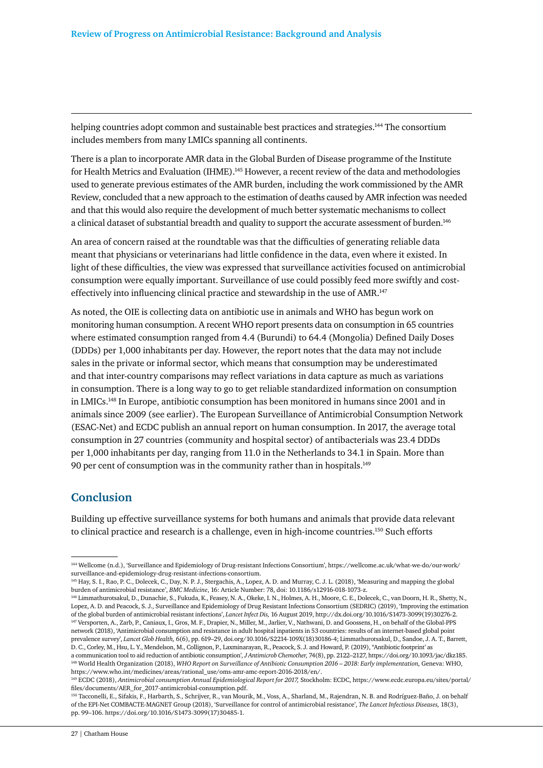helping countries adopt common and sustainable best practices and strategies.[144] The consortium includes members from many LMICs spanning all continents.

There is a plan to incorporate AMR data in the Global Burden of Disease programme of the Institute for Health Metrics and Evaluation (IHME).[145] However, a recent review of the data and methodologies used to generate previous estimates of the AMR burden, including the work commissioned by the AMR Review, concluded that a new approach to the estimation of deaths caused by AMR infection was needed and that this would also require the development of much better systematic mechanisms to collect a clinical dataset of substantial breadth and quality to support the accurate assessment of burden.[146]

An area of concern raised at the roundtable was that the difficulties of generating reliable data meant that physicians or veterinarians had little confidence in the data, even where it existed. In light of these difficulties, the view was expressed that surveillance activities focused on antimicrobial consumption were equally important. Surveillance of use could possibly feed more swiftly and cost-effectively into influencing clinical practice and stewardship in the use of AMR.[147]

As noted, the OIE is collecting data on antibiotic use in animals and WHO has begun work on monitoring human consumption. A recent WHO report presents data on consumption in 65 countries where estimated consumption ranged from 4.4 (Burundi) to 64.4 (Mongolia) Defined Daily Doses (DDDs) per 1,000 inhabitants per day. However, the report notes that the data may not include sales in the private or informal sector, which means that consumption may be underestimated and that inter-country comparisons may reflect variations in data capture as much as variations in consumption. There is a long way to go to get reliable standardized information on consumption in LMICs.[148] In Europe, antibiotic consumption has been monitored in humans since 2001 and in animals since 2009 (see earlier). The European Surveillance of Antimicrobial Consumption Network (ESAC-Net) and ECDC publish an annual report on human consumption. In 2017, the average total consumption in 27 countries (community and hospital sector) of antibacterials was 23.4 DDDs per 1,000 inhabitants per day, ranging from 11.0 in the Netherlands to 34.1 in Spain. More than 90 per cent of consumption was in the community rather than in hospitals.[149]

## Conclusion

Building up effective surveillance systems for both humans and animals that provide data relevant to clinical practice and research is a challenge, even in high-income countries.[150] Such efforts

---

[144] Wellcome (n.d.), 'Surveillance and Epidemiology of Drug-resistant Infections Consortium', https://wellcome.ac.uk/what-we-do/our-work/surveillance-and-epidemiology-drug-resistant-infections-consortium.

[145] Hay, S. I., Rao, P. C., Dolecek, C., Day, N. P. J., Stergachis, A., Lopez, A. D. and Murray, C. J. L. (2018), 'Measuring and mapping the global burden of antimicrobial resistance', *BMC Medicine*, 16: Article Number: 78, doi: 10.1186/s12916-018-1073-z.

[146] Limmathurotsakul, D., Dunachie, S., Fukuda, K., Feasey, N. A., Okeke, I. N., Holmes, A. H., Moore, C. E., Dolecek, C., van Doorn, H. R., Shetty, N., Lopez, A. D. and Peacock, S. J., Surveillance and Epidemiology of Drug Resistant Infections Consortium (SEDRIC) (2019), 'Improving the estimation of the global burden of antimicrobial resistant infections', *Lancet Infect Dis,* 16 August 2019, http://dx.doi.org/10.1016/S1473-3099(19)30276-2.

[147] Versporten, A., Zarb, P., Caniaux, I., Gros, M. F., Drapier, N., Miller, M., Jarlier, V., Nathwani, D. and Goossens, H., on behalf of the Global-PPS network (2018), 'Antimicrobial consumption and resistance in adult hospital inpatients in 53 countries: results of an internet-based global point prevalence survey', *Lancet Glob Health,* 6(6), pp. 619–29, doi.org/10.1016/S2214-109X(18)30186-4; Limmathurotsakul, D., Sandoe, J. A. T., Barrett, D. C., Corley, M., Hsu, L. Y., Mendelson, M., Collignon, P., Laxminarayan, R., Peacock, S. J. and Howard, P. (2019), "Antibiotic footprint' as a communication tool to aid reduction of antibiotic consumption', *J Antimicrob Chemother,* 74(8), pp. 2122–2127, https://doi.org/10.1093/jac/dkz185.

[148] World Health Organization (2018), *WHO Report on Surveillance of Antibiotic Consumption 2016 – 2018: Early implementation,* Geneva: WHO, https://www.who.int/medicines/areas/rational_use/oms-amr-amc-report-2016-2018/en/.

[149] ECDC (2018), *Antimicrobial consumption Annual Epidemiological Report for 2017,* Stockholm: ECDC, https://www.ecdc.europa.eu/sites/portal/files/documents/AER_for_2017-antimicrobial-consumption.pdf.

[150] Tacconelli, E., Sifakis, F., Harbarth, S., Schrijver, R., van Mourik, M., Voss, A., Sharland, M., Rajendran, N. B. and Rodríguez-Baño, J. on behalf of the EPI-Net COMBACTE-MAGNET Group (2018), 'Surveillance for control of antimicrobial resistance', *The Lancet Infectious Diseases,* 18(3), pp. 99–106. https://doi.org/10.1016/S1473-3099(17)30485-1.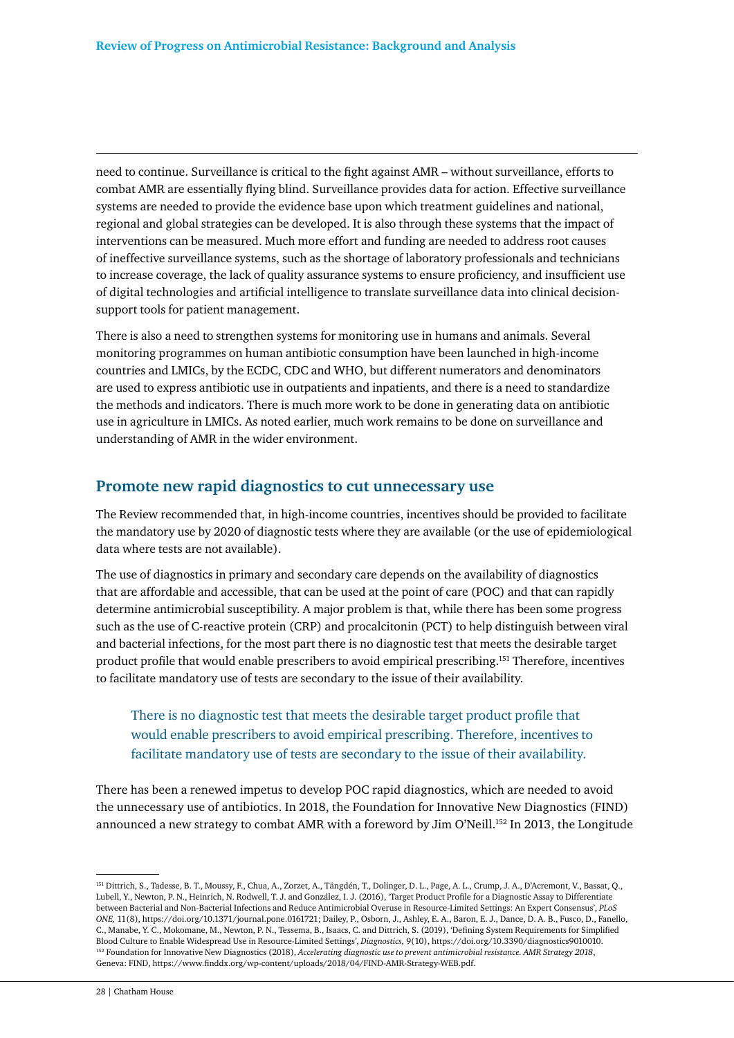need to continue. Surveillance is critical to the fight against AMR – without surveillance, efforts to combat AMR are essentially flying blind. Surveillance provides data for action. Effective surveillance systems are needed to provide the evidence base upon which treatment guidelines and national, regional and global strategies can be developed. It is also through these systems that the impact of interventions can be measured. Much more effort and funding are needed to address root causes of ineffective surveillance systems, such as the shortage of laboratory professionals and technicians to increase coverage, the lack of quality assurance systems to ensure proficiency, and insufficient use of digital technologies and artificial intelligence to translate surveillance data into clinical decision-support tools for patient management.

There is also a need to strengthen systems for monitoring use in humans and animals. Several monitoring programmes on human antibiotic consumption have been launched in high-income countries and LMICs, by the ECDC, CDC and WHO, but different numerators and denominators are used to express antibiotic use in outpatients and inpatients, and there is a need to standardize the methods and indicators. There is much more work to be done in generating data on antibiotic use in agriculture in LMICs. As noted earlier, much work remains to be done on surveillance and understanding of AMR in the wider environment.

## Promote new rapid diagnostics to cut unnecessary use

The Review recommended that, in high-income countries, incentives should be provided to facilitate the mandatory use by 2020 of diagnostic tests where they are available (or the use of epidemiological data where tests are not available).

The use of diagnostics in primary and secondary care depends on the availability of diagnostics that are affordable and accessible, that can be used at the point of care (POC) and that can rapidly determine antimicrobial susceptibility. A major problem is that, while there has been some progress such as the use of C-reactive protein (CRP) and procalcitonin (PCT) to help distinguish between viral and bacterial infections, for the most part there is no diagnostic test that meets the desirable target product profile that would enable prescribers to avoid empirical prescribing.[151] Therefore, incentives to facilitate mandatory use of tests are secondary to the issue of their availability.

> There is no diagnostic test that meets the desirable target product profile that would enable prescribers to avoid empirical prescribing. Therefore, incentives to facilitate mandatory use of tests are secondary to the issue of their availability.

There has been a renewed impetus to develop POC rapid diagnostics, which are needed to avoid the unnecessary use of antibiotics. In 2018, the Foundation for Innovative New Diagnostics (FIND) announced a new strategy to combat AMR with a foreword by Jim O'Neill.[152] In 2013, the Longitude

---

[151] Dittrich, S., Tadesse, B. T., Moussy, F., Chua, A., Zorzet, A., Tängdén, T., Dolinger, D. L., Page, A. L., Crump, J. A., D'Acremont, V., Bassat, Q., Lubell, Y., Newton, P. N., Heinrich, N. Rodwell, T. J. and González, I. J. (2016), 'Target Product Profile for a Diagnostic Assay to Differentiate between Bacterial and Non-Bacterial Infections and Reduce Antimicrobial Overuse in Resource-Limited Settings: An Expert Consensus', *PLoS ONE,* 11(8), https://doi.org/10.1371/journal.pone.0161721; Dailey, P., Osborn, J., Ashley, E. A., Baron, E. J., Dance, D. A. B., Fusco, D., Fanello, C., Manabe, Y. C., Mokomane, M., Newton, P. N., Tessema, B., Isaacs, C. and Dittrich, S. (2019), 'Defining System Requirements for Simplified Blood Culture to Enable Widespread Use in Resource-Limited Settings', *Diagnostics,* 9(10), https://doi.org/10.3390/diagnostics9010010.

[152] Foundation for Innovative New Diagnostics (2018), *Accelerating diagnostic use to prevent antimicrobial resistance. AMR Strategy 2018*, Geneva: FIND, https://www.finddx.org/wp-content/uploads/2018/04/FIND-AMR-Strategy-WEB.pdf.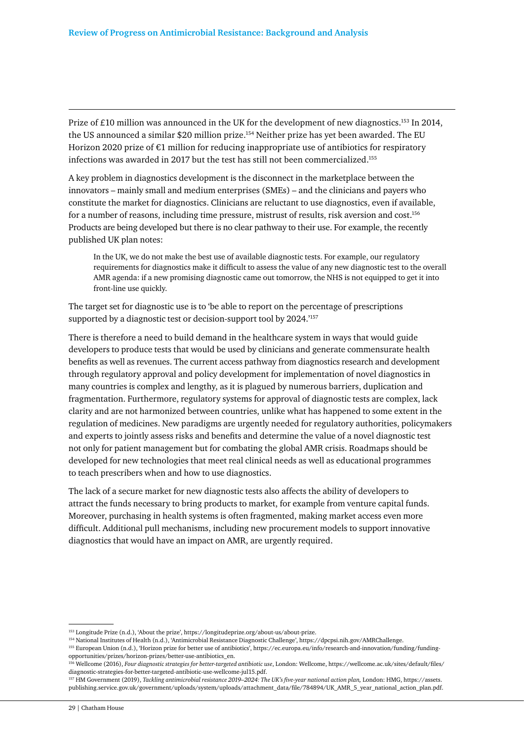Prize of £10 million was announced in the UK for the development of new diagnostics.[153] In 2014, the US announced a similar $20 million prize.[154] Neither prize has yet been awarded. The EU Horizon 2020 prize of €1 million for reducing inappropriate use of antibiotics for respiratory infections was awarded in 2017 but the test has still not been commercialized.[155]

A key problem in diagnostics development is the disconnect in the marketplace between the innovators – mainly small and medium enterprises (SMEs) – and the clinicians and payers who constitute the market for diagnostics. Clinicians are reluctant to use diagnostics, even if available, for a number of reasons, including time pressure, mistrust of results, risk aversion and cost.[156] Products are being developed but there is no clear pathway to their use. For example, the recently published UK plan notes:

> In the UK, we do not make the best use of available diagnostic tests. For example, our regulatory requirements for diagnostics make it difficult to assess the value of any new diagnostic test to the overall AMR agenda: if a new promising diagnostic came out tomorrow, the NHS is not equipped to get it into front-line use quickly.

The target set for diagnostic use is to 'be able to report on the percentage of prescriptions supported by a diagnostic test or decision-support tool by 2024.'[157]

There is therefore a need to build demand in the healthcare system in ways that would guide developers to produce tests that would be used by clinicians and generate commensurate health benefits as well as revenues. The current access pathway from diagnostics research and development through regulatory approval and policy development for implementation of novel diagnostics in many countries is complex and lengthy, as it is plagued by numerous barriers, duplication and fragmentation. Furthermore, regulatory systems for approval of diagnostic tests are complex, lack clarity and are not harmonized between countries, unlike what has happened to some extent in the regulation of medicines. New paradigms are urgently needed for regulatory authorities, policymakers and experts to jointly assess risks and benefits and determine the value of a novel diagnostic test not only for patient management but for combating the global AMR crisis. Roadmaps should be developed for new technologies that meet real clinical needs as well as educational programmes to teach prescribers when and how to use diagnostics.

The lack of a secure market for new diagnostic tests also affects the ability of developers to attract the funds necessary to bring products to market, for example from venture capital funds. Moreover, purchasing in health systems is often fragmented, making market access even more difficult. Additional pull mechanisms, including new procurement models to support innovative diagnostics that would have an impact on AMR, are urgently required.

---

[153] Longitude Prize (n.d.), 'About the prize', https://longitudeprize.org/about-us/about-prize.

[154] National Institutes of Health (n.d.), 'Antimicrobial Resistance Diagnostic Challenge', https://dpcpsi.nih.gov/AMRChallenge.

[155] European Union (n.d.), 'Horizon prize for better use of antibiotics', https://ec.europa.eu/info/research-and-innovation/funding/funding-opportunities/prizes/horizon-prizes/better-use-antibiotics_en.

[156] Wellcome (2016), *Four diagnostic strategies for better-targeted antibiotic use*, London: Wellcome, https://wellcome.ac.uk/sites/default/files/diagnostic-strategies-for-better-targeted-antibiotic-use-wellcome-jul15.pdf.

[157] HM Government (2019), *Tackling antimicrobial resistance 2019–2024: The UK's five-year national action plan,* London: HMG, https://assets.publishing.service.gov.uk/government/uploads/system/uploads/attachment_data/file/784894/UK_AMR_5_year_national_action_plan.pdf.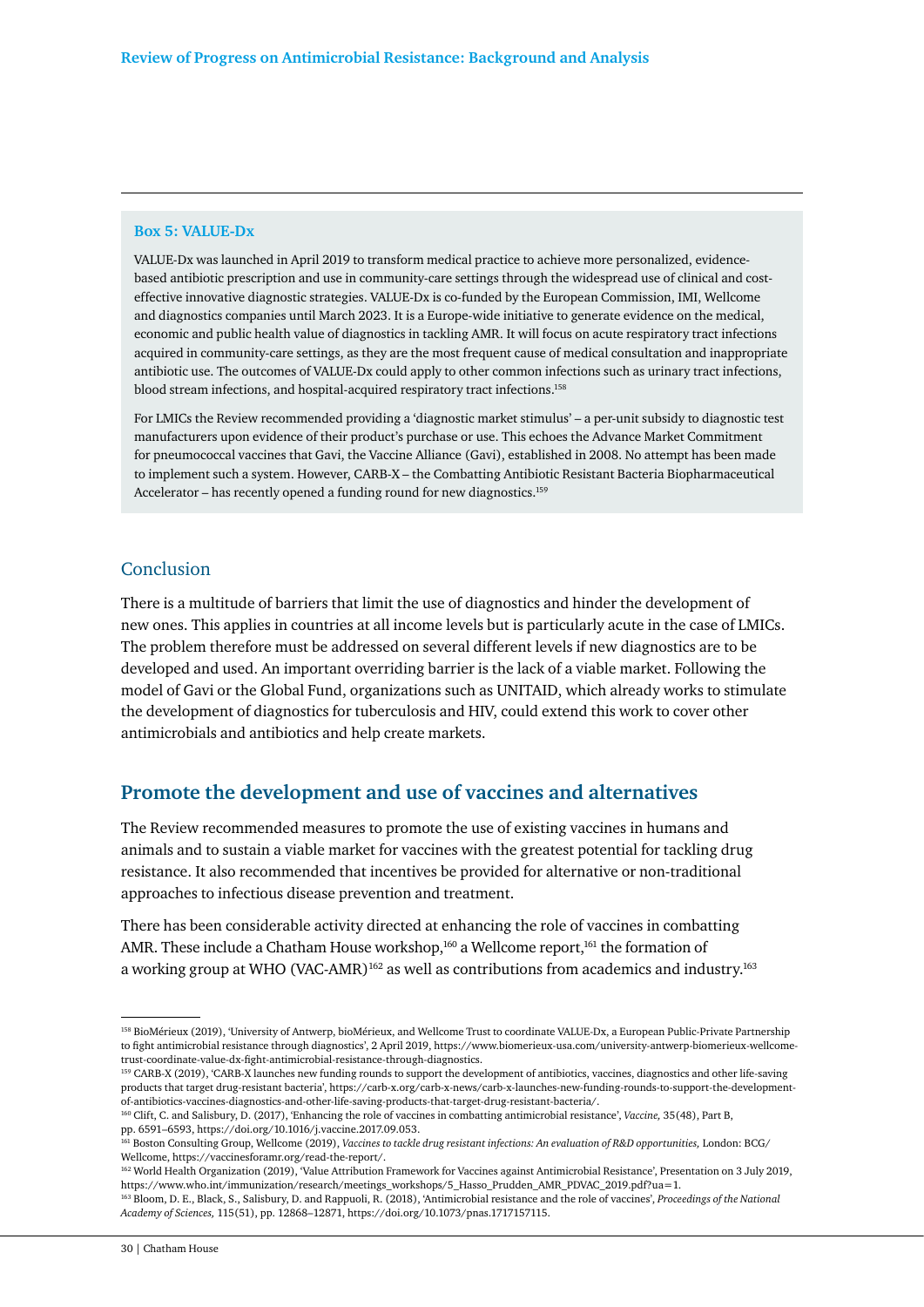**Box 5: VALUE-Dx**

VALUE-Dx was launched in April 2019 to transform medical practice to achieve more personalized, evidence-based antibiotic prescription and use in community-care settings through the widespread use of clinical and cost-effective innovative diagnostic strategies. VALUE-Dx is co-funded by the European Commission, IMI, Wellcome and diagnostics companies until March 2023. It is a Europe-wide initiative to generate evidence on the medical, economic and public health value of diagnostics in tackling AMR. It will focus on acute respiratory tract infections acquired in community-care settings, as they are the most frequent cause of medical consultation and inappropriate antibiotic use. The outcomes of VALUE-Dx could apply to other common infections such as urinary tract infections, blood stream infections, and hospital-acquired respiratory tract infections.[158]

For LMICs the Review recommended providing a 'diagnostic market stimulus' – a per-unit subsidy to diagnostic test manufacturers upon evidence of their product's purchase or use. This echoes the Advance Market Commitment for pneumococcal vaccines that Gavi, the Vaccine Alliance (Gavi), established in 2008. No attempt has been made to implement such a system. However, CARB-X – the Combatting Antibiotic Resistant Bacteria Biopharmaceutical Accelerator – has recently opened a funding round for new diagnostics.[159]

### Conclusion

There is a multitude of barriers that limit the use of diagnostics and hinder the development of new ones. This applies in countries at all income levels but is particularly acute in the case of LMICs. The problem therefore must be addressed on several different levels if new diagnostics are to be developed and used. An important overriding barrier is the lack of a viable market. Following the model of Gavi or the Global Fund, organizations such as UNITAID, which already works to stimulate the development of diagnostics for tuberculosis and HIV, could extend this work to cover other antimicrobials and antibiotics and help create markets.

## Promote the development and use of vaccines and alternatives

The Review recommended measures to promote the use of existing vaccines in humans and animals and to sustain a viable market for vaccines with the greatest potential for tackling drug resistance. It also recommended that incentives be provided for alternative or non-traditional approaches to infectious disease prevention and treatment.

There has been considerable activity directed at enhancing the role of vaccines in combatting AMR. These include a Chatham House workshop,[160] a Wellcome report,[161] the formation of a working group at WHO (VAC-AMR)[162] as well as contributions from academics and industry.[163]

---

[158] BioMérieux (2019), 'University of Antwerp, bioMérieux, and Wellcome Trust to coordinate VALUE-Dx, a European Public-Private Partnership to fight antimicrobial resistance through diagnostics', 2 April 2019, https://www.biomerieux-usa.com/university-antwerp-biomerieux-wellcome-trust-coordinate-value-dx-fight-antimicrobial-resistance-through-diagnostics.

[159] CARB-X (2019), 'CARB-X launches new funding rounds to support the development of antibiotics, vaccines, diagnostics and other life-saving products that target drug-resistant bacteria', https://carb-x.org/carb-x-news/carb-x-launches-new-funding-rounds-to-support-the-development-of-antibiotics-vaccines-diagnostics-and-other-life-saving-products-that-target-drug-resistant-bacteria/.

[160] Clift, C. and Salisbury, D. (2017), 'Enhancing the role of vaccines in combatting antimicrobial resistance', *Vaccine,* 35(48), Part B, pp. 6591–6593, https://doi.org/10.1016/j.vaccine.2017.09.053.

[161] Boston Consulting Group, Wellcome (2019), *Vaccines to tackle drug resistant infections: An evaluation of R&D opportunities,* London: BCG/Wellcome, https://vaccinesforamr.org/read-the-report/.

[162] World Health Organization (2019), 'Value Attribution Framework for Vaccines against Antimicrobial Resistance', Presentation on 3 July 2019, https://www.who.int/immunization/research/meetings_workshops/5_Hasso_Prudden_AMR_PDVAC_2019.pdf?ua=1.

[163] Bloom, D. E., Black, S., Salisbury, D. and Rappuoli, R. (2018), 'Antimicrobial resistance and the role of vaccines', *Proceedings of the National Academy of Sciences,* 115(51), pp. 12868–12871, https://doi.org/10.1073/pnas.1717157115.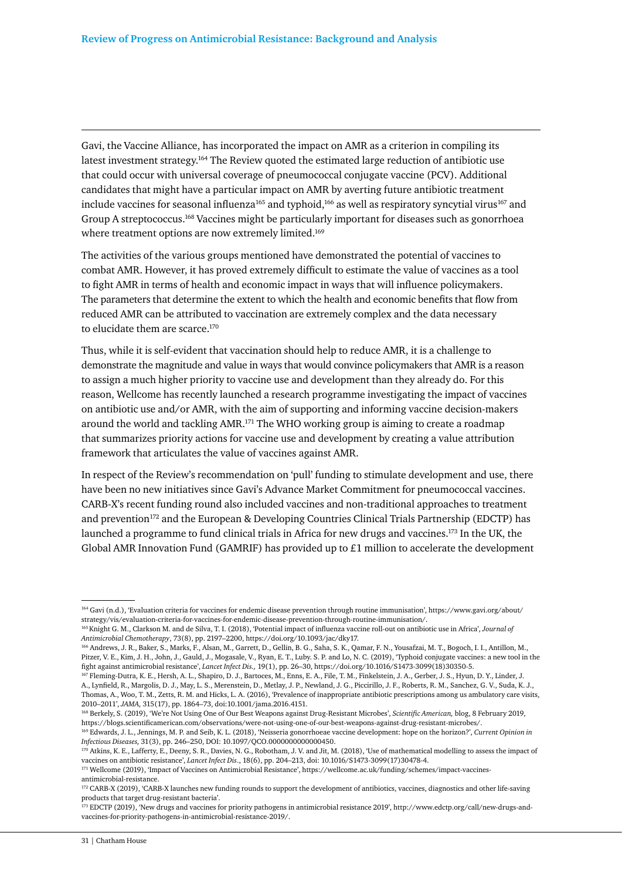Gavi, the Vaccine Alliance, has incorporated the impact on AMR as a criterion in compiling its latest investment strategy.[164] The Review quoted the estimated large reduction of antibiotic use that could occur with universal coverage of pneumococcal conjugate vaccine (PCV). Additional candidates that might have a particular impact on AMR by averting future antibiotic treatment include vaccines for seasonal influenza[165] and typhoid,[166] as well as respiratory syncytial virus[167] and Group A streptococcus.[168] Vaccines might be particularly important for diseases such as gonorrhoea where treatment options are now extremely limited.[169]

The activities of the various groups mentioned have demonstrated the potential of vaccines to combat AMR. However, it has proved extremely difficult to estimate the value of vaccines as a tool to fight AMR in terms of health and economic impact in ways that will influence policymakers. The parameters that determine the extent to which the health and economic benefits that flow from reduced AMR can be attributed to vaccination are extremely complex and the data necessary to elucidate them are scarce.[170]

Thus, while it is self-evident that vaccination should help to reduce AMR, it is a challenge to demonstrate the magnitude and value in ways that would convince policymakers that AMR is a reason to assign a much higher priority to vaccine use and development than they already do. For this reason, Wellcome has recently launched a research programme investigating the impact of vaccines on antibiotic use and/or AMR, with the aim of supporting and informing vaccine decision-makers around the world and tackling AMR.[171] The WHO working group is aiming to create a roadmap that summarizes priority actions for vaccine use and development by creating a value attribution framework that articulates the value of vaccines against AMR.

In respect of the Review's recommendation on 'pull' funding to stimulate development and use, there have been no new initiatives since Gavi's Advance Market Commitment for pneumococcal vaccines. CARB-X's recent funding round also included vaccines and non-traditional approaches to treatment and prevention[172] and the European & Developing Countries Clinical Trials Partnership (EDCTP) has launched a programme to fund clinical trials in Africa for new drugs and vaccines.[173] In the UK, the Global AMR Innovation Fund (GAMRIF) has provided up to £1 million to accelerate the development

---

[164] Gavi (n.d.), 'Evaluation criteria for vaccines for endemic disease prevention through routine immunisation', https://www.gavi.org/about/strategy/vis/evaluation-criteria-for-vaccines-for-endemic-disease-prevention-through-routine-immunisation/.

[165] Knight G. M., Clarkson M. and de Silva, T. I. (2018), 'Potential impact of influenza vaccine roll-out on antibiotic use in Africa', *Journal of Antimicrobial Chemotherapy*, 73(8), pp. 2197–2200, https://doi.org/10.1093/jac/dky17.

[166] Andrews, J. R., Baker, S., Marks, F., Alsan, M., Garrett, D., Gellin, B. G., Saha, S. K., Qamar, F. N., Yousafzai, M. T., Bogoch, I. I., Antillon, M., Pitzer, V. E., Kim, J. H., John, J., Gauld, J., Mogasale, V., Ryan, E. T., Luby. S. P. and Lo, N. C. (2019), 'Typhoid conjugate vaccines: a new tool in the fight against antimicrobial resistance', *Lancet Infect Dis.,* 19(1), pp. 26–30, https://doi.org/10.1016/S1473-3099(18)30350-5.

[167] Fleming-Dutra, K. E., Hersh, A. L., Shapiro, D. J., Bartoces, M., Enns, E. A., File, T. M., Finkelstein, J. A., Gerber, J. S., Hyun, D. Y., Linder, J. A., Lynfield, R., Margolis, D. J., May, L. S., Merenstein, D., Metlay, J. P., Newland, J. G., Piccirillo, J. F., Roberts, R. M., Sanchez, G. V., Suda, K. J., Thomas, A., Woo, T. M., Zetts, R. M. and Hicks, L. A. (2016), 'Prevalence of inappropriate antibiotic prescriptions among us ambulatory care visits, 2010–2011', *JAMA,* 315(17), pp. 1864–73, doi:10.1001/jama.2016.4151.

[168] Berkely, S. (2019), 'We're Not Using One of Our Best Weapons against Drug-Resistant Microbes', *Scientific American,* blog, 8 February 2019, https://blogs.scientificamerican.com/observations/were-not-using-one-of-our-best-weapons-against-drug-resistant-microbes/.

[169] Edwards, J. L., Jennings, M. P. and Seib, K. L. (2018), 'Neisseria gonorrhoeae vaccine development: hope on the horizon?', *Current Opinion in Infectious Diseases,* 31(3), pp. 246–250, DOI: 10.1097/QCO.0000000000000450.

[170] Atkins, K. E., Lafferty, E., Deeny, S. R., Davies, N. G., Robotham, J. V. and Jit, M. (2018), 'Use of mathematical modelling to assess the impact of vaccines on antibiotic resistance', *Lancet Infect Dis*., 18(6), pp. 204–213, doi: 10.1016/S1473-3099(17)30478-4.

[171] Wellcome (2019), 'Impact of Vaccines on Antimicrobial Resistance', https://wellcome.ac.uk/funding/schemes/impact-vaccines-antimicrobial-resistance.

[172] CARB-X (2019), 'CARB-X launches new funding rounds to support the development of antibiotics, vaccines, diagnostics and other life-saving products that target drug-resistant bacteria'.

[173] EDCTP (2019), 'New drugs and vaccines for priority pathogens in antimicrobial resistance 2019', http://www.edctp.org/call/new-drugs-and-vaccines-for-priority-pathogens-in-antimicrobial-resistance-2019/.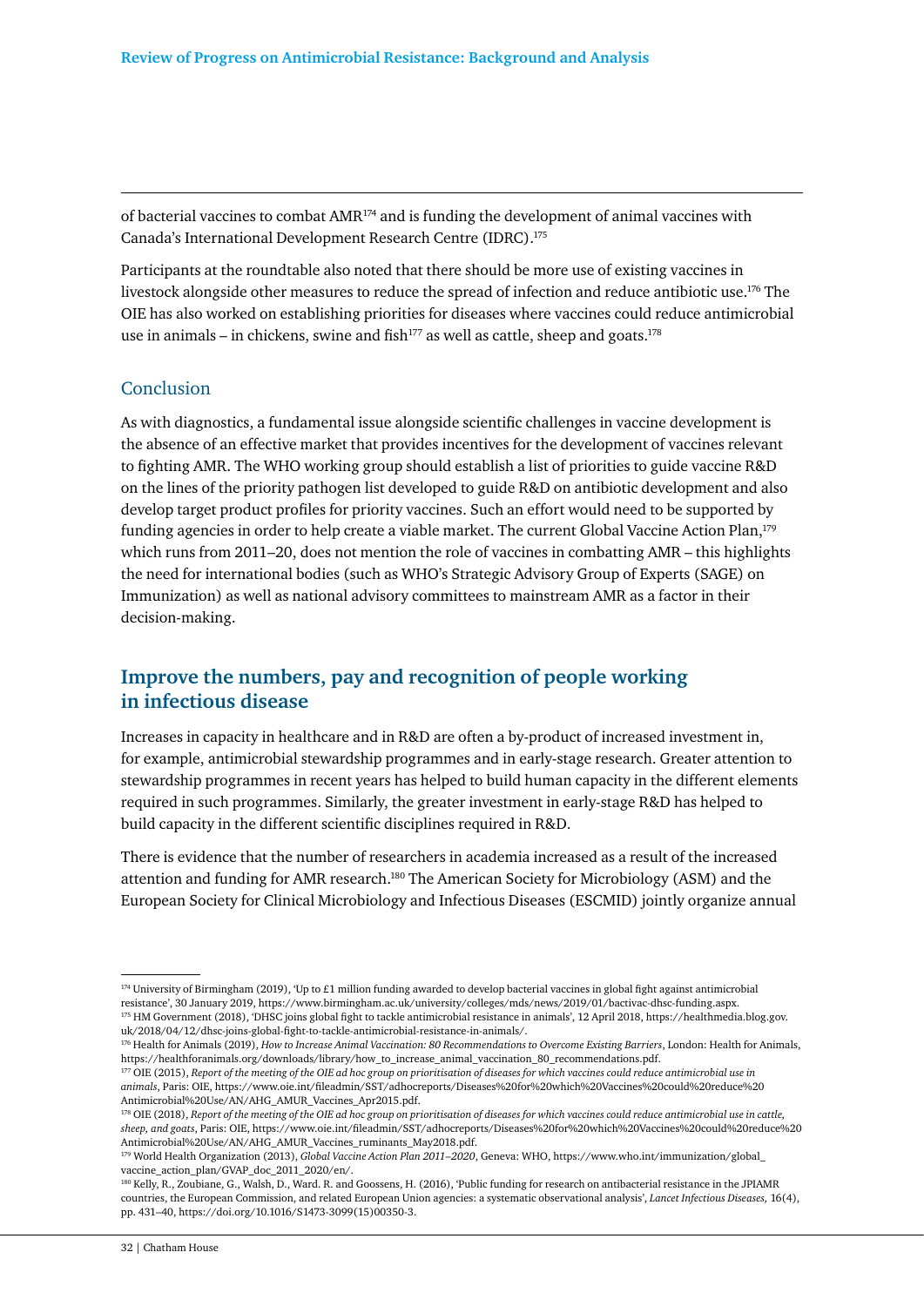of bacterial vaccines to combat AMR[174] and is funding the development of animal vaccines with Canada's International Development Research Centre (IDRC).[175]

Participants at the roundtable also noted that there should be more use of existing vaccines in livestock alongside other measures to reduce the spread of infection and reduce antibiotic use.[176] The OIE has also worked on establishing priorities for diseases where vaccines could reduce antimicrobial use in animals – in chickens, swine and fish[177] as well as cattle, sheep and goats.[178]

### Conclusion

As with diagnostics, a fundamental issue alongside scientific challenges in vaccine development is the absence of an effective market that provides incentives for the development of vaccines relevant to fighting AMR. The WHO working group should establish a list of priorities to guide vaccine R&D on the lines of the priority pathogen list developed to guide R&D on antibiotic development and also develop target product profiles for priority vaccines. Such an effort would need to be supported by funding agencies in order to help create a viable market. The current Global Vaccine Action Plan,[179] which runs from 2011–20, does not mention the role of vaccines in combatting AMR – this highlights the need for international bodies (such as WHO's Strategic Advisory Group of Experts (SAGE) on Immunization) as well as national advisory committees to mainstream AMR as a factor in their decision-making.

## Improve the numbers, pay and recognition of people working in infectious disease

Increases in capacity in healthcare and in R&D are often a by-product of increased investment in, for example, antimicrobial stewardship programmes and in early-stage research. Greater attention to stewardship programmes in recent years has helped to build human capacity in the different elements required in such programmes. Similarly, the greater investment in early-stage R&D has helped to build capacity in the different scientific disciplines required in R&D.

There is evidence that the number of researchers in academia increased as a result of the increased attention and funding for AMR research.[180] The American Society for Microbiology (ASM) and the European Society for Clinical Microbiology and Infectious Diseases (ESCMID) jointly organize annual

---

[174] University of Birmingham (2019), 'Up to £1 million funding awarded to develop bacterial vaccines in global fight against antimicrobial resistance', 30 January 2019, https://www.birmingham.ac.uk/university/colleges/mds/news/2019/01/bactivac-dhsc-funding.aspx.

[175] HM Government (2018), 'DHSC joins global fight to tackle antimicrobial resistance in animals', 12 April 2018, https://healthmedia.blog.gov.uk/2018/04/12/dhsc-joins-global-fight-to-tackle-antimicrobial-resistance-in-animals/.

[176] Health for Animals (2019), *How to Increase Animal Vaccination: 80 Recommendations to Overcome Existing Barriers*, London: Health for Animals, https://healthforanimals.org/downloads/library/how_to_increase_animal_vaccination_80_recommendations.pdf.

[177] OIE (2015), *Report of the meeting of the OIE ad hoc group on prioritisation of diseases for which vaccines could reduce antimicrobial use in animals*, Paris: OIE, https://www.oie.int/fileadmin/SST/adhocreports/Diseases%20for%20which%20Vaccines%20could%20reduce%20Antimicrobial%20Use/AN/AHG_AMUR_Vaccines_Apr2015.pdf.

[178] OIE (2018), *Report of the meeting of the OIE ad hoc group on prioritisation of diseases for which vaccines could reduce antimicrobial use in cattle, sheep, and goats*, Paris: OIE, https://www.oie.int/fileadmin/SST/adhocreports/Diseases%20for%20which%20Vaccines%20could%20reduce%20Antimicrobial%20Use/AN/AHG_AMUR_Vaccines_ruminants_May2018.pdf.

[179] World Health Organization (2013), *Global Vaccine Action Plan 2011–2020*, Geneva: WHO, https://www.who.int/immunization/global_vaccine_action_plan/GVAP_doc_2011_2020/en/.

[180] Kelly, R., Zoubiane, G., Walsh, D., Ward. R. and Goossens, H. (2016), 'Public funding for research on antibacterial resistance in the JPIAMR countries, the European Commission, and related European Union agencies: a systematic observational analysis', *Lancet Infectious Diseases*, 16(4), pp. 431–40, https://doi.org/10.1016/S1473-3099(15)00350-3.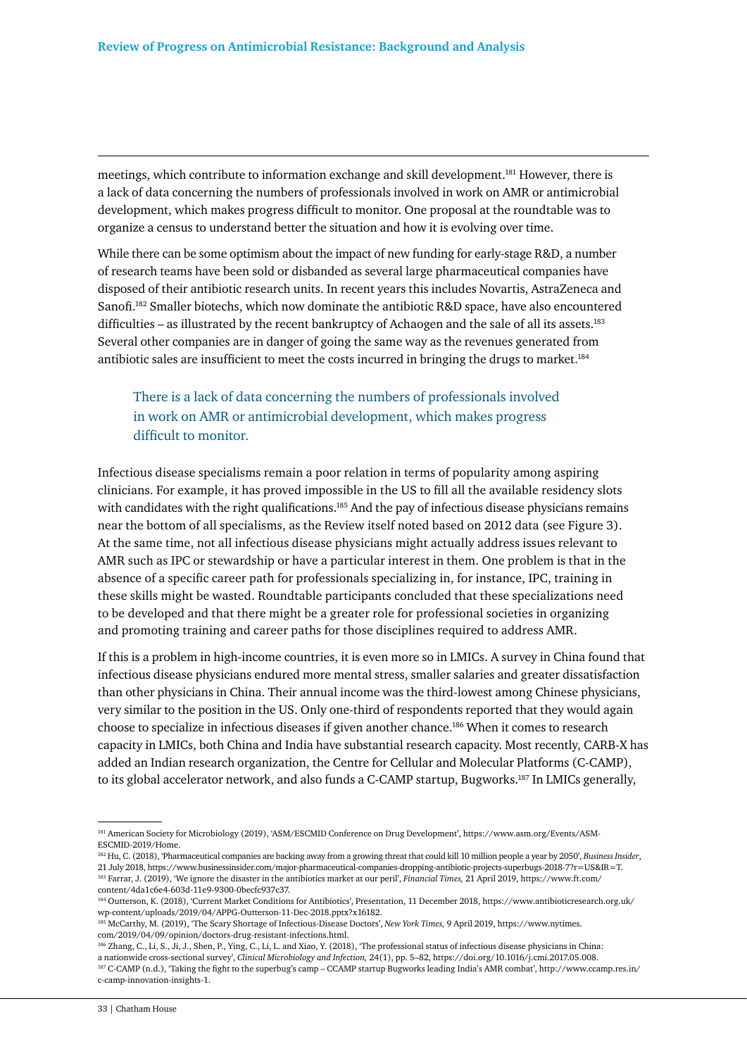meetings, which contribute to information exchange and skill development.[181] However, there is a lack of data concerning the numbers of professionals involved in work on AMR or antimicrobial development, which makes progress difficult to monitor. One proposal at the roundtable was to organize a census to understand better the situation and how it is evolving over time.

While there can be some optimism about the impact of new funding for early-stage R&D, a number of research teams have been sold or disbanded as several large pharmaceutical companies have disposed of their antibiotic research units. In recent years this includes Novartis, AstraZeneca and Sanofi.[182] Smaller biotechs, which now dominate the antibiotic R&D space, have also encountered difficulties – as illustrated by the recent bankruptcy of Achaogen and the sale of all its assets.[183] Several other companies are in danger of going the same way as the revenues generated from antibiotic sales are insufficient to meet the costs incurred in bringing the drugs to market.[184]

> There is a lack of data concerning the numbers of professionals involved in work on AMR or antimicrobial development, which makes progress difficult to monitor.

Infectious disease specialisms remain a poor relation in terms of popularity among aspiring clinicians. For example, it has proved impossible in the US to fill all the available residency slots with candidates with the right qualifications.[185] And the pay of infectious disease physicians remains near the bottom of all specialisms, as the Review itself noted based on 2012 data (see Figure 3). At the same time, not all infectious disease physicians might actually address issues relevant to AMR such as IPC or stewardship or have a particular interest in them. One problem is that in the absence of a specific career path for professionals specializing in, for instance, IPC, training in these skills might be wasted. Roundtable participants concluded that these specializations need to be developed and that there might be a greater role for professional societies in organizing and promoting training and career paths for those disciplines required to address AMR.

If this is a problem in high-income countries, it is even more so in LMICs. A survey in China found that infectious disease physicians endured more mental stress, smaller salaries and greater dissatisfaction than other physicians in China. Their annual income was the third-lowest among Chinese physicians, very similar to the position in the US. Only one-third of respondents reported that they would again choose to specialize in infectious diseases if given another chance.[186] When it comes to research capacity in LMICs, both China and India have substantial research capacity. Most recently, CARB-X has added an Indian research organization, the Centre for Cellular and Molecular Platforms (C-CAMP), to its global accelerator network, and also funds a C-CAMP startup, Bugworks.[187] In LMICs generally,

---

[181] American Society for Microbiology (2019), 'ASM/ESCMID Conference on Drug Development', https://www.asm.org/Events/ASM-ESCMID-2019/Home.

[182] Hu, C. (2018), 'Pharmaceutical companies are backing away from a growing threat that could kill 10 million people a year by 2050', *Business Insider*, 21 July 2018, https://www.businessinsider.com/major-pharmaceutical-companies-dropping-antibiotic-projects-superbugs-2018-7?r=US&IR=T.

[183] Farrar, J. (2019), 'We ignore the disaster in the antibiotics market at our peril', *Financial Times*, 21 April 2019, https://www.ft.com/content/4da1c6e4-603d-11e9-9300-0becfc937c37.

[184] Outterson, K. (2018), 'Current Market Conditions for Antibiotics', Presentation, 11 December 2018, https://www.antibioticresearch.org.uk/wp-content/uploads/2019/04/APPG-Outterson-11-Dec-2018.pptx?x16182.

[185] McCarthy, M. (2019), 'The Scary Shortage of Infectious-Disease Doctors', *New York Times*, 9 April 2019, https://www.nytimes.com/2019/04/09/opinion/doctors-drug-resistant-infections.html.

[186] Zhang, C., Li, S., Ji, J., Shen, P., Ying, C., Li, L. and Xiao, Y. (2018), 'The professional status of infectious disease physicians in China: a nationwide cross-sectional survey', *Clinical Microbiology and Infection*, 24(1), pp. 5–82, https://doi.org/10.1016/j.cmi.2017.05.008.

[187] C-CAMP (n.d.), 'Taking the fight to the superbug's camp – CCAMP startup Bugworks leading India's AMR combat', http://www.ccamp.res.in/c-camp-innovation-insights-1.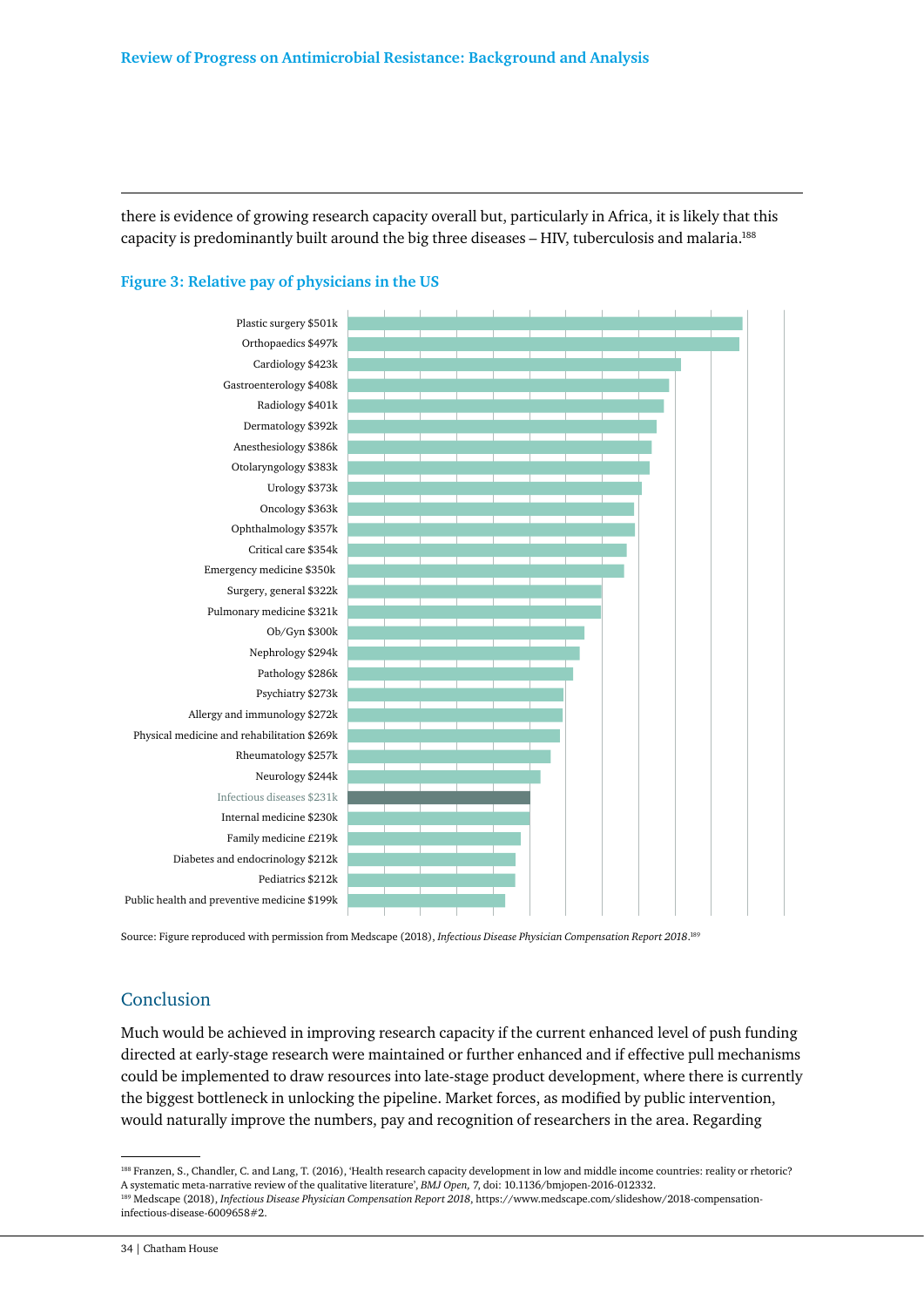there is evidence of growing research capacity overall but, particularly in Africa, it is likely that this capacity is predominantly built around the big three diseases – HIV, tuberculosis and malaria.[188]

### Figure 3: Relative pay of physicians in the US

| Specialty | Pay |
|---|---|
| Plastic surgery | $501k |
| Orthopaedics | $497k |
| Cardiology | $423k |
| Gastroenterology | $408k |
| Radiology | $401k |
| Dermatology | $392k |
| Anesthesiology | $386k |
| Otolaryngology | $383k |
| Urology | $373k |
| Oncology | $363k |
| Ophthalmology | $357k |
| Critical care | $354k |
| Emergency medicine | $350k |
| Surgery, general | $322k |
| Pulmonary medicine | $321k |
| Ob/Gyn | $300k |
| Nephrology | $294k |
| Pathology | $286k |
| Psychiatry | $273k |
| Allergy and immunology | $272k |
| Physical medicine and rehabilitation | $269k |
| Rheumatology | $257k |
| Neurology | $244k |
| Infectious diseases | $231k |
| Internal medicine | $230k |
| Family medicine | £219k |
| Diabetes and endocrinology | $212k |
| Pediatrics | $212k |
| Public health and preventive medicine | $199k |

Source: Figure reproduced with permission from Medscape (2018), *Infectious Disease Physician Compensation Report 2018*.[189]

## Conclusion

Much would be achieved in improving research capacity if the current enhanced level of push funding directed at early-stage research were maintained or further enhanced and if effective pull mechanisms could be implemented to draw resources into late-stage product development, where there is currently the biggest bottleneck in unlocking the pipeline. Market forces, as modified by public intervention, would naturally improve the numbers, pay and recognition of researchers in the area. Regarding

---

[188] Franzen, S., Chandler, C. and Lang, T. (2016), 'Health research capacity development in low and middle income countries: reality or rhetoric? A systematic meta-narrative review of the qualitative literature', *BMJ Open*, 7, doi: 10.1136/bmjopen-2016-012332.

[189] Medscape (2018), *Infectious Disease Physician Compensation Report 2018*, https://www.medscape.com/slideshow/2018-compensation-infectious-disease-6009658#2.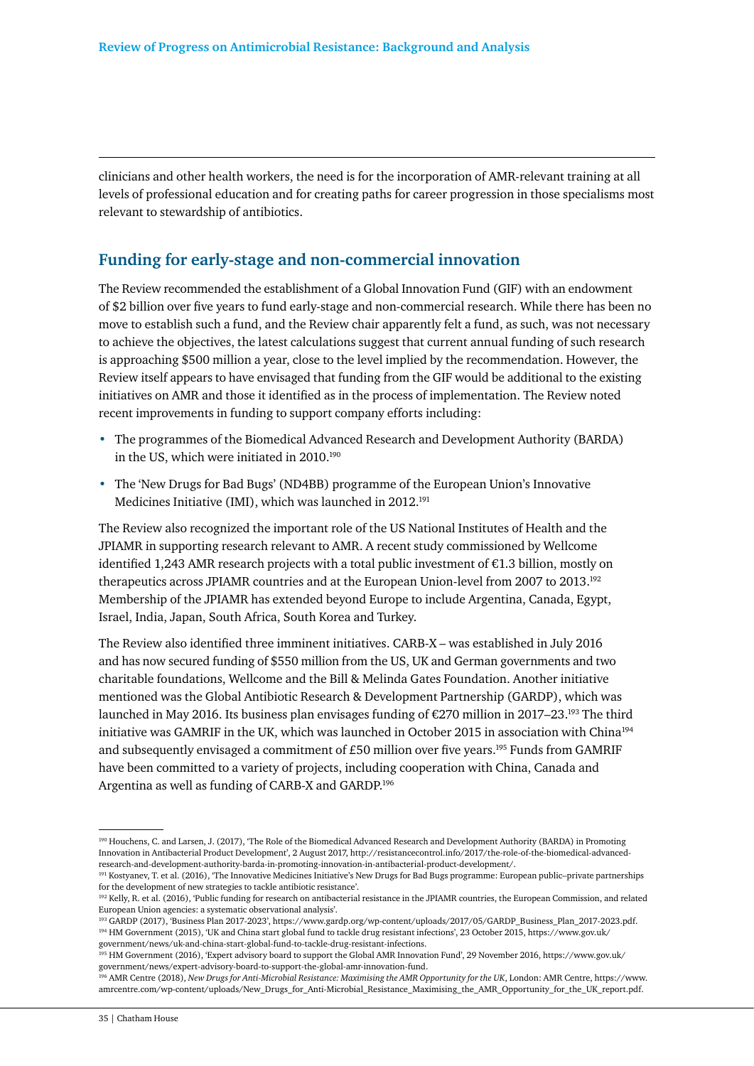clinicians and other health workers, the need is for the incorporation of AMR-relevant training at all levels of professional education and for creating paths for career progression in those specialisms most relevant to stewardship of antibiotics.

## Funding for early-stage and non-commercial innovation

The Review recommended the establishment of a Global Innovation Fund (GIF) with an endowment of $2 billion over five years to fund early-stage and non-commercial research. While there has been no move to establish such a fund, and the Review chair apparently felt a fund, as such, was not necessary to achieve the objectives, the latest calculations suggest that current annual funding of such research is approaching $500 million a year, close to the level implied by the recommendation. However, the Review itself appears to have envisaged that funding from the GIF would be additional to the existing initiatives on AMR and those it identified as in the process of implementation. The Review noted recent improvements in funding to support company efforts including:

- The programmes of the Biomedical Advanced Research and Development Authority (BARDA) in the US, which were initiated in 2010.[190]
- The 'New Drugs for Bad Bugs' (ND4BB) programme of the European Union's Innovative Medicines Initiative (IMI), which was launched in 2012.[191]

The Review also recognized the important role of the US National Institutes of Health and the JPIAMR in supporting research relevant to AMR. A recent study commissioned by Wellcome identified 1,243 AMR research projects with a total public investment of €1.3 billion, mostly on therapeutics across JPIAMR countries and at the European Union-level from 2007 to 2013.[192] Membership of the JPIAMR has extended beyond Europe to include Argentina, Canada, Egypt, Israel, India, Japan, South Africa, South Korea and Turkey.

The Review also identified three imminent initiatives. CARB-X – was established in July 2016 and has now secured funding of $550 million from the US, UK and German governments and two charitable foundations, Wellcome and the Bill & Melinda Gates Foundation. Another initiative mentioned was the Global Antibiotic Research & Development Partnership (GARDP), which was launched in May 2016. Its business plan envisages funding of €270 million in 2017–23.[193] The third initiative was GAMRIF in the UK, which was launched in October 2015 in association with China[194] and subsequently envisaged a commitment of £50 million over five years.[195] Funds from GAMRIF have been committed to a variety of projects, including cooperation with China, Canada and Argentina as well as funding of CARB-X and GARDP.[196]

---

[190] Houchens, C. and Larsen, J. (2017), 'The Role of the Biomedical Advanced Research and Development Authority (BARDA) in Promoting Innovation in Antibacterial Product Development', 2 August 2017, http://resistancecontrol.info/2017/the-role-of-the-biomedical-advanced-research-and-development-authority-barda-in-promoting-innovation-in-antibacterial-product-development/.

[191] Kostyanev, T. et al. (2016), 'The Innovative Medicines Initiative's New Drugs for Bad Bugs programme: European public–private partnerships for the development of new strategies to tackle antibiotic resistance'.

[192] Kelly, R. et al. (2016), 'Public funding for research on antibacterial resistance in the JPIAMR countries, the European Commission, and related European Union agencies: a systematic observational analysis'.

[193] GARDP (2017), 'Business Plan 2017-2023', https://www.gardp.org/wp-content/uploads/2017/05/GARDP_Business_Plan_2017-2023.pdf.

[194] HM Government (2015), 'UK and China start global fund to tackle drug resistant infections', 23 October 2015, https://www.gov.uk/government/news/uk-and-china-start-global-fund-to-tackle-drug-resistant-infections.

[195] HM Government (2016), 'Expert advisory board to support the Global AMR Innovation Fund', 29 November 2016, https://www.gov.uk/government/news/expert-advisory-board-to-support-the-global-amr-innovation-fund.

[196] AMR Centre (2018), *New Drugs for Anti-Microbial Resistance: Maximising the AMR Opportunity for the UK*, London: AMR Centre, https://www.amrcentre.com/wp-content/uploads/New_Drugs_for_Anti-Microbial_Resistance_Maximising_the_AMR_Opportunity_for_the_UK_report.pdf.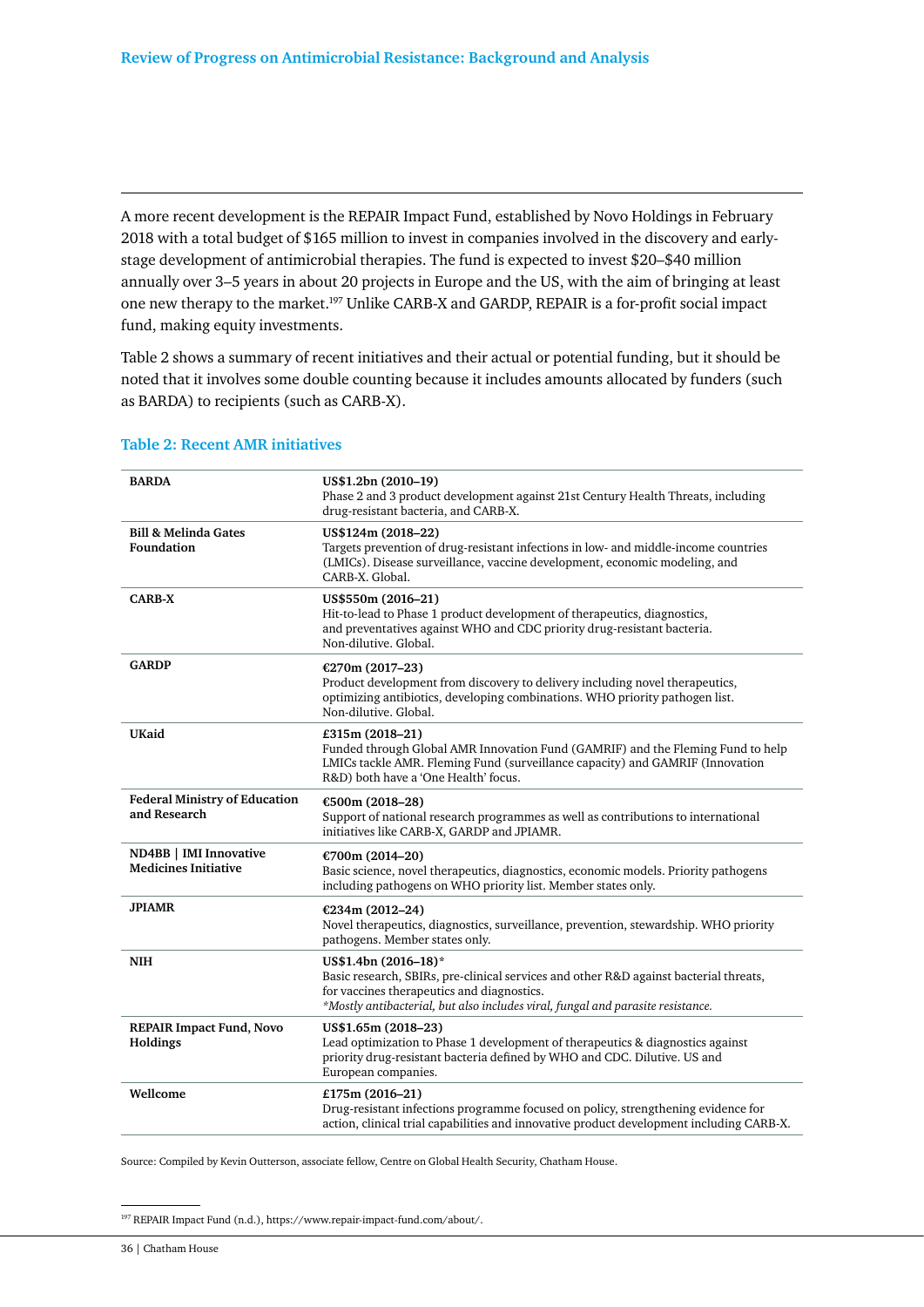A more recent development is the REPAIR Impact Fund, established by Novo Holdings in February 2018 with a total budget of $165 million to invest in companies involved in the discovery and early-stage development of antimicrobial therapies. The fund is expected to invest $20–$40 million annually over 3–5 years in about 20 projects in Europe and the US, with the aim of bringing at least one new therapy to the market.[197] Unlike CARB-X and GARDP, REPAIR is a for-profit social impact fund, making equity investments.

Table 2 shows a summary of recent initiatives and their actual or potential funding, but it should be noted that it involves some double counting because it includes amounts allocated by funders (such as BARDA) to recipients (such as CARB-X).

### Table 2: Recent AMR initiatives

| | |
|---|---|
| **BARDA** | **US$1.2bn (2010–19)**<br>Phase 2 and 3 product development against 21st Century Health Threats, including drug-resistant bacteria, and CARB-X. |
| **Bill & Melinda Gates Foundation** | **US$124m (2018–22)**<br>Targets prevention of drug-resistant infections in low- and middle-income countries (LMICs). Disease surveillance, vaccine development, economic modeling, and CARB-X. Global. |
| **CARB-X** | **US$550m (2016–21)**<br>Hit-to-lead to Phase 1 product development of therapeutics, diagnostics, and preventatives against WHO and CDC priority drug-resistant bacteria. Non-dilutive. Global. |
| **GARDP** | **€270m (2017–23)**<br>Product development from discovery to delivery including novel therapeutics, optimizing antibiotics, developing combinations. WHO priority pathogen list. Non-dilutive. Global. |
| **UKaid** | **£315m (2018–21)**<br>Funded through Global AMR Innovation Fund (GAMRIF) and the Fleming Fund to help LMICs tackle AMR. Fleming Fund (surveillance capacity) and GAMRIF (Innovation R&D) both have a 'One Health' focus. |
| **Federal Ministry of Education and Research** | **€500m (2018–28)**<br>Support of national research programmes as well as contributions to international initiatives like CARB-X, GARDP and JPIAMR. |
| **ND4BB \| IMI Innovative Medicines Initiative** | **€700m (2014–20)**<br>Basic science, novel therapeutics, diagnostics, economic models. Priority pathogens including pathogens on WHO priority list. Member states only. |
| **JPIAMR** | **€234m (2012–24)**<br>Novel therapeutics, diagnostics, surveillance, prevention, stewardship. WHO priority pathogens. Member states only. |
| **NIH** | **US$1.4bn (2016–18)***<br>Basic research, SBIRs, pre-clinical services and other R&D against bacterial threats, for vaccines therapeutics and diagnostics.<br>*\*Mostly antibacterial, but also includes viral, fungal and parasite resistance.* |
| **REPAIR Impact Fund, Novo Holdings** | **US$1.65m (2018–23)**<br>Lead optimization to Phase 1 development of therapeutics & diagnostics against priority drug-resistant bacteria defined by WHO and CDC. Dilutive. US and European companies. |
| **Wellcome** | **£175m (2016–21)**<br>Drug-resistant infections programme focused on policy, strengthening evidence for action, clinical trial capabilities and innovative product development including CARB-X. |

Source: Compiled by Kevin Outterson, associate fellow, Centre on Global Health Security, Chatham House.

[197] REPAIR Impact Fund (n.d.), https://www.repair-impact-fund.com/about/.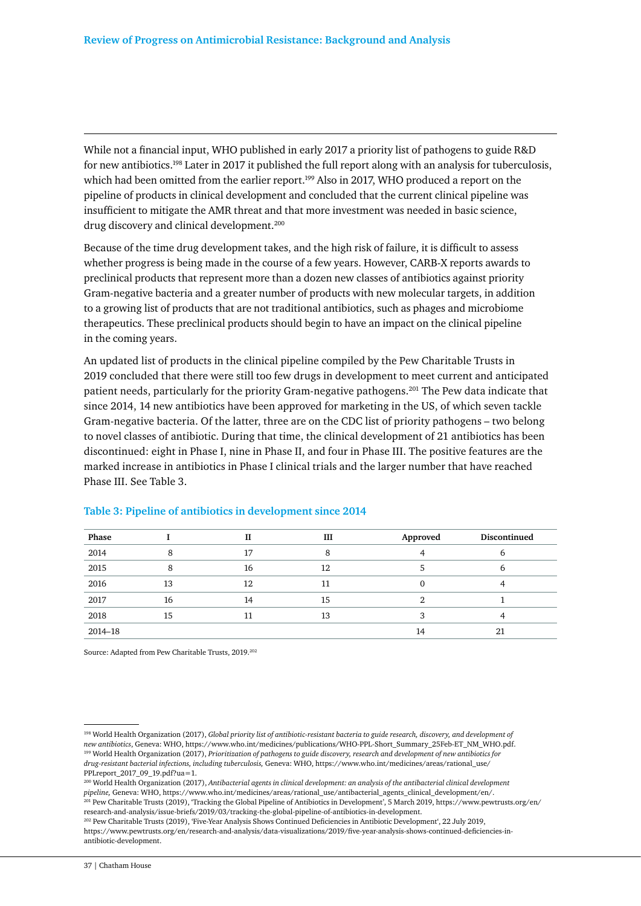While not a financial input, WHO published in early 2017 a priority list of pathogens to guide R&D for new antibiotics.[198] Later in 2017 it published the full report along with an analysis for tuberculosis, which had been omitted from the earlier report.[199] Also in 2017, WHO produced a report on the pipeline of products in clinical development and concluded that the current clinical pipeline was insufficient to mitigate the AMR threat and that more investment was needed in basic science, drug discovery and clinical development.[200]

Because of the time drug development takes, and the high risk of failure, it is difficult to assess whether progress is being made in the course of a few years. However, CARB-X reports awards to preclinical products that represent more than a dozen new classes of antibiotics against priority Gram-negative bacteria and a greater number of products with new molecular targets, in addition to a growing list of products that are not traditional antibiotics, such as phages and microbiome therapeutics. These preclinical products should begin to have an impact on the clinical pipeline in the coming years.

An updated list of products in the clinical pipeline compiled by the Pew Charitable Trusts in 2019 concluded that there were still too few drugs in development to meet current and anticipated patient needs, particularly for the priority Gram-negative pathogens.[201] The Pew data indicate that since 2014, 14 new antibiotics have been approved for marketing in the US, of which seven tackle Gram-negative bacteria. Of the latter, three are on the CDC list of priority pathogens – two belong to novel classes of antibiotic. During that time, the clinical development of 21 antibiotics has been discontinued: eight in Phase I, nine in Phase II, and four in Phase III. The positive features are the marked increase in antibiotics in Phase I clinical trials and the larger number that have reached Phase III. See Table 3.

### Table 3: Pipeline of antibiotics in development since 2014

| Phase | I | II | III | Approved | Discontinued |
|---|---|---|---|---|---|
| 2014 | 8 | 17 | 8 | 4 | 6 |
| 2015 | 8 | 16 | 12 | 5 | 6 |
| 2016 | 13 | 12 | 11 | 0 | 4 |
| 2017 | 16 | 14 | 15 | 2 | 1 |
| 2018 | 15 | 11 | 13 | 3 | 4 |
| 2014–18 | | | | 14 | 21 |

Source: Adapted from Pew Charitable Trusts, 2019.[202]

---

[198] World Health Organization (2017), *Global priority list of antibiotic-resistant bacteria to guide research, discovery, and development of new antibiotics*, Geneva: WHO, https://www.who.int/medicines/publications/WHO-PPL-Short_Summary_25Feb-ET_NM_WHO.pdf.

[199] World Health Organization (2017), *Prioritization of pathogens to guide discovery, research and development of new antibiotics for drug-resistant bacterial infections, including tuberculosis,* Geneva: WHO, https://www.who.int/medicines/areas/rational_use/PPLreport_2017_09_19.pdf?ua=1.

[200] World Health Organization (2017), *Antibacterial agents in clinical development: an analysis of the antibacterial clinical development pipeline,* Geneva: WHO, https://www.who.int/medicines/areas/rational_use/antibacterial_agents_clinical_development/en/.

[201] Pew Charitable Trusts (2019), 'Tracking the Global Pipeline of Antibiotics in Development', 5 March 2019, https://www.pewtrusts.org/en/research-and-analysis/issue-briefs/2019/03/tracking-the-global-pipeline-of-antibiotics-in-development.

[202] Pew Charitable Trusts (2019), 'Five-Year Analysis Shows Continued Deficiencies in Antibiotic Development', 22 July 2019, https://www.pewtrusts.org/en/research-and-analysis/data-visualizations/2019/five-year-analysis-shows-continued-deficiencies-in-antibiotic-development.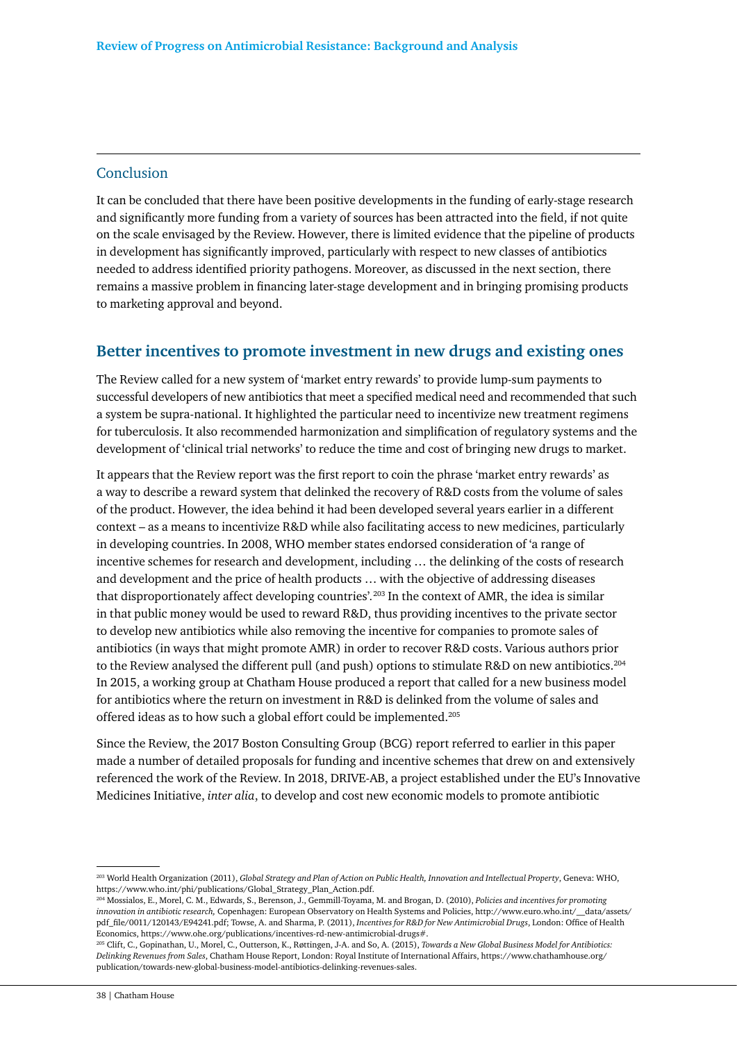### Conclusion

It can be concluded that there have been positive developments in the funding of early-stage research and significantly more funding from a variety of sources has been attracted into the field, if not quite on the scale envisaged by the Review. However, there is limited evidence that the pipeline of products in development has significantly improved, particularly with respect to new classes of antibiotics needed to address identified priority pathogens. Moreover, as discussed in the next section, there remains a massive problem in financing later-stage development and in bringing promising products to marketing approval and beyond.

## Better incentives to promote investment in new drugs and existing ones

The Review called for a new system of 'market entry rewards' to provide lump-sum payments to successful developers of new antibiotics that meet a specified medical need and recommended that such a system be supra-national. It highlighted the particular need to incentivize new treatment regimens for tuberculosis. It also recommended harmonization and simplification of regulatory systems and the development of 'clinical trial networks' to reduce the time and cost of bringing new drugs to market.

It appears that the Review report was the first report to coin the phrase 'market entry rewards' as a way to describe a reward system that delinked the recovery of R&D costs from the volume of sales of the product. However, the idea behind it had been developed several years earlier in a different context – as a means to incentivize R&D while also facilitating access to new medicines, particularly in developing countries. In 2008, WHO member states endorsed consideration of 'a range of incentive schemes for research and development, including … the delinking of the costs of research and development and the price of health products … with the objective of addressing diseases that disproportionately affect developing countries'.[203] In the context of AMR, the idea is similar in that public money would be used to reward R&D, thus providing incentives to the private sector to develop new antibiotics while also removing the incentive for companies to promote sales of antibiotics (in ways that might promote AMR) in order to recover R&D costs. Various authors prior to the Review analysed the different pull (and push) options to stimulate R&D on new antibiotics.[204] In 2015, a working group at Chatham House produced a report that called for a new business model for antibiotics where the return on investment in R&D is delinked from the volume of sales and offered ideas as to how such a global effort could be implemented.[205]

Since the Review, the 2017 Boston Consulting Group (BCG) report referred to earlier in this paper made a number of detailed proposals for funding and incentive schemes that drew on and extensively referenced the work of the Review. In 2018, DRIVE-AB, a project established under the EU's Innovative Medicines Initiative, *inter alia*, to develop and cost new economic models to promote antibiotic

---

[203] World Health Organization (2011), *Global Strategy and Plan of Action on Public Health, Innovation and Intellectual Property*, Geneva: WHO, https://www.who.int/phi/publications/Global_Strategy_Plan_Action.pdf.

[204] Mossialos, E., Morel, C. M., Edwards, S., Berenson, J., Gemmill-Toyama, M. and Brogan, D. (2010), *Policies and incentives for promoting innovation in antibiotic research*, Copenhagen: European Observatory on Health Systems and Policies, http://www.euro.who.int/__data/assets/pdf_file/0011/120143/E94241.pdf; Towse, A. and Sharma, P. (2011), *Incentives for R&D for New Antimicrobial Drugs*, London: Office of Health Economics, https://www.ohe.org/publications/incentives-rd-new-antimicrobial-drugs#.

[205] Clift, C., Gopinathan, U., Morel, C., Outterson, K., Røttingen, J-A. and So, A. (2015), *Towards a New Global Business Model for Antibiotics: Delinking Revenues from Sales*, Chatham House Report, London: Royal Institute of International Affairs, https://www.chathamhouse.org/publication/towards-new-global-business-model-antibiotics-delinking-revenues-sales.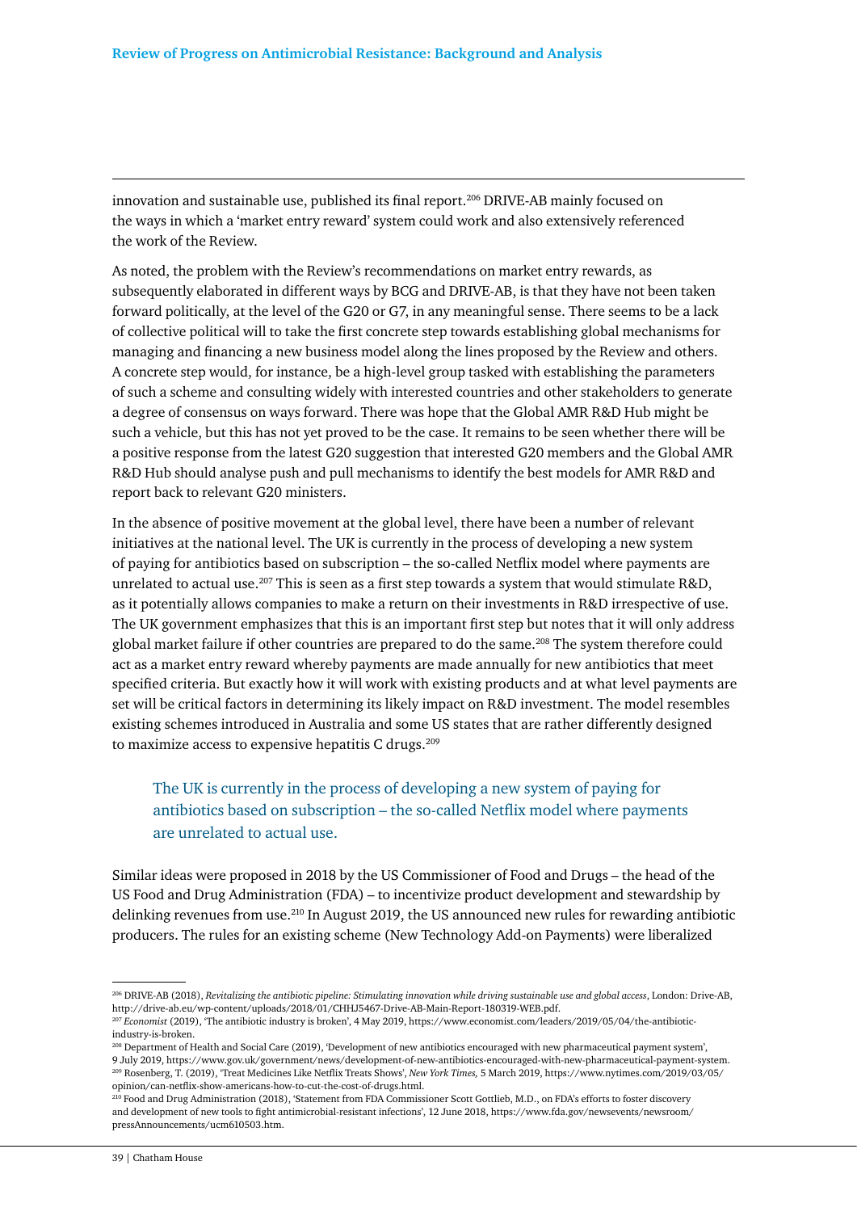innovation and sustainable use, published its final report.[206] DRIVE-AB mainly focused on the ways in which a 'market entry reward' system could work and also extensively referenced the work of the Review.

As noted, the problem with the Review's recommendations on market entry rewards, as subsequently elaborated in different ways by BCG and DRIVE-AB, is that they have not been taken forward politically, at the level of the G20 or G7, in any meaningful sense. There seems to be a lack of collective political will to take the first concrete step towards establishing global mechanisms for managing and financing a new business model along the lines proposed by the Review and others. A concrete step would, for instance, be a high-level group tasked with establishing the parameters of such a scheme and consulting widely with interested countries and other stakeholders to generate a degree of consensus on ways forward. There was hope that the Global AMR R&D Hub might be such a vehicle, but this has not yet proved to be the case. It remains to be seen whether there will be a positive response from the latest G20 suggestion that interested G20 members and the Global AMR R&D Hub should analyse push and pull mechanisms to identify the best models for AMR R&D and report back to relevant G20 ministers.

In the absence of positive movement at the global level, there have been a number of relevant initiatives at the national level. The UK is currently in the process of developing a new system of paying for antibiotics based on subscription – the so-called Netflix model where payments are unrelated to actual use.[207] This is seen as a first step towards a system that would stimulate R&D, as it potentially allows companies to make a return on their investments in R&D irrespective of use. The UK government emphasizes that this is an important first step but notes that it will only address global market failure if other countries are prepared to do the same.[208] The system therefore could act as a market entry reward whereby payments are made annually for new antibiotics that meet specified criteria. But exactly how it will work with existing products and at what level payments are set will be critical factors in determining its likely impact on R&D investment. The model resembles existing schemes introduced in Australia and some US states that are rather differently designed to maximize access to expensive hepatitis C drugs.[209]

> The UK is currently in the process of developing a new system of paying for antibiotics based on subscription – the so-called Netflix model where payments are unrelated to actual use.

Similar ideas were proposed in 2018 by the US Commissioner of Food and Drugs – the head of the US Food and Drug Administration (FDA) – to incentivize product development and stewardship by delinking revenues from use.[210] In August 2019, the US announced new rules for rewarding antibiotic producers. The rules for an existing scheme (New Technology Add-on Payments) were liberalized

---

[206] DRIVE-AB (2018), *Revitalizing the antibiotic pipeline: Stimulating innovation while driving sustainable use and global access*, London: Drive-AB, http://drive-ab.eu/wp-content/uploads/2018/01/CHHJ5467-Drive-AB-Main-Report-180319-WEB.pdf.

[207] *Economist* (2019), 'The antibiotic industry is broken', 4 May 2019, https://www.economist.com/leaders/2019/05/04/the-antibiotic-industry-is-broken.

[208] Department of Health and Social Care (2019), 'Development of new antibiotics encouraged with new pharmaceutical payment system', 9 July 2019, https://www.gov.uk/government/news/development-of-new-antibiotics-encouraged-with-new-pharmaceutical-payment-system.

[209] Rosenberg, T. (2019), 'Treat Medicines Like Netflix Treats Shows', *New York Times,* 5 March 2019, https://www.nytimes.com/2019/03/05/opinion/can-netflix-show-americans-how-to-cut-the-cost-of-drugs.html.

[210] Food and Drug Administration (2018), 'Statement from FDA Commissioner Scott Gottlieb, M.D., on FDA's efforts to foster discovery and development of new tools to fight antimicrobial-resistant infections', 12 June 2018, https://www.fda.gov/newsevents/newsroom/pressAnnouncements/ucm610503.htm.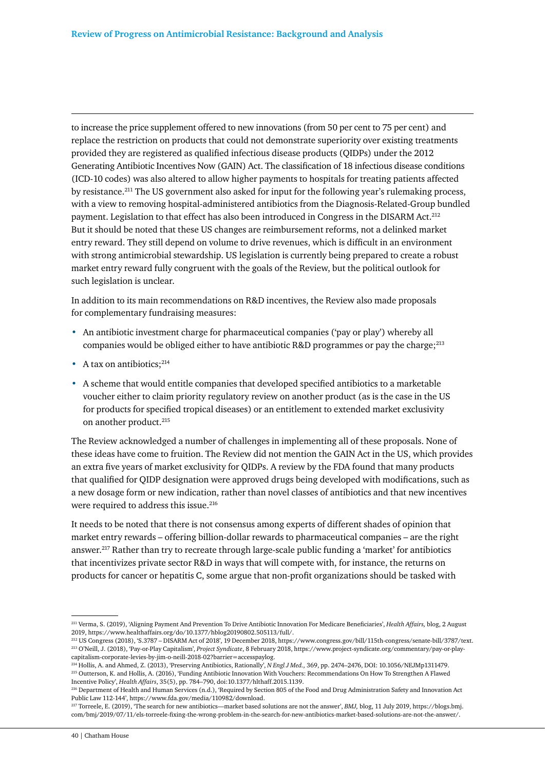to increase the price supplement offered to new innovations (from 50 per cent to 75 per cent) and replace the restriction on products that could not demonstrate superiority over existing treatments provided they are registered as qualified infectious disease products (QIDPs) under the 2012 Generating Antibiotic Incentives Now (GAIN) Act. The classification of 18 infectious disease conditions (ICD-10 codes) was also altered to allow higher payments to hospitals for treating patients affected by resistance.[211] The US government also asked for input for the following year's rulemaking process, with a view to removing hospital-administered antibiotics from the Diagnosis-Related-Group bundled payment. Legislation to that effect has also been introduced in Congress in the DISARM Act.[212] But it should be noted that these US changes are reimbursement reforms, not a delinked market entry reward. They still depend on volume to drive revenues, which is difficult in an environment with strong antimicrobial stewardship. US legislation is currently being prepared to create a robust market entry reward fully congruent with the goals of the Review, but the political outlook for such legislation is unclear.

In addition to its main recommendations on R&D incentives, the Review also made proposals for complementary fundraising measures:

- An antibiotic investment charge for pharmaceutical companies ('pay or play') whereby all companies would be obliged either to have antibiotic R&D programmes or pay the charge;[213]
- A tax on antibiotics;[214]
- A scheme that would entitle companies that developed specified antibiotics to a marketable voucher either to claim priority regulatory review on another product (as is the case in the US for products for specified tropical diseases) or an entitlement to extended market exclusivity on another product.[215]

The Review acknowledged a number of challenges in implementing all of these proposals. None of these ideas have come to fruition. The Review did not mention the GAIN Act in the US, which provides an extra five years of market exclusivity for QIDPs. A review by the FDA found that many products that qualified for QIDP designation were approved drugs being developed with modifications, such as a new dosage form or new indication, rather than novel classes of antibiotics and that new incentives were required to address this issue.[216]

It needs to be noted that there is not consensus among experts of different shades of opinion that market entry rewards – offering billion-dollar rewards to pharmaceutical companies – are the right answer.[217] Rather than try to recreate through large-scale public funding a 'market' for antibiotics that incentivizes private sector R&D in ways that will compete with, for instance, the returns on products for cancer or hepatitis C, some argue that non-profit organizations should be tasked with

---

[211] Verma, S. (2019), 'Aligning Payment And Prevention To Drive Antibiotic Innovation For Medicare Beneficiaries', *Health Affairs,* blog, 2 August 2019, https://www.healthaffairs.org/do/10.1377/hblog20190802.505113/full/.

[212] US Congress (2018), 'S.3787 – DISARM Act of 2018', 19 December 2018, https://www.congress.gov/bill/115th-congress/senate-bill/3787/text.

[213] O'Neill, J. (2018), 'Pay-or-Play Capitalism', *Project Syndicate*, 8 February 2018, https://www.project-syndicate.org/commentary/pay-or-play-capitalism-corporate-levies-by-jim-o-neill-2018-02?barrier=accesspaylog.

[214] Hollis, A. and Ahmed, Z. (2013), 'Preserving Antibiotics, Rationally', *N Engl J Med.*, 369, pp. 2474–2476, DOI: 10.1056/NEJMp1311479.

[215] Outterson, K. and Hollis, A. (2016), 'Funding Antibiotic Innovation With Vouchers: Recommendations On How To Strengthen A Flawed Incentive Policy', *Health Affairs*, 35(5), pp. 784–790, doi:10.1377/hlthaff.2015.1139.

[216] Department of Health and Human Services (n.d.), 'Required by Section 805 of the Food and Drug Administration Safety and Innovation Act Public Law 112-144', https://www.fda.gov/media/110982/download.

[217] Torreele, E. (2019), 'The search for new antibiotics—market based solutions are not the answer', *BMJ,* blog, 11 July 2019, https://blogs.bmj.com/bmj/2019/07/11/els-torreele-fixing-the-wrong-problem-in-the-search-for-new-antibiotics-market-based-solutions-are-not-the-answer/.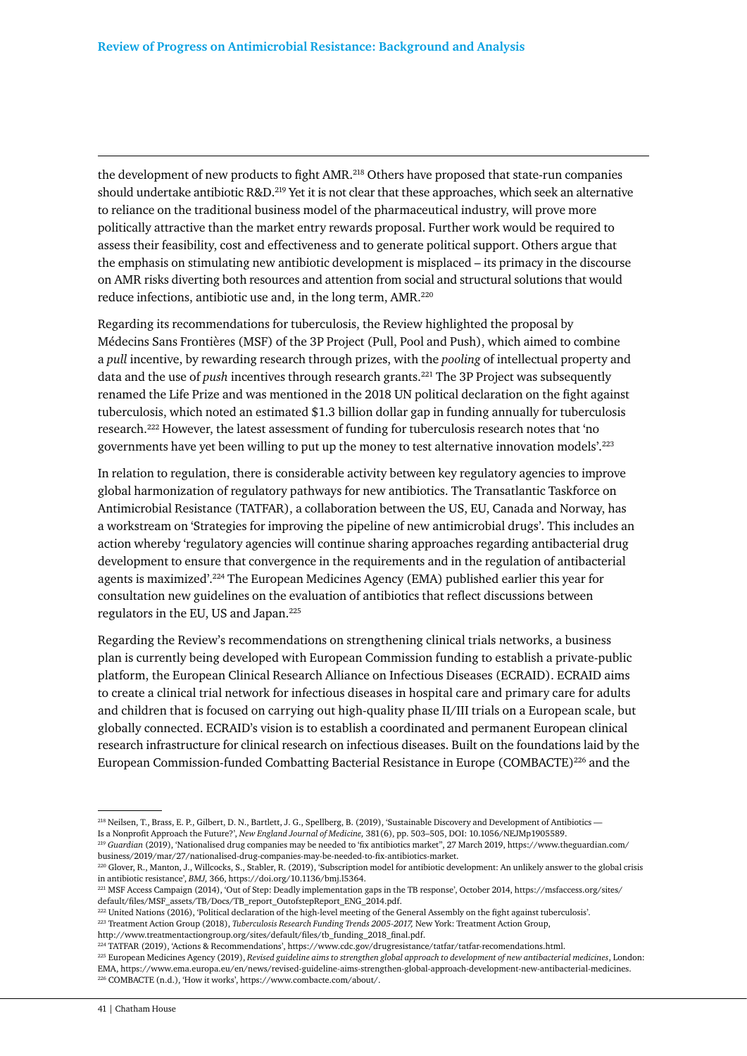the development of new products to fight AMR.[218] Others have proposed that state-run companies should undertake antibiotic R&D.[219] Yet it is not clear that these approaches, which seek an alternative to reliance on the traditional business model of the pharmaceutical industry, will prove more politically attractive than the market entry rewards proposal. Further work would be required to assess their feasibility, cost and effectiveness and to generate political support. Others argue that the emphasis on stimulating new antibiotic development is misplaced – its primacy in the discourse on AMR risks diverting both resources and attention from social and structural solutions that would reduce infections, antibiotic use and, in the long term, AMR.[220]

Regarding its recommendations for tuberculosis, the Review highlighted the proposal by Médecins Sans Frontières (MSF) of the 3P Project (Pull, Pool and Push), which aimed to combine a *pull* incentive, by rewarding research through prizes, with the *pooling* of intellectual property and data and the use of *push* incentives through research grants.[221] The 3P Project was subsequently renamed the Life Prize and was mentioned in the 2018 UN political declaration on the fight against tuberculosis, which noted an estimated $1.3 billion dollar gap in funding annually for tuberculosis research.[222] However, the latest assessment of funding for tuberculosis research notes that 'no governments have yet been willing to put up the money to test alternative innovation models'.[223]

In relation to regulation, there is considerable activity between key regulatory agencies to improve global harmonization of regulatory pathways for new antibiotics. The Transatlantic Taskforce on Antimicrobial Resistance (TATFAR), a collaboration between the US, EU, Canada and Norway, has a workstream on 'Strategies for improving the pipeline of new antimicrobial drugs'. This includes an action whereby 'regulatory agencies will continue sharing approaches regarding antibacterial drug development to ensure that convergence in the requirements and in the regulation of antibacterial agents is maximized'.[224] The European Medicines Agency (EMA) published earlier this year for consultation new guidelines on the evaluation of antibiotics that reflect discussions between regulators in the EU, US and Japan.[225]

Regarding the Review's recommendations on strengthening clinical trials networks, a business plan is currently being developed with European Commission funding to establish a private-public platform, the European Clinical Research Alliance on Infectious Diseases (ECRAID). ECRAID aims to create a clinical trial network for infectious diseases in hospital care and primary care for adults and children that is focused on carrying out high-quality phase II/III trials on a European scale, but globally connected. ECRAID's vision is to establish a coordinated and permanent European clinical research infrastructure for clinical research on infectious diseases. Built on the foundations laid by the European Commission-funded Combatting Bacterial Resistance in Europe (COMBACTE)[226] and the

---

[218] Neilsen, T., Brass, E. P., Gilbert, D. N., Bartlett, J. G., Spellberg, B. (2019), 'Sustainable Discovery and Development of Antibiotics — Is a Nonprofit Approach the Future?', *New England Journal of Medicine*, 381(6), pp. 503–505, DOI: 10.1056/NEJMp1905589.

[219] *Guardian* (2019), 'Nationalised drug companies may be needed to 'fix antibiotics market'', 27 March 2019, https://www.theguardian.com/business/2019/mar/27/nationalised-drug-companies-may-be-needed-to-fix-antibiotics-market.

[220] Glover, R., Manton, J., Willcocks, S., Stabler, R. (2019), 'Subscription model for antibiotic development: An unlikely answer to the global crisis in antibiotic resistance', *BMJ*, 366, https://doi.org/10.1136/bmj.l5364.

[221] MSF Access Campaign (2014), 'Out of Step: Deadly implementation gaps in the TB response', October 2014, https://msfaccess.org/sites/default/files/MSF_assets/TB/Docs/TB_report_OutofstepReport_ENG_2014.pdf.

[222] United Nations (2016), 'Political declaration of the high-level meeting of the General Assembly on the fight against tuberculosis'.

[223] Treatment Action Group (2018), *Tuberculosis Research Funding Trends 2005-2017*, New York: Treatment Action Group, http://www.treatmentactiongroup.org/sites/default/files/tb_funding_2018_final.pdf.

[224] TATFAR (2019), 'Actions & Recommendations', https://www.cdc.gov/drugresistance/tatfar/tatfar-recomendations.html.

[225] European Medicines Agency (2019), *Revised guideline aims to strengthen global approach to development of new antibacterial medicines*, London: EMA, https://www.ema.europa.eu/en/news/revised-guideline-aims-strengthen-global-approach-development-new-antibacterial-medicines.

[226] COMBACTE (n.d.), 'How it works', https://www.combacte.com/about/.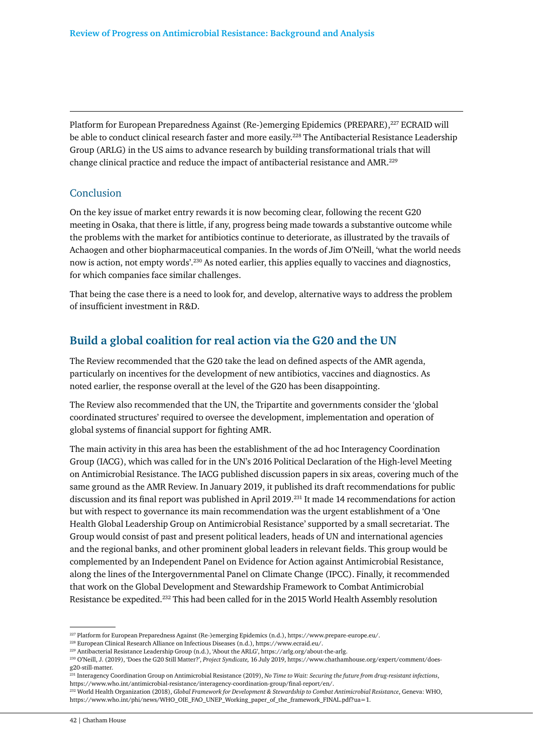Platform for European Preparedness Against (Re-)emerging Epidemics (PREPARE),[227] ECRAID will be able to conduct clinical research faster and more easily.[228] The Antibacterial Resistance Leadership Group (ARLG) in the US aims to advance research by building transformational trials that will change clinical practice and reduce the impact of antibacterial resistance and AMR.[229]

### Conclusion

On the key issue of market entry rewards it is now becoming clear, following the recent G20 meeting in Osaka, that there is little, if any, progress being made towards a substantive outcome while the problems with the market for antibiotics continue to deteriorate, as illustrated by the travails of Achaogen and other biopharmaceutical companies. In the words of Jim O'Neill, 'what the world needs now is action, not empty words'.[230] As noted earlier, this applies equally to vaccines and diagnostics, for which companies face similar challenges.

That being the case there is a need to look for, and develop, alternative ways to address the problem of insufficient investment in R&D.

## Build a global coalition for real action via the G20 and the UN

The Review recommended that the G20 take the lead on defined aspects of the AMR agenda, particularly on incentives for the development of new antibiotics, vaccines and diagnostics. As noted earlier, the response overall at the level of the G20 has been disappointing.

The Review also recommended that the UN, the Tripartite and governments consider the 'global coordinated structures' required to oversee the development, implementation and operation of global systems of financial support for fighting AMR.

The main activity in this area has been the establishment of the ad hoc Interagency Coordination Group (IACG), which was called for in the UN's 2016 Political Declaration of the High-level Meeting on Antimicrobial Resistance. The IACG published discussion papers in six areas, covering much of the same ground as the AMR Review. In January 2019, it published its draft recommendations for public discussion and its final report was published in April 2019.[231] It made 14 recommendations for action but with respect to governance its main recommendation was the urgent establishment of a 'One Health Global Leadership Group on Antimicrobial Resistance' supported by a small secretariat. The Group would consist of past and present political leaders, heads of UN and international agencies and the regional banks, and other prominent global leaders in relevant fields. This group would be complemented by an Independent Panel on Evidence for Action against Antimicrobial Resistance, along the lines of the Intergovernmental Panel on Climate Change (IPCC). Finally, it recommended that work on the Global Development and Stewardship Framework to Combat Antimicrobial Resistance be expedited.[232] This had been called for in the 2015 World Health Assembly resolution

---

[227] Platform for European Preparedness Against (Re-)emerging Epidemics (n.d.), https://www.prepare-europe.eu/.

[228] European Clinical Research Alliance on Infectious Diseases (n.d.), https://www.ecraid.eu/.

[229] Antibacterial Resistance Leadership Group (n.d.), 'About the ARLG', https://arlg.org/about-the-arlg.

[230] O'Neill, J. (2019), 'Does the G20 Still Matter?', *Project Syndicate,* 16 July 2019, https://www.chathamhouse.org/expert/comment/does-g20-still-matter.

[231] Interagency Coordination Group on Antimicrobial Resistance (2019), *No Time to Wait: Securing the future from drug-resistant infections*, https://www.who.int/antimicrobial-resistance/interagency-coordination-group/final-report/en/.

[232] World Health Organization (2018), *Global Framework for Development & Stewardship to Combat Antimicrobial Resistance*, Geneva: WHO, https://www.who.int/phi/news/WHO_OIE_FAO_UNEP_Working_paper_of_the_framework_FINAL.pdf?ua=1.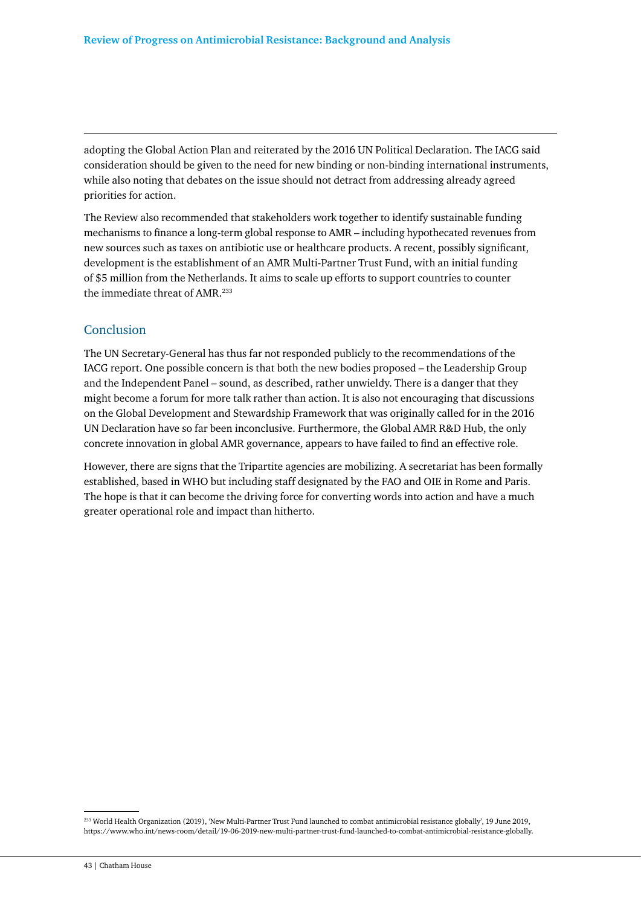adopting the Global Action Plan and reiterated by the 2016 UN Political Declaration. The IACG said consideration should be given to the need for new binding or non-binding international instruments, while also noting that debates on the issue should not detract from addressing already agreed priorities for action.

The Review also recommended that stakeholders work together to identify sustainable funding mechanisms to finance a long-term global response to AMR – including hypothecated revenues from new sources such as taxes on antibiotic use or healthcare products. A recent, possibly significant, development is the establishment of an AMR Multi-Partner Trust Fund, with an initial funding of $5 million from the Netherlands. It aims to scale up efforts to support countries to counter the immediate threat of AMR.[233]

## Conclusion

The UN Secretary-General has thus far not responded publicly to the recommendations of the IACG report. One possible concern is that both the new bodies proposed – the Leadership Group and the Independent Panel – sound, as described, rather unwieldy. There is a danger that they might become a forum for more talk rather than action. It is also not encouraging that discussions on the Global Development and Stewardship Framework that was originally called for in the 2016 UN Declaration have so far been inconclusive. Furthermore, the Global AMR R&D Hub, the only concrete innovation in global AMR governance, appears to have failed to find an effective role.

However, there are signs that the Tripartite agencies are mobilizing. A secretariat has been formally established, based in WHO but including staff designated by the FAO and OIE in Rome and Paris. The hope is that it can become the driving force for converting words into action and have a much greater operational role and impact than hitherto.

---

[233] World Health Organization (2019), 'New Multi-Partner Trust Fund launched to combat antimicrobial resistance globally', 19 June 2019, https://www.who.int/news-room/detail/19-06-2019-new-multi-partner-trust-fund-launched-to-combat-antimicrobial-resistance-globally.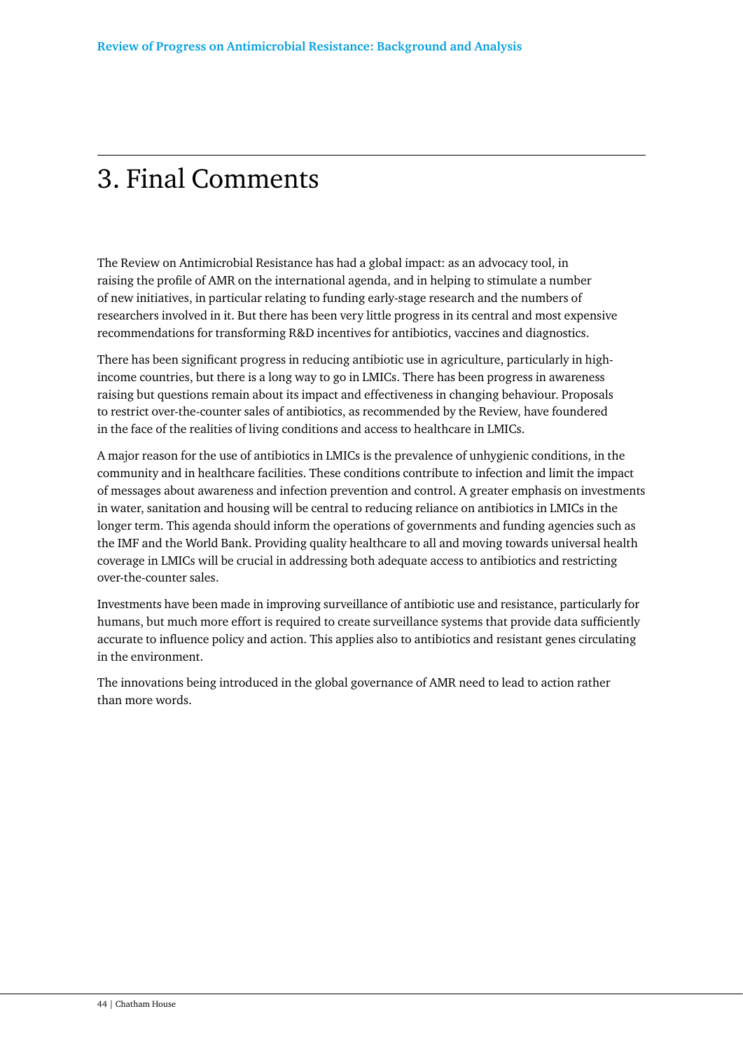# 3. Final Comments

The Review on Antimicrobial Resistance has had a global impact: as an advocacy tool, in raising the profile of AMR on the international agenda, and in helping to stimulate a number of new initiatives, in particular relating to funding early-stage research and the numbers of researchers involved in it. But there has been very little progress in its central and most expensive recommendations for transforming R&D incentives for antibiotics, vaccines and diagnostics.

There has been significant progress in reducing antibiotic use in agriculture, particularly in high-income countries, but there is a long way to go in LMICs. There has been progress in awareness raising but questions remain about its impact and effectiveness in changing behaviour. Proposals to restrict over-the-counter sales of antibiotics, as recommended by the Review, have foundered in the face of the realities of living conditions and access to healthcare in LMICs.

A major reason for the use of antibiotics in LMICs is the prevalence of unhygienic conditions, in the community and in healthcare facilities. These conditions contribute to infection and limit the impact of messages about awareness and infection prevention and control. A greater emphasis on investments in water, sanitation and housing will be central to reducing reliance on antibiotics in LMICs in the longer term. This agenda should inform the operations of governments and funding agencies such as the IMF and the World Bank. Providing quality healthcare to all and moving towards universal health coverage in LMICs will be crucial in addressing both adequate access to antibiotics and restricting over-the-counter sales.

Investments have been made in improving surveillance of antibiotic use and resistance, particularly for humans, but much more effort is required to create surveillance systems that provide data sufficiently accurate to influence policy and action. This applies also to antibiotics and resistant genes circulating in the environment.

The innovations being introduced in the global governance of AMR need to lead to action rather than more words.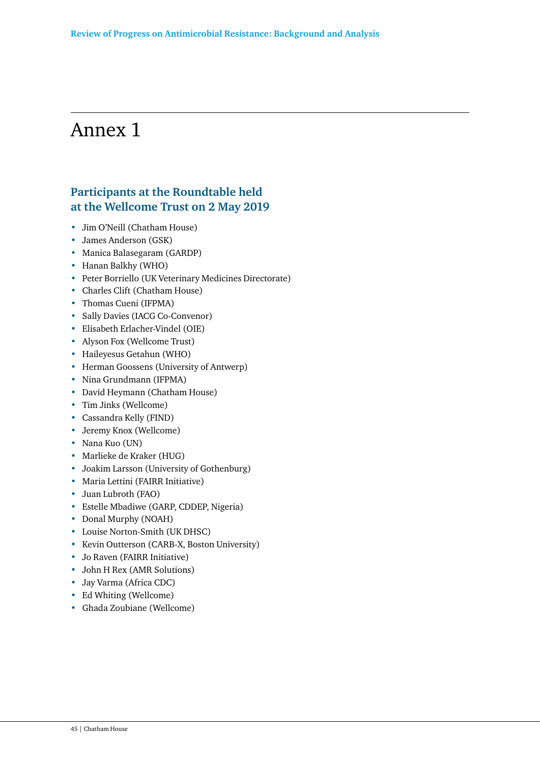# Annex 1

## Participants at the Roundtable held at the Wellcome Trust on 2 May 2019

- Jim O'Neill (Chatham House)
- James Anderson (GSK)
- Manica Balasegaram (GARDP)
- Hanan Balkhy (WHO)
- Peter Borriello (UK Veterinary Medicines Directorate)
- Charles Clift (Chatham House)
- Thomas Cueni (IFPMA)
- Sally Davies (IACG Co-Convenor)
- Elisabeth Erlacher-Vindel (OIE)
- Alyson Fox (Wellcome Trust)
- Haileyesus Getahun (WHO)
- Herman Goossens (University of Antwerp)
- Nina Grundmann (IFPMA)
- David Heymann (Chatham House)
- Tim Jinks (Wellcome)
- Cassandra Kelly (FIND)
- Jeremy Knox (Wellcome)
- Nana Kuo (UN)
- Marlieke de Kraker (HUG)
- Joakim Larsson (University of Gothenburg)
- Maria Lettini (FAIRR Initiative)
- Juan Lubroth (FAO)
- Estelle Mbadiwe (GARP, CDDEP, Nigeria)
- Donal Murphy (NOAH)
- Louise Norton-Smith (UK DHSC)
- Kevin Outterson (CARB-X, Boston University)
- Jo Raven (FAIRR Initiative)
- John H Rex (AMR Solutions)
- Jay Varma (Africa CDC)
- Ed Whiting (Wellcome)
- Ghada Zoubiane (Wellcome)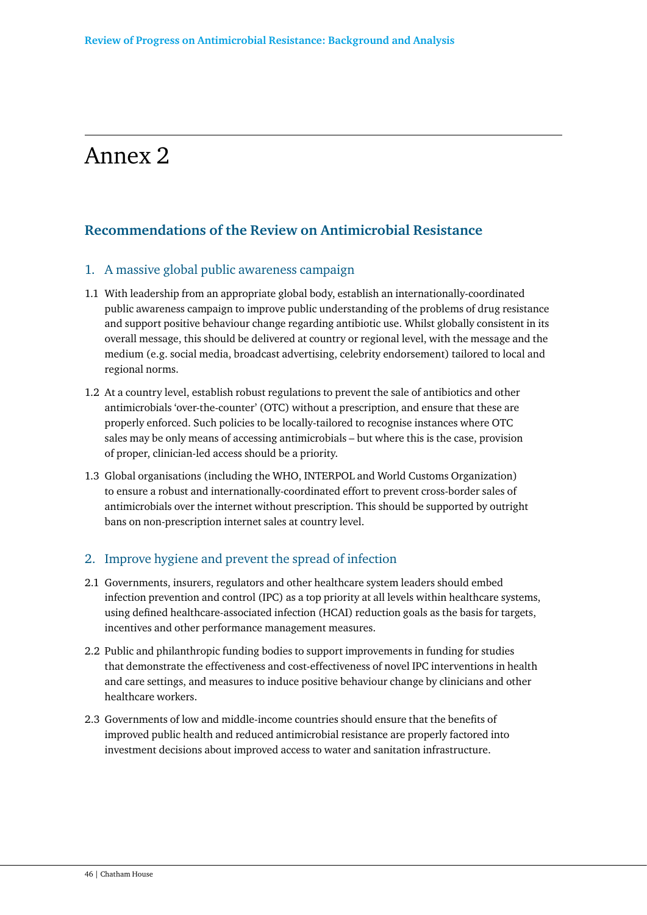# Annex 2

## Recommendations of the Review on Antimicrobial Resistance

### 1. A massive global public awareness campaign

1.1 With leadership from an appropriate global body, establish an internationally-coordinated public awareness campaign to improve public understanding of the problems of drug resistance and support positive behaviour change regarding antibiotic use. Whilst globally consistent in its overall message, this should be delivered at country or regional level, with the message and the medium (e.g. social media, broadcast advertising, celebrity endorsement) tailored to local and regional norms.

1.2 At a country level, establish robust regulations to prevent the sale of antibiotics and other antimicrobials 'over-the-counter' (OTC) without a prescription, and ensure that these are properly enforced. Such policies to be locally-tailored to recognise instances where OTC sales may be only means of accessing antimicrobials – but where this is the case, provision of proper, clinician-led access should be a priority.

1.3 Global organisations (including the WHO, INTERPOL and World Customs Organization) to ensure a robust and internationally-coordinated effort to prevent cross-border sales of antimicrobials over the internet without prescription. This should be supported by outright bans on non-prescription internet sales at country level.

### 2. Improve hygiene and prevent the spread of infection

2.1 Governments, insurers, regulators and other healthcare system leaders should embed infection prevention and control (IPC) as a top priority at all levels within healthcare systems, using defined healthcare-associated infection (HCAI) reduction goals as the basis for targets, incentives and other performance management measures.

2.2 Public and philanthropic funding bodies to support improvements in funding for studies that demonstrate the effectiveness and cost-effectiveness of novel IPC interventions in health and care settings, and measures to induce positive behaviour change by clinicians and other healthcare workers.

2.3 Governments of low and middle-income countries should ensure that the benefits of improved public health and reduced antimicrobial resistance are properly factored into investment decisions about improved access to water and sanitation infrastructure.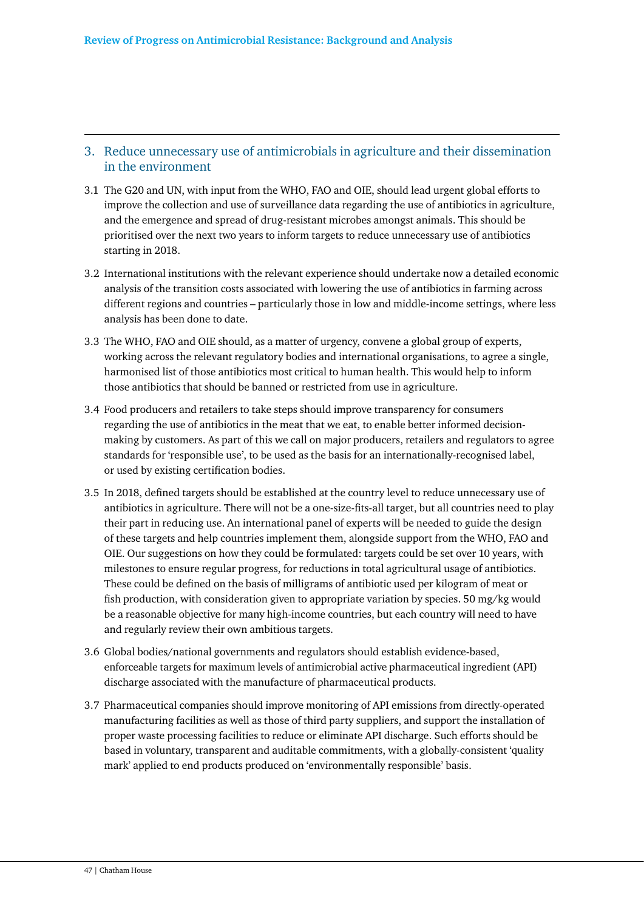## 3. Reduce unnecessary use of antimicrobials in agriculture and their dissemination in the environment

3.1 The G20 and UN, with input from the WHO, FAO and OIE, should lead urgent global efforts to improve the collection and use of surveillance data regarding the use of antibiotics in agriculture, and the emergence and spread of drug-resistant microbes amongst animals. This should be prioritised over the next two years to inform targets to reduce unnecessary use of antibiotics starting in 2018.

3.2 International institutions with the relevant experience should undertake now a detailed economic analysis of the transition costs associated with lowering the use of antibiotics in farming across different regions and countries – particularly those in low and middle-income settings, where less analysis has been done to date.

3.3 The WHO, FAO and OIE should, as a matter of urgency, convene a global group of experts, working across the relevant regulatory bodies and international organisations, to agree a single, harmonised list of those antibiotics most critical to human health. This would help to inform those antibiotics that should be banned or restricted from use in agriculture.

3.4 Food producers and retailers to take steps should improve transparency for consumers regarding the use of antibiotics in the meat that we eat, to enable better informed decision-making by customers. As part of this we call on major producers, retailers and regulators to agree standards for 'responsible use', to be used as the basis for an internationally-recognised label, or used by existing certification bodies.

3.5 In 2018, defined targets should be established at the country level to reduce unnecessary use of antibiotics in agriculture. There will not be a one-size-fits-all target, but all countries need to play their part in reducing use. An international panel of experts will be needed to guide the design of these targets and help countries implement them, alongside support from the WHO, FAO and OIE. Our suggestions on how they could be formulated: targets could be set over 10 years, with milestones to ensure regular progress, for reductions in total agricultural usage of antibiotics. These could be defined on the basis of milligrams of antibiotic used per kilogram of meat or fish production, with consideration given to appropriate variation by species. 50 mg/kg would be a reasonable objective for many high-income countries, but each country will need to have and regularly review their own ambitious targets.

3.6 Global bodies/national governments and regulators should establish evidence-based, enforceable targets for maximum levels of antimicrobial active pharmaceutical ingredient (API) discharge associated with the manufacture of pharmaceutical products.

3.7 Pharmaceutical companies should improve monitoring of API emissions from directly-operated manufacturing facilities as well as those of third party suppliers, and support the installation of proper waste processing facilities to reduce or eliminate API discharge. Such efforts should be based in voluntary, transparent and auditable commitments, with a globally-consistent 'quality mark' applied to end products produced on 'environmentally responsible' basis.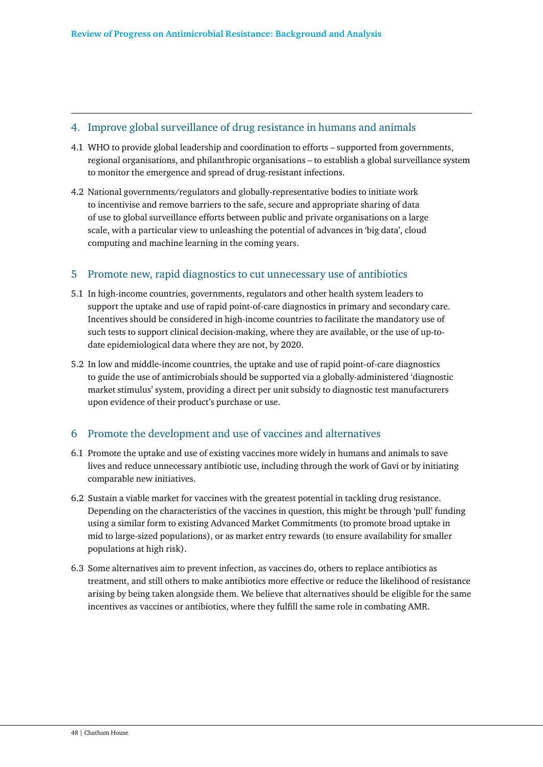## 4. Improve global surveillance of drug resistance in humans and animals

4.1 WHO to provide global leadership and coordination to efforts – supported from governments, regional organisations, and philanthropic organisations – to establish a global surveillance system to monitor the emergence and spread of drug-resistant infections.

4.2 National governments/regulators and globally-representative bodies to initiate work to incentivise and remove barriers to the safe, secure and appropriate sharing of data of use to global surveillance efforts between public and private organisations on a large scale, with a particular view to unleashing the potential of advances in 'big data', cloud computing and machine learning in the coming years.

## 5 Promote new, rapid diagnostics to cut unnecessary use of antibiotics

5.1 In high-income countries, governments, regulators and other health system leaders to support the uptake and use of rapid point-of-care diagnostics in primary and secondary care. Incentives should be considered in high-income countries to facilitate the mandatory use of such tests to support clinical decision-making, where they are available, or the use of up-to-date epidemiological data where they are not, by 2020.

5.2 In low and middle-income countries, the uptake and use of rapid point-of-care diagnostics to guide the use of antimicrobials should be supported via a globally-administered 'diagnostic market stimulus' system, providing a direct per unit subsidy to diagnostic test manufacturers upon evidence of their product's purchase or use.

## 6 Promote the development and use of vaccines and alternatives

6.1 Promote the uptake and use of existing vaccines more widely in humans and animals to save lives and reduce unnecessary antibiotic use, including through the work of Gavi or by initiating comparable new initiatives.

6.2 Sustain a viable market for vaccines with the greatest potential in tackling drug resistance. Depending on the characteristics of the vaccines in question, this might be through 'pull' funding using a similar form to existing Advanced Market Commitments (to promote broad uptake in mid to large-sized populations), or as market entry rewards (to ensure availability for smaller populations at high risk).

6.3 Some alternatives aim to prevent infection, as vaccines do, others to replace antibiotics as treatment, and still others to make antibiotics more effective or reduce the likelihood of resistance arising by being taken alongside them. We believe that alternatives should be eligible for the same incentives as vaccines or antibiotics, where they fulfill the same role in combating AMR.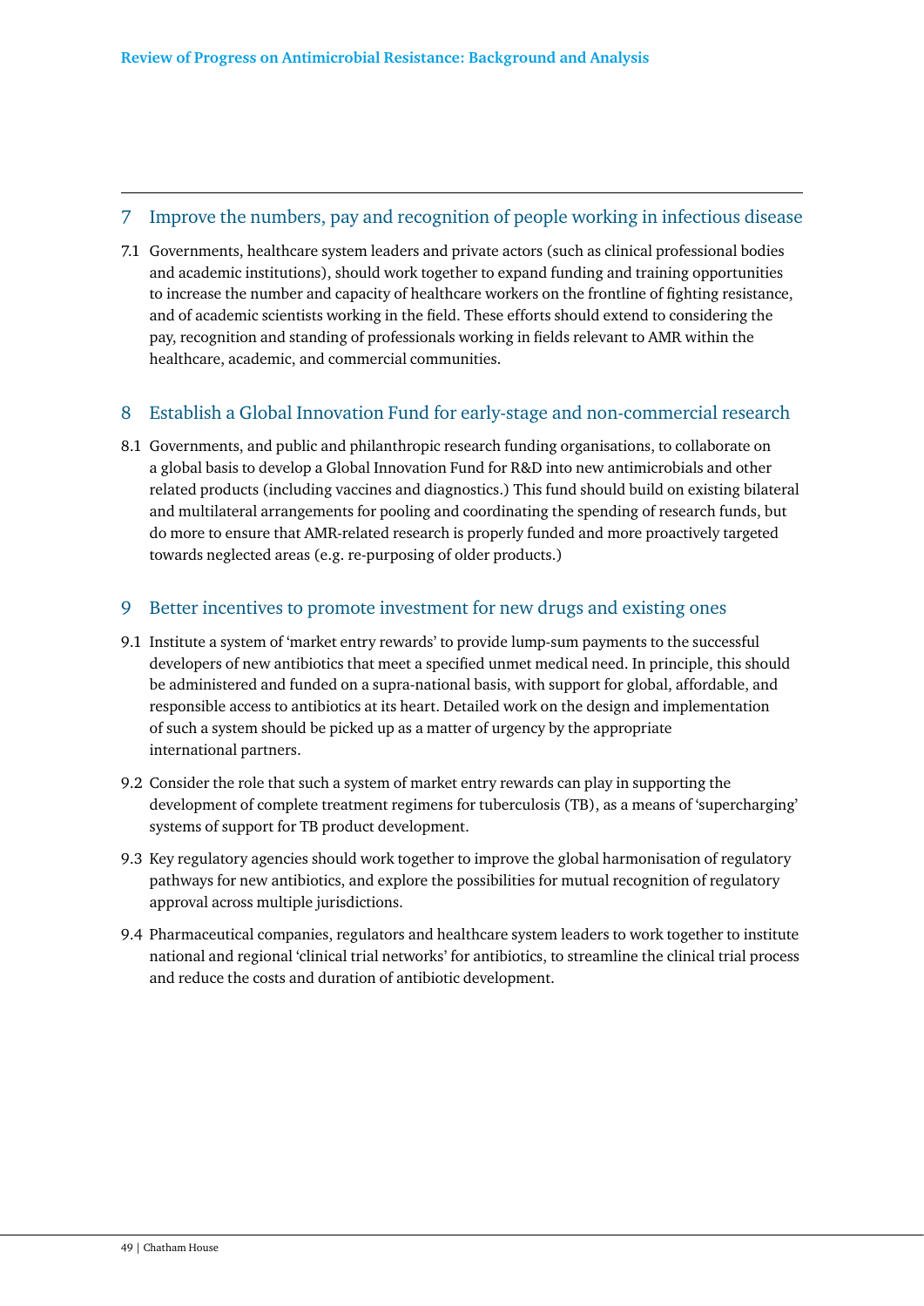## 7 Improve the numbers, pay and recognition of people working in infectious disease

7.1 Governments, healthcare system leaders and private actors (such as clinical professional bodies and academic institutions), should work together to expand funding and training opportunities to increase the number and capacity of healthcare workers on the frontline of fighting resistance, and of academic scientists working in the field. These efforts should extend to considering the pay, recognition and standing of professionals working in fields relevant to AMR within the healthcare, academic, and commercial communities.

## 8 Establish a Global Innovation Fund for early-stage and non-commercial research

8.1 Governments, and public and philanthropic research funding organisations, to collaborate on a global basis to develop a Global Innovation Fund for R&D into new antimicrobials and other related products (including vaccines and diagnostics.) This fund should build on existing bilateral and multilateral arrangements for pooling and coordinating the spending of research funds, but do more to ensure that AMR-related research is properly funded and more proactively targeted towards neglected areas (e.g. re-purposing of older products.)

## 9 Better incentives to promote investment for new drugs and existing ones

9.1 Institute a system of 'market entry rewards' to provide lump-sum payments to the successful developers of new antibiotics that meet a specified unmet medical need. In principle, this should be administered and funded on a supra-national basis, with support for global, affordable, and responsible access to antibiotics at its heart. Detailed work on the design and implementation of such a system should be picked up as a matter of urgency by the appropriate international partners.

9.2 Consider the role that such a system of market entry rewards can play in supporting the development of complete treatment regimens for tuberculosis (TB), as a means of 'supercharging' systems of support for TB product development.

9.3 Key regulatory agencies should work together to improve the global harmonisation of regulatory pathways for new antibiotics, and explore the possibilities for mutual recognition of regulatory approval across multiple jurisdictions.

9.4 Pharmaceutical companies, regulators and healthcare system leaders to work together to institute national and regional 'clinical trial networks' for antibiotics, to streamline the clinical trial process and reduce the costs and duration of antibiotic development.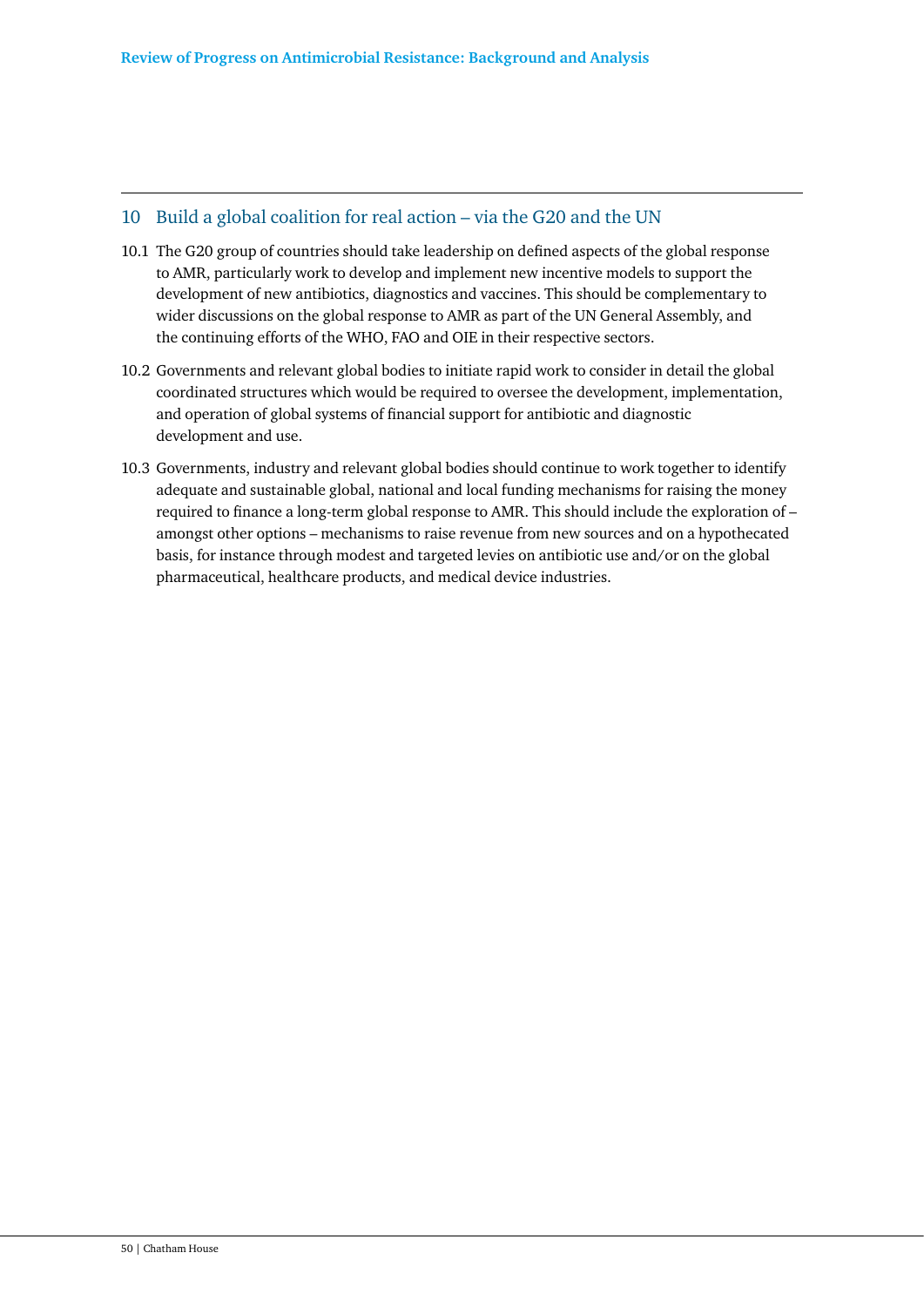## 10 Build a global coalition for real action – via the G20 and the UN

10.1 The G20 group of countries should take leadership on defined aspects of the global response to AMR, particularly work to develop and implement new incentive models to support the development of new antibiotics, diagnostics and vaccines. This should be complementary to wider discussions on the global response to AMR as part of the UN General Assembly, and the continuing efforts of the WHO, FAO and OIE in their respective sectors.

10.2 Governments and relevant global bodies to initiate rapid work to consider in detail the global coordinated structures which would be required to oversee the development, implementation, and operation of global systems of financial support for antibiotic and diagnostic development and use.

10.3 Governments, industry and relevant global bodies should continue to work together to identify adequate and sustainable global, national and local funding mechanisms for raising the money required to finance a long-term global response to AMR. This should include the exploration of – amongst other options – mechanisms to raise revenue from new sources and on a hypothecated basis, for instance through modest and targeted levies on antibiotic use and/or on the global pharmaceutical, healthcare products, and medical device industries.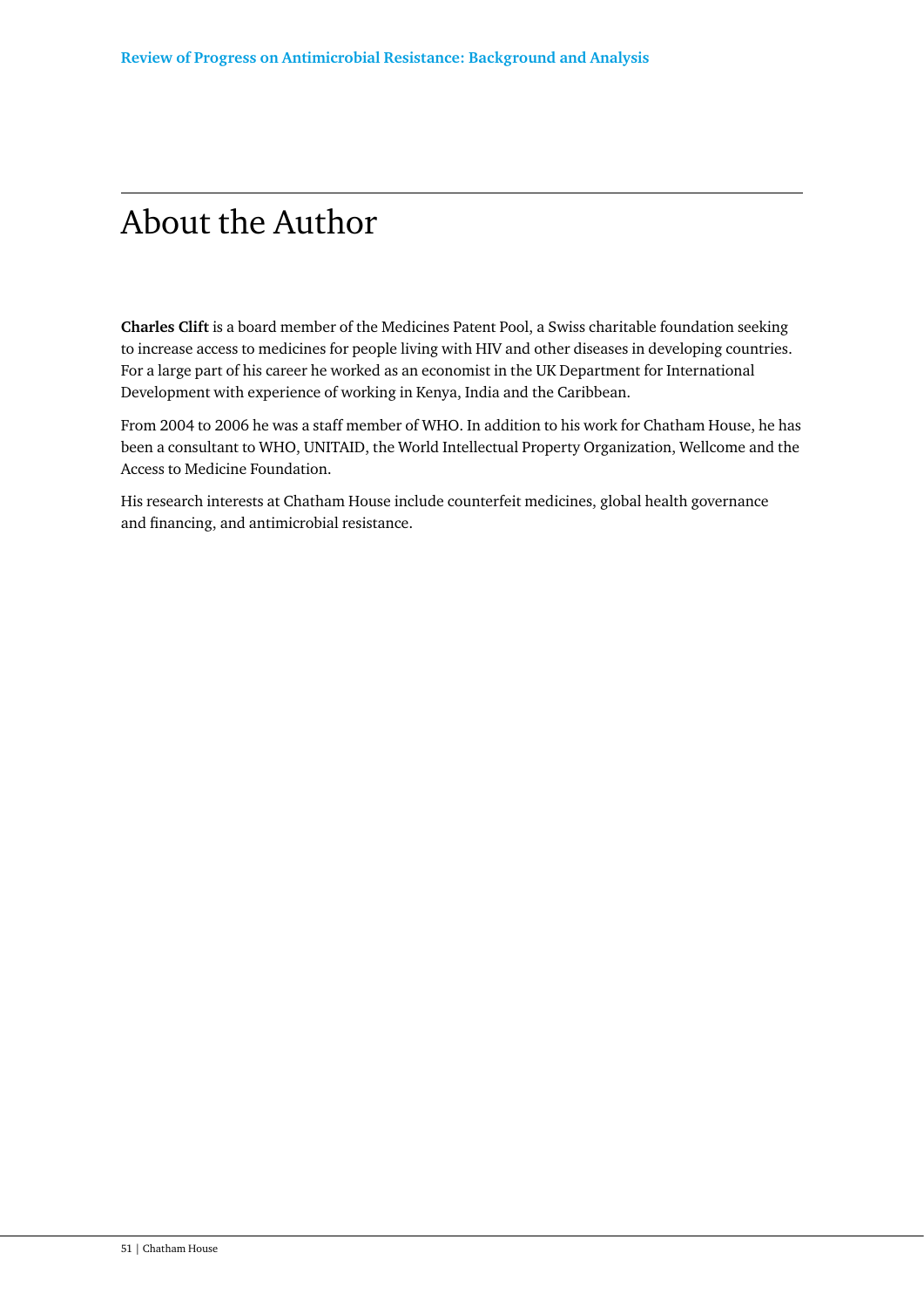# About the Author

**Charles Clift** is a board member of the Medicines Patent Pool, a Swiss charitable foundation seeking to increase access to medicines for people living with HIV and other diseases in developing countries. For a large part of his career he worked as an economist in the UK Department for International Development with experience of working in Kenya, India and the Caribbean.

From 2004 to 2006 he was a staff member of WHO. In addition to his work for Chatham House, he has been a consultant to WHO, UNITAID, the World Intellectual Property Organization, Wellcome and the Access to Medicine Foundation.

His research interests at Chatham House include counterfeit medicines, global health governance and financing, and antimicrobial resistance.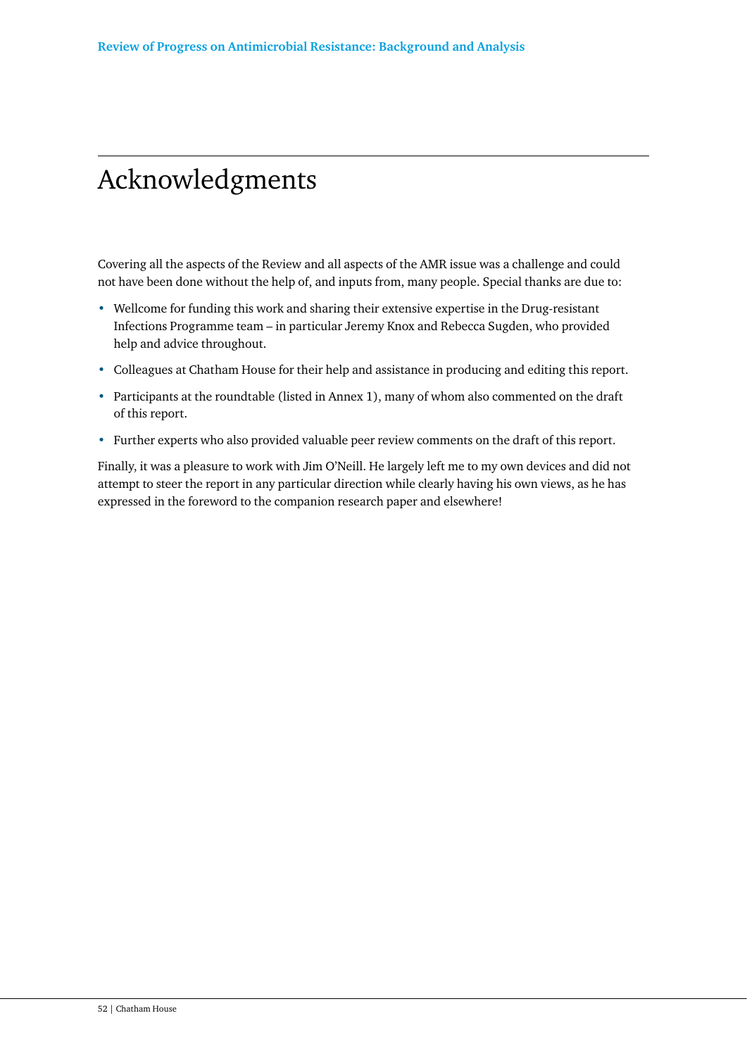# Acknowledgments

Covering all the aspects of the Review and all aspects of the AMR issue was a challenge and could not have been done without the help of, and inputs from, many people. Special thanks are due to:

- Wellcome for funding this work and sharing their extensive expertise in the Drug-resistant Infections Programme team – in particular Jeremy Knox and Rebecca Sugden, who provided help and advice throughout.
- Colleagues at Chatham House for their help and assistance in producing and editing this report.
- Participants at the roundtable (listed in Annex 1), many of whom also commented on the draft of this report.
- Further experts who also provided valuable peer review comments on the draft of this report.

Finally, it was a pleasure to work with Jim O'Neill. He largely left me to my own devices and did not attempt to steer the report in any particular direction while clearly having his own views, as he has expressed in the foreword to the companion research paper and elsewhere!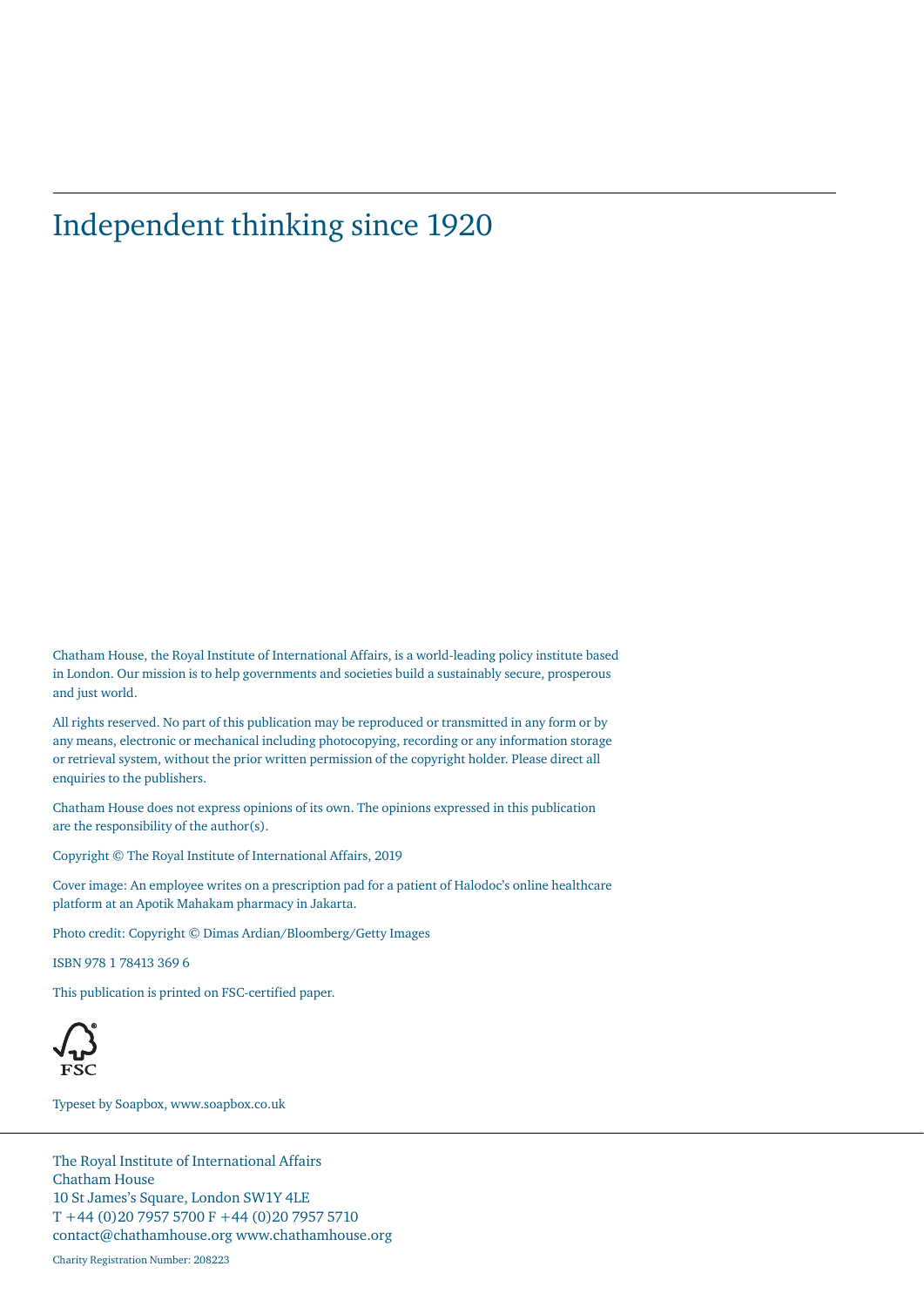# Independent thinking since 1920

Chatham House, the Royal Institute of International Affairs, is a world-leading policy institute based in London. Our mission is to help governments and societies build a sustainably secure, prosperous and just world.

All rights reserved. No part of this publication may be reproduced or transmitted in any form or by any means, electronic or mechanical including photocopying, recording or any information storage or retrieval system, without the prior written permission of the copyright holder. Please direct all enquiries to the publishers.

Chatham House does not express opinions of its own. The opinions expressed in this publication are the responsibility of the author(s).

Copyright © The Royal Institute of International Affairs, 2019

Cover image: An employee writes on a prescription pad for a patient of Halodoc's online healthcare platform at an Apotik Mahakam pharmacy in Jakarta.

Photo credit: Copyright © Dimas Ardian/Bloomberg/Getty Images

ISBN 978 1 78413 369 6

This publication is printed on FSC-certified paper.

FSC

Typeset by Soapbox, www.soapbox.co.uk

The Royal Institute of International Affairs
Chatham House
10 St James's Square, London SW1Y 4LE
T +44 (0)20 7957 5700 F +44 (0)20 7957 5710
contact@chathamhouse.org www.chathamhouse.org

Charity Registration Number: 208223